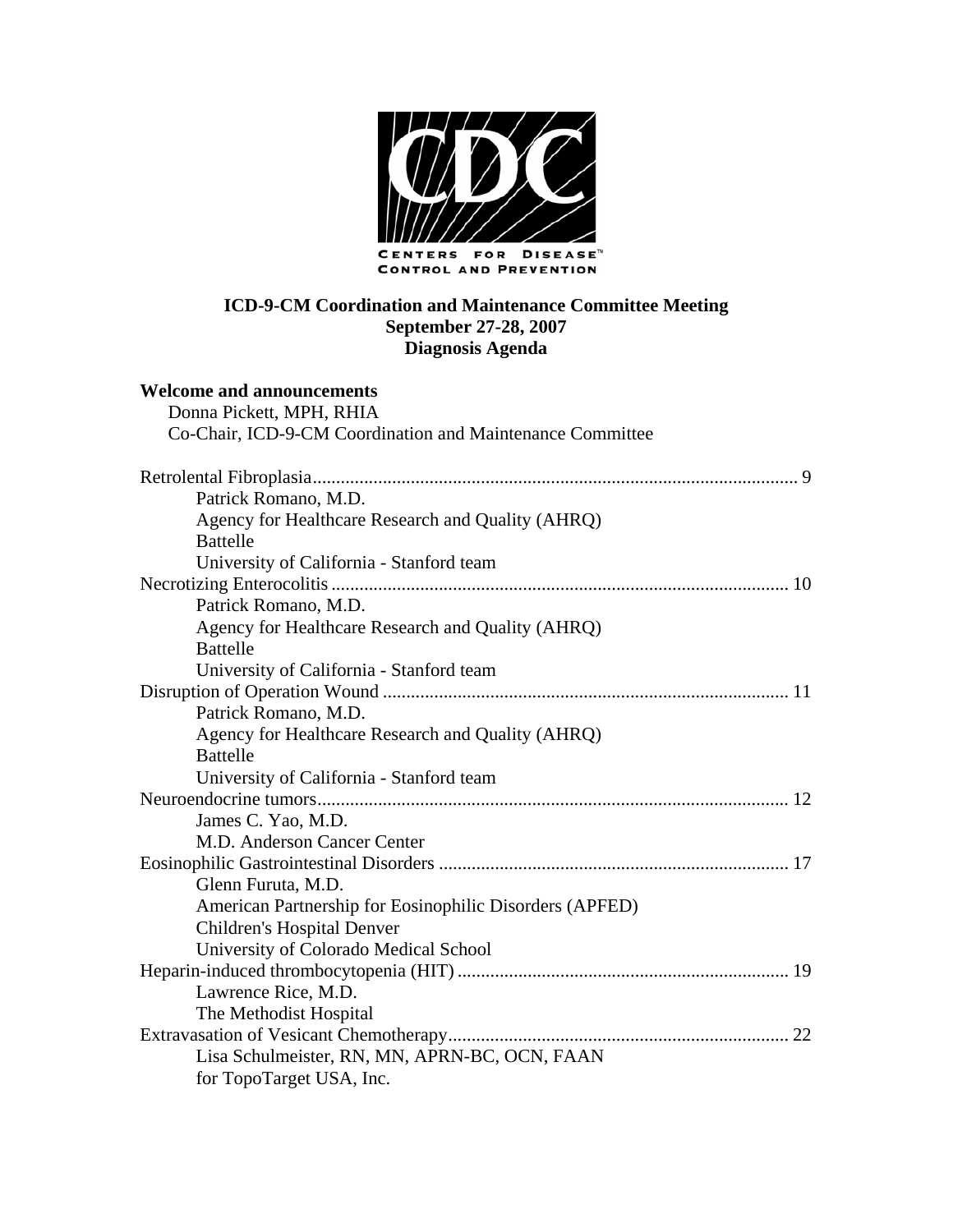**ICD-9-CM Coordination and Maintenance Committee Meeting**
**September 27-28, 2007**
**Diagnosis Agenda**

**Welcome and announcements**
Donna Pickett, MPH, RHIA
Co-Chair, ICD-9-CM Coordination and Maintenance Committee

Retrolental Fibroplasia........................................................................................................ 9
Patrick Romano, M.D.
Agency for Healthcare Research and Quality (AHRQ)
Battelle
University of California - Stanford team

Necrotizing Enterocolitis ................................................................................................. 10
Patrick Romano, M.D.
Agency for Healthcare Research and Quality (AHRQ)
Battelle
University of California - Stanford team

Disruption of Operation Wound ...................................................................................... 11
Patrick Romano, M.D.
Agency for Healthcare Research and Quality (AHRQ)
Battelle
University of California - Stanford team

Neuroendocrine tumors.................................................................................................... 12
James C. Yao, M.D.
M.D. Anderson Cancer Center

Eosinophilic Gastrointestinal Disorders ........................................................................... 17
Glenn Furuta, M.D.
American Partnership for Eosinophilic Disorders (APFED)
Children's Hospital Denver
University of Colorado Medical School

Heparin-induced thrombocytopenia (HIT) ....................................................................... 19
Lawrence Rice, M.D.
The Methodist Hospital

Extravasation of Vesicant Chemotherapy......................................................................... 22
Lisa Schulmeister, RN, MN, APRN-BC, OCN, FAAN
for TopoTarget USA, Inc.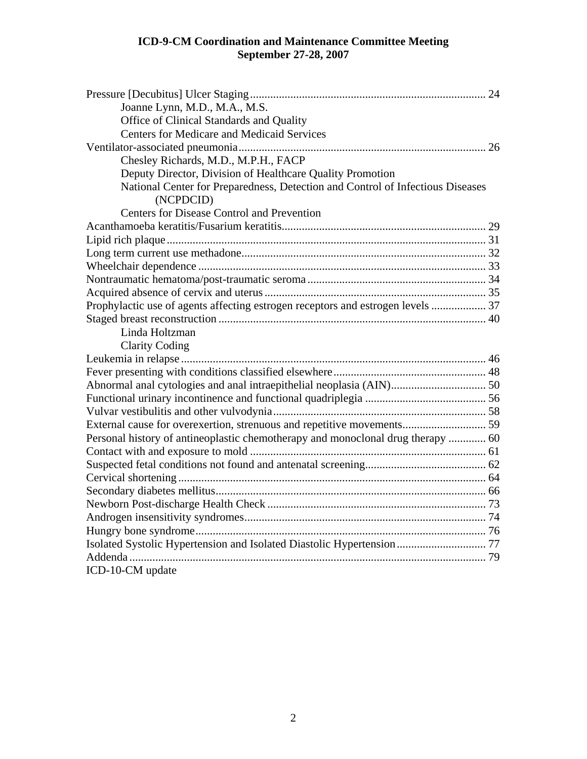**ICD-9-CM Coordination and Maintenance Committee Meeting**
**September 27-28, 2007**

Pressure [Decubitus] Ulcer Staging ........ 24
    Joanne Lynn, M.D., M.A., M.S.
    Office of Clinical Standards and Quality
    Centers for Medicare and Medicaid Services
Ventilator-associated pneumonia ........ 26
    Chesley Richards, M.D., M.P.H., FACP
    Deputy Director, Division of Healthcare Quality Promotion
    National Center for Preparedness, Detection and Control of Infectious Diseases (NCPDCID)
    Centers for Disease Control and Prevention
Acanthamoeba keratitis/Fusarium keratitis ........ 29
Lipid rich plaque ........ 31
Long term current use methadone ........ 32
Wheelchair dependence ........ 33
Nontraumatic hematoma/post-traumatic seroma ........ 34
Acquired absence of cervix and uterus ........ 35
Prophylactic use of agents affecting estrogen receptors and estrogen levels ........ 37
Staged breast reconstruction ........ 40
    Linda Holtzman
    Clarity Coding
Leukemia in relapse ........ 46
Fever presenting with conditions classified elsewhere ........ 48
Abnormal anal cytologies and anal intraepithelial neoplasia (AIN) ........ 50
Functional urinary incontinence and functional quadriplegia ........ 56
Vulvar vestibulitis and other vulvodynia ........ 58
External cause for overexertion, strenuous and repetitive movements ........ 59
Personal history of antineoplastic chemotherapy and monoclonal drug therapy ........ 60
Contact with and exposure to mold ........ 61
Suspected fetal conditions not found and antenatal screening ........ 62
Cervical shortening ........ 64
Secondary diabetes mellitus ........ 66
Newborn Post-discharge Health Check ........ 73
Androgen insensitivity syndromes ........ 74
Hungry bone syndrome ........ 76
Isolated Systolic Hypertension and Isolated Diastolic Hypertension ........ 77
Addenda ........ 79
ICD-10-CM update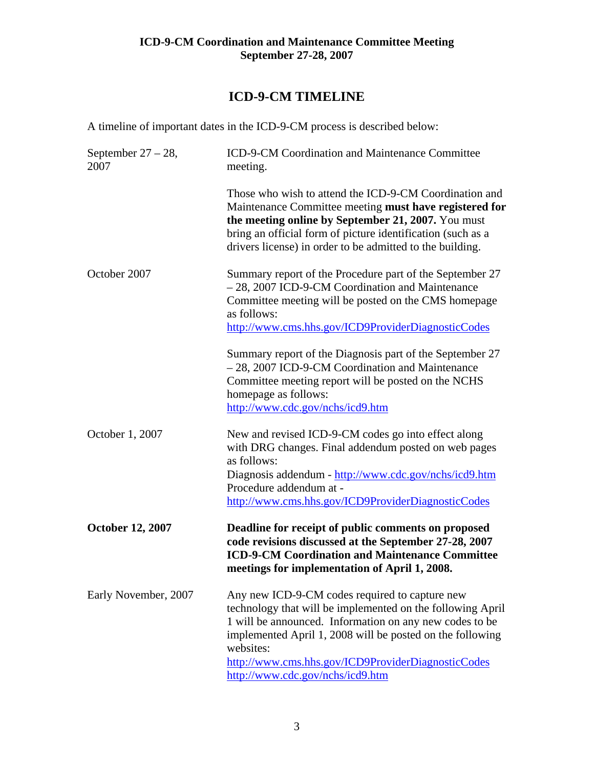**ICD-9-CM Coordination and Maintenance Committee Meeting**
**September 27-28, 2007**

## ICD-9-CM TIMELINE

A timeline of important dates in the ICD-9-CM process is described below:

| | |
|---|---|
| September 27 – 28, 2007 | ICD-9-CM Coordination and Maintenance Committee meeting.<br><br>Those who wish to attend the ICD-9-CM Coordination and Maintenance Committee meeting **must have registered for the meeting online by September 21, 2007.** You must bring an official form of picture identification (such as a drivers license) in order to be admitted to the building. |
| October 2007 | Summary report of the Procedure part of the September 27 – 28, 2007 ICD-9-CM Coordination and Maintenance Committee meeting will be posted on the CMS homepage as follows:<br>http://www.cms.hhs.gov/ICD9ProviderDiagnosticCodes<br><br>Summary report of the Diagnosis part of the September 27 – 28, 2007 ICD-9-CM Coordination and Maintenance Committee meeting report will be posted on the NCHS homepage as follows:<br>http://www.cdc.gov/nchs/icd9.htm |
| October 1, 2007 | New and revised ICD-9-CM codes go into effect along with DRG changes. Final addendum posted on web pages as follows:<br>Diagnosis addendum - http://www.cdc.gov/nchs/icd9.htm<br>Procedure addendum at -<br>http://www.cms.hhs.gov/ICD9ProviderDiagnosticCodes |
| **October 12, 2007** | **Deadline for receipt of public comments on proposed code revisions discussed at the September 27-28, 2007 ICD-9-CM Coordination and Maintenance Committee meetings for implementation of April 1, 2008.** |
| Early November, 2007 | Any new ICD-9-CM codes required to capture new technology that will be implemented on the following April 1 will be announced. Information on any new codes to be implemented April 1, 2008 will be posted on the following websites:<br>http://www.cms.hhs.gov/ICD9ProviderDiagnosticCodes<br>http://www.cdc.gov/nchs/icd9.htm |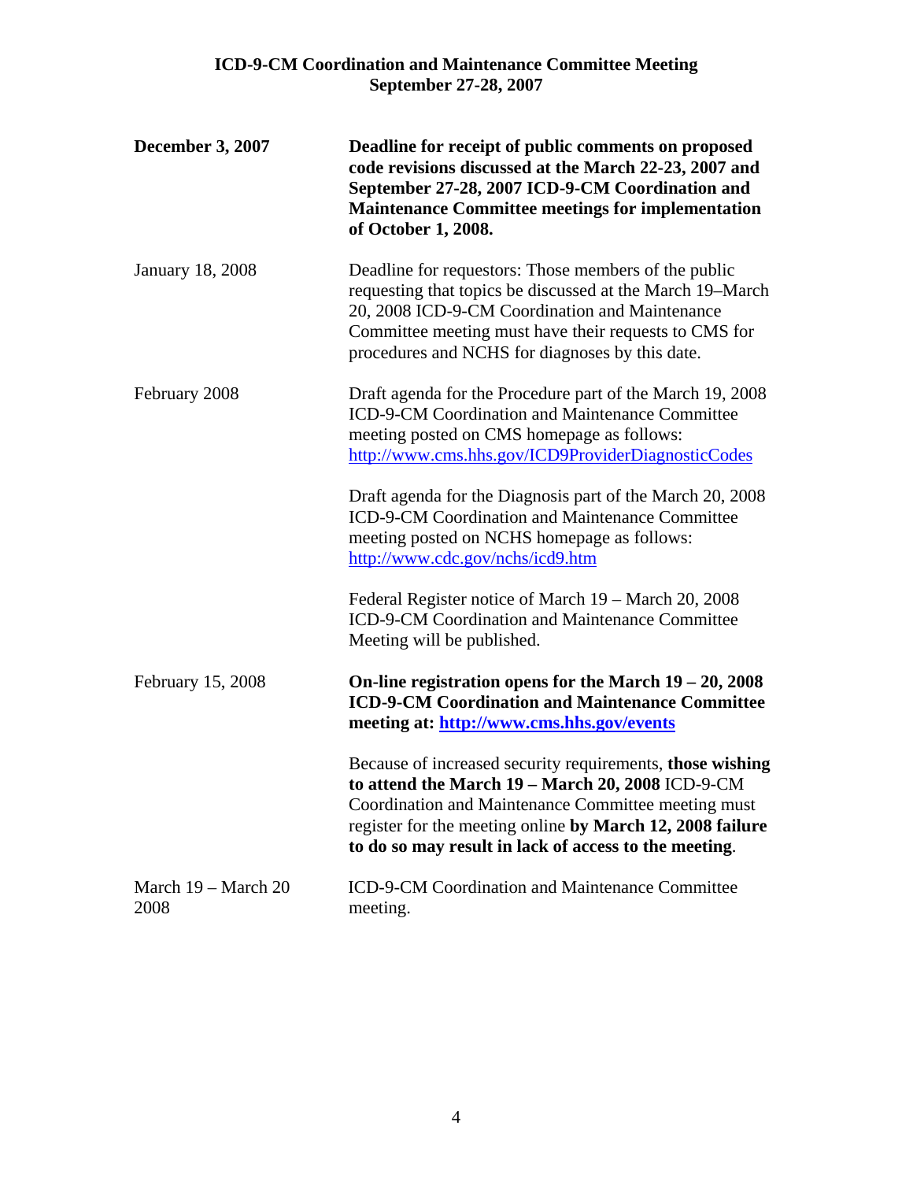**ICD-9-CM Coordination and Maintenance Committee Meeting**
**September 27-28, 2007**

| | |
|---|---|
| **December 3, 2007** | **Deadline for receipt of public comments on proposed code revisions discussed at the March 22-23, 2007 and September 27-28, 2007 ICD-9-CM Coordination and Maintenance Committee meetings for implementation of October 1, 2008.** |
| January 18, 2008 | Deadline for requestors: Those members of the public requesting that topics be discussed at the March 19–March 20, 2008 ICD-9-CM Coordination and Maintenance Committee meeting must have their requests to CMS for procedures and NCHS for diagnoses by this date. |
| February 2008 | Draft agenda for the Procedure part of the March 19, 2008 ICD-9-CM Coordination and Maintenance Committee meeting posted on CMS homepage as follows: http://www.cms.hhs.gov/ICD9ProviderDiagnosticCodes<br><br>Draft agenda for the Diagnosis part of the March 20, 2008 ICD-9-CM Coordination and Maintenance Committee meeting posted on NCHS homepage as follows: http://www.cdc.gov/nchs/icd9.htm<br><br>Federal Register notice of March 19 – March 20, 2008 ICD-9-CM Coordination and Maintenance Committee Meeting will be published. |
| February 15, 2008 | **On-line registration opens for the March 19 – 20, 2008 ICD-9-CM Coordination and Maintenance Committee meeting at: http://www.cms.hhs.gov/events**<br><br>Because of increased security requirements, **those wishing to attend the March 19 – March 20, 2008** ICD-9-CM Coordination and Maintenance Committee meeting must register for the meeting online **by March 12, 2008 failure to do so may result in lack of access to the meeting**. |
| March 19 – March 20 2008 | ICD-9-CM Coordination and Maintenance Committee meeting. |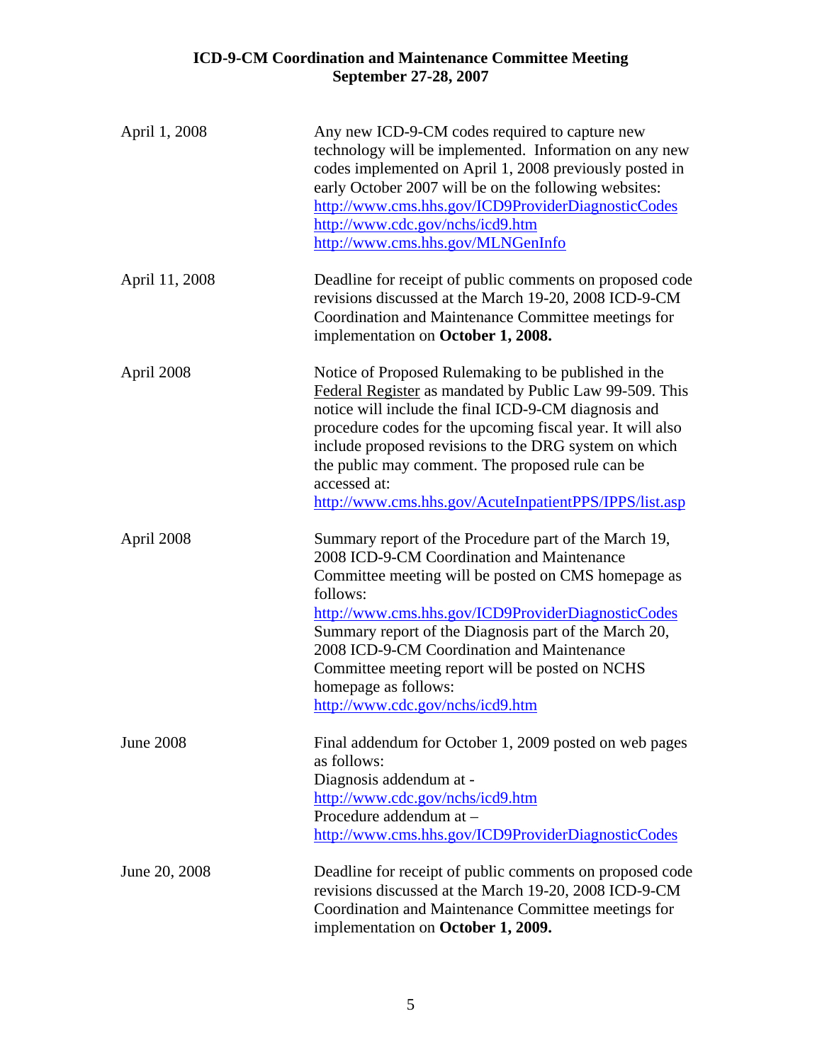| | |
|---|---|
| April 1, 2008 | Any new ICD-9-CM codes required to capture new technology will be implemented. Information on any new codes implemented on April 1, 2008 previously posted in early October 2007 will be on the following websites: http://www.cms.hhs.gov/ICD9ProviderDiagnosticCodes http://www.cdc.gov/nchs/icd9.htm http://www.cms.hhs.gov/MLNGenInfo |
| April 11, 2008 | Deadline for receipt of public comments on proposed code revisions discussed at the March 19-20, 2008 ICD-9-CM Coordination and Maintenance Committee meetings for implementation on **October 1, 2008.** |
| April 2008 | Notice of Proposed Rulemaking to be published in the Federal Register as mandated by Public Law 99-509. This notice will include the final ICD-9-CM diagnosis and procedure codes for the upcoming fiscal year. It will also include proposed revisions to the DRG system on which the public may comment. The proposed rule can be accessed at: http://www.cms.hhs.gov/AcuteInpatientPPS/IPPS/list.asp |
| April 2008 | Summary report of the Procedure part of the March 19, 2008 ICD-9-CM Coordination and Maintenance Committee meeting will be posted on CMS homepage as follows: http://www.cms.hhs.gov/ICD9ProviderDiagnosticCodes Summary report of the Diagnosis part of the March 20, 2008 ICD-9-CM Coordination and Maintenance Committee meeting report will be posted on NCHS homepage as follows: http://www.cdc.gov/nchs/icd9.htm |
| June 2008 | Final addendum for October 1, 2009 posted on web pages as follows: Diagnosis addendum at - http://www.cdc.gov/nchs/icd9.htm Procedure addendum at – http://www.cms.hhs.gov/ICD9ProviderDiagnosticCodes |
| June 20, 2008 | Deadline for receipt of public comments on proposed code revisions discussed at the March 19-20, 2008 ICD-9-CM Coordination and Maintenance Committee meetings for implementation on **October 1, 2009.** |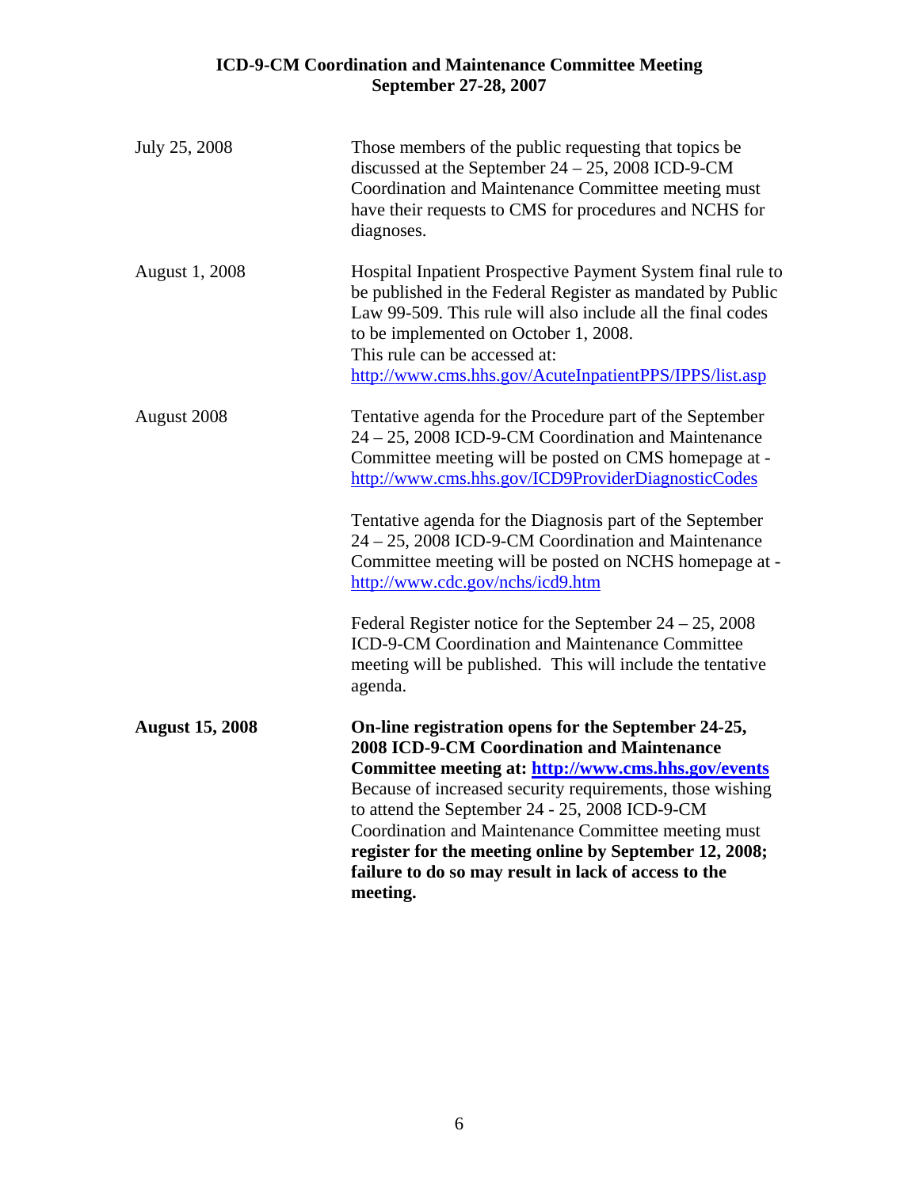| | |
|---|---|
| July 25, 2008 | Those members of the public requesting that topics be discussed at the September 24 – 25, 2008 ICD-9-CM Coordination and Maintenance Committee meeting must have their requests to CMS for procedures and NCHS for diagnoses. |
| August 1, 2008 | Hospital Inpatient Prospective Payment System final rule to be published in the Federal Register as mandated by Public Law 99-509. This rule will also include all the final codes to be implemented on October 1, 2008. This rule can be accessed at: http://www.cms.hhs.gov/AcuteInpatientPPS/IPPS/list.asp |
| August 2008 | Tentative agenda for the Procedure part of the September 24 – 25, 2008 ICD-9-CM Coordination and Maintenance Committee meeting will be posted on CMS homepage at - http://www.cms.hhs.gov/ICD9ProviderDiagnosticCodes<br><br>Tentative agenda for the Diagnosis part of the September 24 – 25, 2008 ICD-9-CM Coordination and Maintenance Committee meeting will be posted on NCHS homepage at - http://www.cdc.gov/nchs/icd9.htm<br><br>Federal Register notice for the September 24 – 25, 2008 ICD-9-CM Coordination and Maintenance Committee meeting will be published. This will include the tentative agenda. |
| **August 15, 2008** | **On-line registration opens for the September 24-25, 2008 ICD-9-CM Coordination and Maintenance Committee meeting at: http://www.cms.hhs.gov/events** Because of increased security requirements, those wishing to attend the September 24 - 25, 2008 ICD-9-CM Coordination and Maintenance Committee meeting must **register for the meeting online by September 12, 2008; failure to do so may result in lack of access to the meeting.** |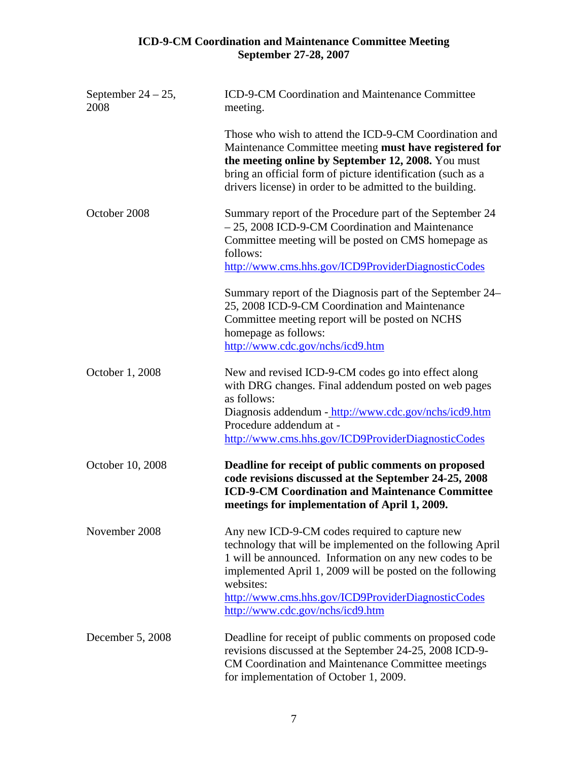| | |
|---|---|
| September 24 – 25, 2008 | ICD-9-CM Coordination and Maintenance Committee meeting.<br><br>Those who wish to attend the ICD-9-CM Coordination and Maintenance Committee meeting **must have registered for the meeting online by September 12, 2008.** You must bring an official form of picture identification (such as a drivers license) in order to be admitted to the building. |
| October 2008 | Summary report of the Procedure part of the September 24 – 25, 2008 ICD-9-CM Coordination and Maintenance Committee meeting will be posted on CMS homepage as follows:<br>http://www.cms.hhs.gov/ICD9ProviderDiagnosticCodes<br><br>Summary report of the Diagnosis part of the September 24–25, 2008 ICD-9-CM Coordination and Maintenance Committee meeting report will be posted on NCHS homepage as follows:<br>http://www.cdc.gov/nchs/icd9.htm |
| October 1, 2008 | New and revised ICD-9-CM codes go into effect along with DRG changes. Final addendum posted on web pages as follows:<br>Diagnosis addendum - http://www.cdc.gov/nchs/icd9.htm<br>Procedure addendum at -<br>http://www.cms.hhs.gov/ICD9ProviderDiagnosticCodes |
| October 10, 2008 | **Deadline for receipt of public comments on proposed code revisions discussed at the September 24-25, 2008 ICD-9-CM Coordination and Maintenance Committee meetings for implementation of April 1, 2009.** |
| November 2008 | Any new ICD-9-CM codes required to capture new technology that will be implemented on the following April 1 will be announced. Information on any new codes to be implemented April 1, 2009 will be posted on the following websites:<br>http://www.cms.hhs.gov/ICD9ProviderDiagnosticCodes<br>http://www.cdc.gov/nchs/icd9.htm |
| December 5, 2008 | Deadline for receipt of public comments on proposed code revisions discussed at the September 24-25, 2008 ICD-9-CM Coordination and Maintenance Committee meetings for implementation of October 1, 2009. |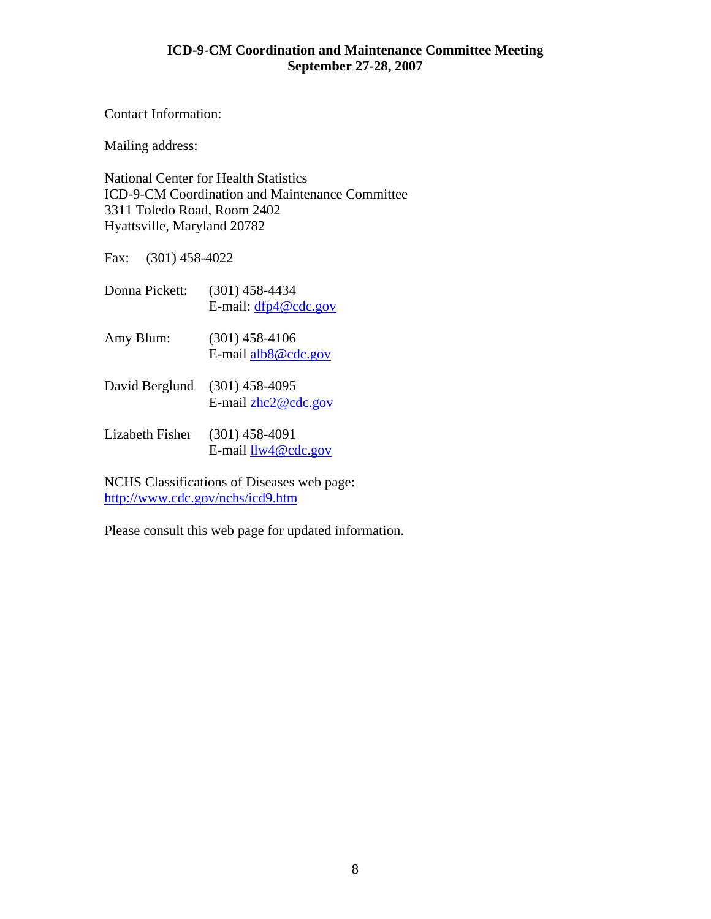**ICD-9-CM Coordination and Maintenance Committee Meeting**
**September 27-28, 2007**

Contact Information:

Mailing address:

National Center for Health Statistics
ICD-9-CM Coordination and Maintenance Committee
3311 Toledo Road, Room 2402
Hyattsville, Maryland 20782

Fax: (301) 458-4022

Donna Pickett: (301) 458-4434
E-mail: dfp4@cdc.gov

Amy Blum: (301) 458-4106
E-mail alb8@cdc.gov

David Berglund (301) 458-4095
E-mail zhc2@cdc.gov

Lizabeth Fisher (301) 458-4091
E-mail llw4@cdc.gov

NCHS Classifications of Diseases web page:
http://www.cdc.gov/nchs/icd9.htm

Please consult this web page for updated information.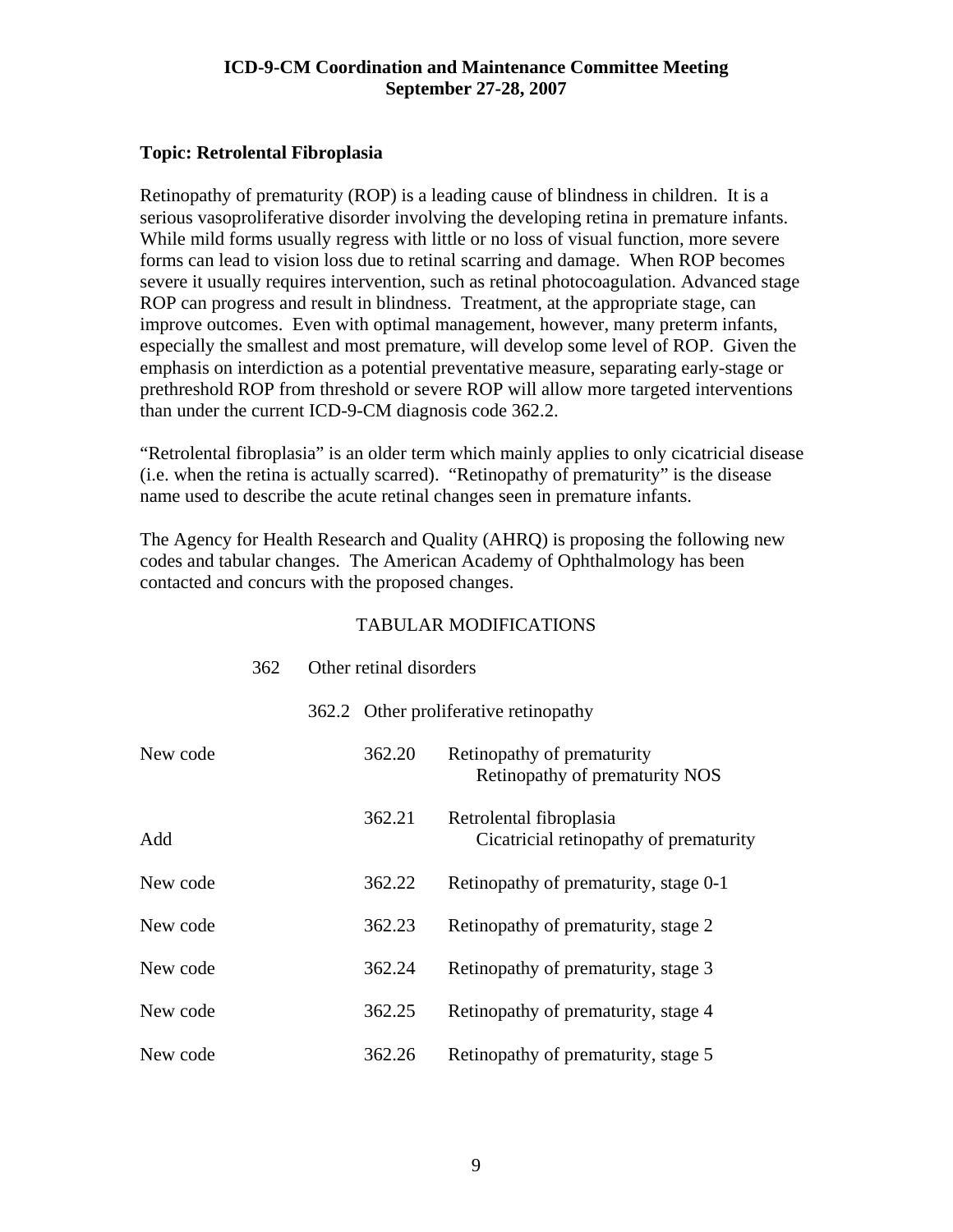**ICD-9-CM Coordination and Maintenance Committee Meeting**
**September 27-28, 2007**

**Topic: Retrolental Fibroplasia**

Retinopathy of prematurity (ROP) is a leading cause of blindness in children. It is a serious vasoproliferative disorder involving the developing retina in premature infants. While mild forms usually regress with little or no loss of visual function, more severe forms can lead to vision loss due to retinal scarring and damage. When ROP becomes severe it usually requires intervention, such as retinal photocoagulation. Advanced stage ROP can progress and result in blindness. Treatment, at the appropriate stage, can improve outcomes. Even with optimal management, however, many preterm infants, especially the smallest and most premature, will develop some level of ROP. Given the emphasis on interdiction as a potential preventative measure, separating early-stage or prethreshold ROP from threshold or severe ROP will allow more targeted interventions than under the current ICD-9-CM diagnosis code 362.2.

"Retrolental fibroplasia" is an older term which mainly applies to only cicatricial disease (i.e. when the retina is actually scarred). "Retinopathy of prematurity" is the disease name used to describe the acute retinal changes seen in premature infants.

The Agency for Health Research and Quality (AHRQ) is proposing the following new codes and tabular changes. The American Academy of Ophthalmology has been contacted and concurs with the proposed changes.

TABULAR MODIFICATIONS

362 Other retinal disorders

362.2 Other proliferative retinopathy

| | | |
|---|---|---|
| New code | 362.20 | Retinopathy of prematurity<br>Retinopathy of prematurity NOS |
| Add | 362.21 | Retrolental fibroplasia<br>Cicatricial retinopathy of prematurity |
| New code | 362.22 | Retinopathy of prematurity, stage 0-1 |
| New code | 362.23 | Retinopathy of prematurity, stage 2 |
| New code | 362.24 | Retinopathy of prematurity, stage 3 |
| New code | 362.25 | Retinopathy of prematurity, stage 4 |
| New code | 362.26 | Retinopathy of prematurity, stage 5 |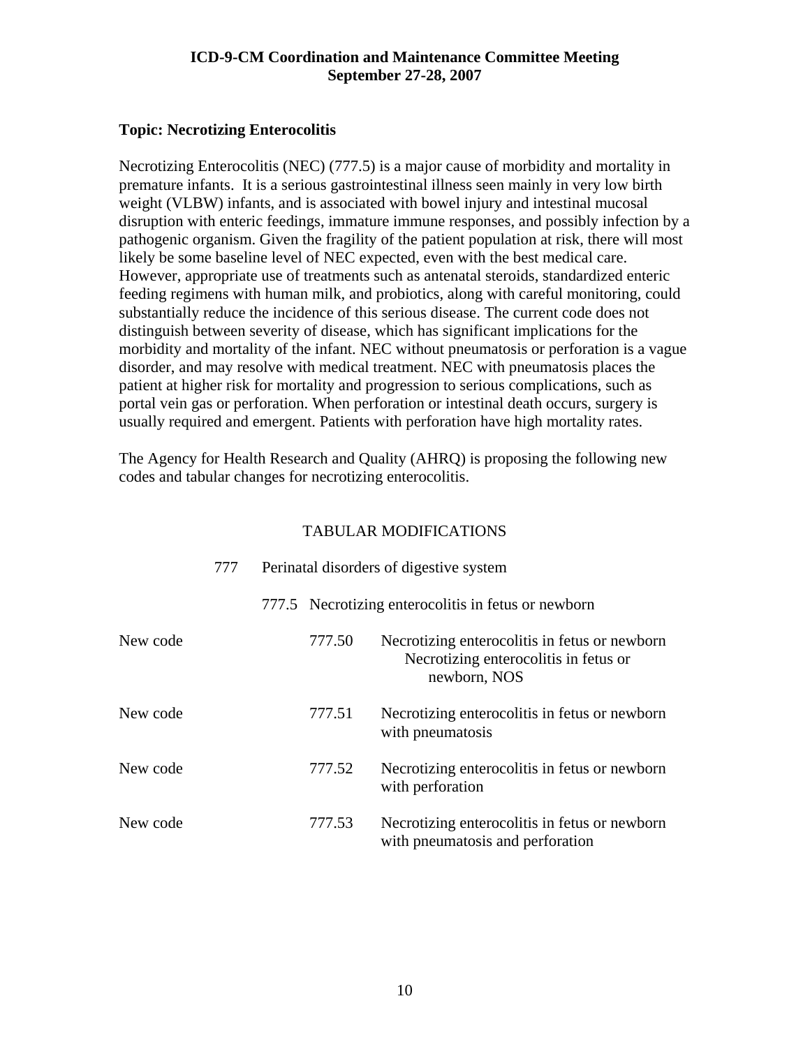**ICD-9-CM Coordination and Maintenance Committee Meeting**
**September 27-28, 2007**

**Topic: Necrotizing Enterocolitis**

Necrotizing Enterocolitis (NEC) (777.5) is a major cause of morbidity and mortality in premature infants. It is a serious gastrointestinal illness seen mainly in very low birth weight (VLBW) infants, and is associated with bowel injury and intestinal mucosal disruption with enteric feedings, immature immune responses, and possibly infection by a pathogenic organism. Given the fragility of the patient population at risk, there will most likely be some baseline level of NEC expected, even with the best medical care. However, appropriate use of treatments such as antenatal steroids, standardized enteric feeding regimens with human milk, and probiotics, along with careful monitoring, could substantially reduce the incidence of this serious disease. The current code does not distinguish between severity of disease, which has significant implications for the morbidity and mortality of the infant. NEC without pneumatosis or perforation is a vague disorder, and may resolve with medical treatment. NEC with pneumatosis places the patient at higher risk for mortality and progression to serious complications, such as portal vein gas or perforation. When perforation or intestinal death occurs, surgery is usually required and emergent. Patients with perforation have high mortality rates.

The Agency for Health Research and Quality (AHRQ) is proposing the following new codes and tabular changes for necrotizing enterocolitis.

TABULAR MODIFICATIONS

777 Perinatal disorders of digestive system

777.5 Necrotizing enterocolitis in fetus or newborn

New code 777.50 Necrotizing enterocolitis in fetus or newborn
Necrotizing enterocolitis in fetus or newborn, NOS

New code 777.51 Necrotizing enterocolitis in fetus or newborn with pneumatosis

New code 777.52 Necrotizing enterocolitis in fetus or newborn with perforation

New code 777.53 Necrotizing enterocolitis in fetus or newborn with pneumatosis and perforation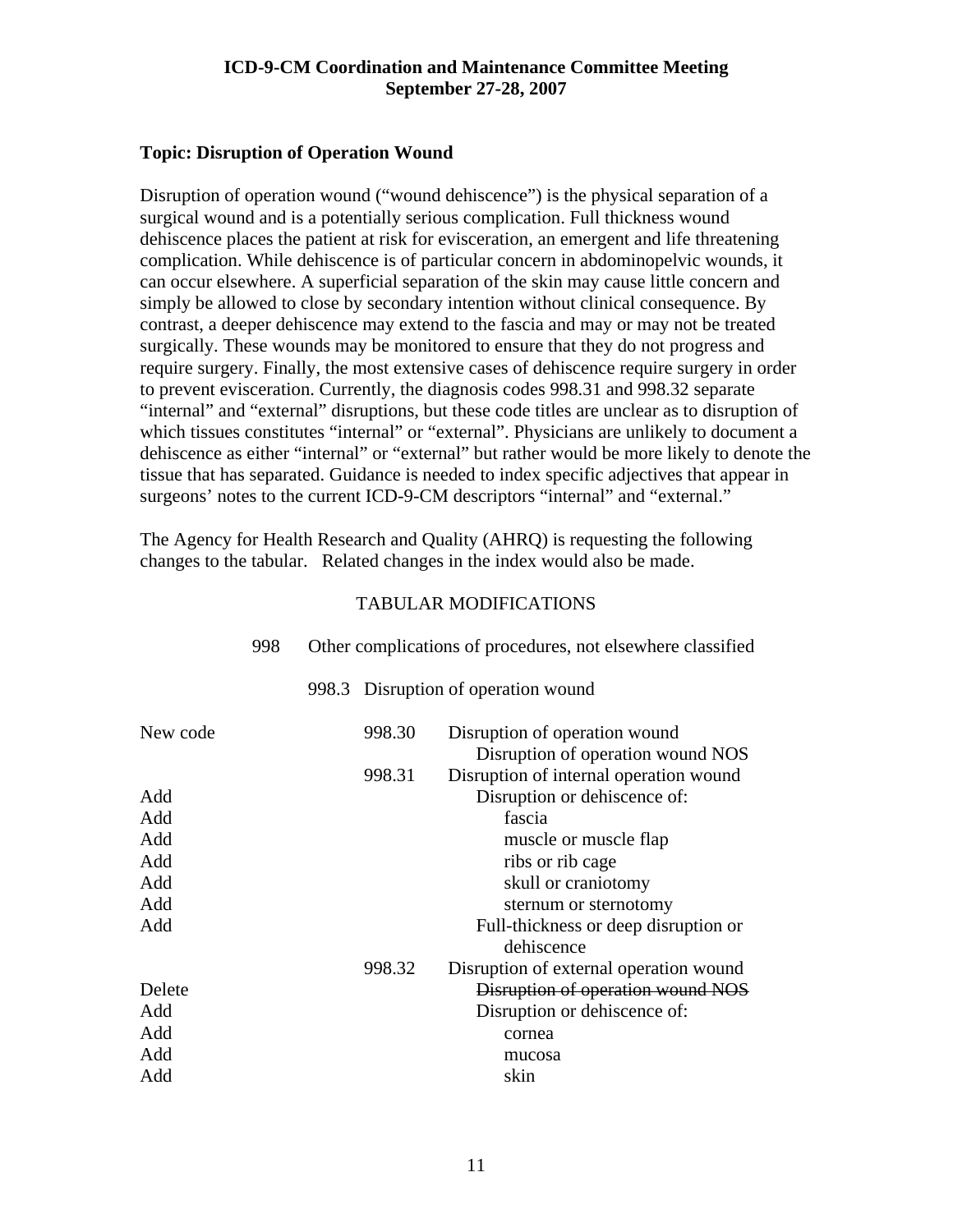**ICD-9-CM Coordination and Maintenance Committee Meeting**
**September 27-28, 2007**

**Topic: Disruption of Operation Wound**

Disruption of operation wound ("wound dehiscence") is the physical separation of a surgical wound and is a potentially serious complication. Full thickness wound dehiscence places the patient at risk for evisceration, an emergent and life threatening complication. While dehiscence is of particular concern in abdominopelvic wounds, it can occur elsewhere. A superficial separation of the skin may cause little concern and simply be allowed to close by secondary intention without clinical consequence. By contrast, a deeper dehiscence may extend to the fascia and may or may not be treated surgically. These wounds may be monitored to ensure that they do not progress and require surgery. Finally, the most extensive cases of dehiscence require surgery in order to prevent evisceration. Currently, the diagnosis codes 998.31 and 998.32 separate "internal" and "external" disruptions, but these code titles are unclear as to disruption of which tissues constitutes "internal" or "external". Physicians are unlikely to document a dehiscence as either "internal" or "external" but rather would be more likely to denote the tissue that has separated. Guidance is needed to index specific adjectives that appear in surgeons' notes to the current ICD-9-CM descriptors "internal" and "external."

The Agency for Health Research and Quality (AHRQ) is requesting the following changes to the tabular. Related changes in the index would also be made.

TABULAR MODIFICATIONS

998 Other complications of procedures, not elsewhere classified

998.3 Disruption of operation wound

| | | |
|---|---|---|
| New code | 998.30 | Disruption of operation wound |
| | | Disruption of operation wound NOS |
| | 998.31 | Disruption of internal operation wound |
| Add | | Disruption or dehiscence of: |
| Add | | fascia |
| Add | | muscle or muscle flap |
| Add | | ribs or rib cage |
| Add | | skull or craniotomy |
| Add | | sternum or sternotomy |
| Add | | Full-thickness or deep disruption or dehiscence |
| | 998.32 | Disruption of external operation wound |
| Delete | | ~~Disruption of operation wound NOS~~ |
| Add | | Disruption or dehiscence of: |
| Add | | cornea |
| Add | | mucosa |
| Add | | skin |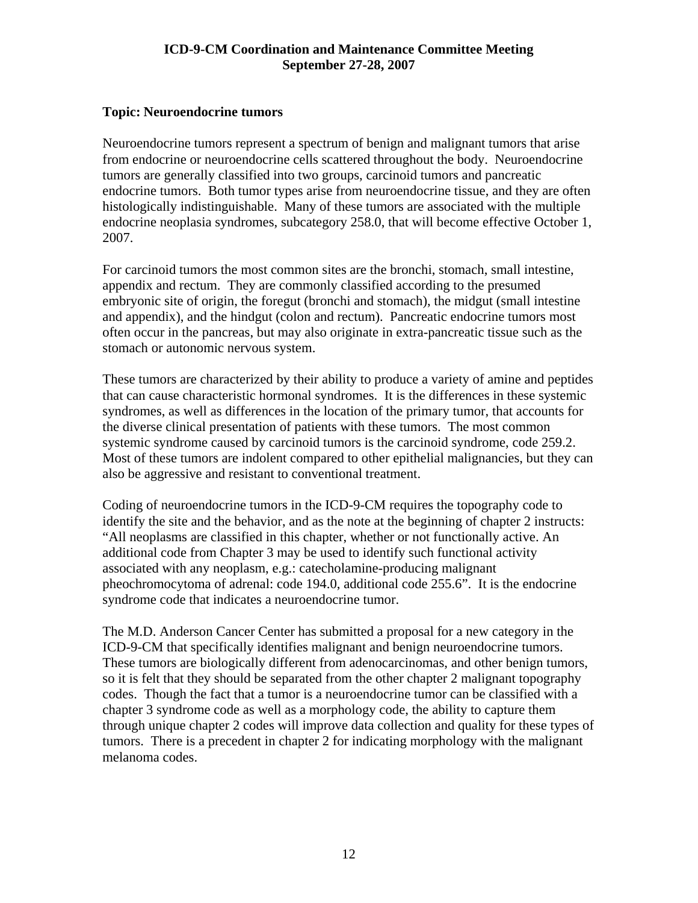**Topic: Neuroendocrine tumors**

Neuroendocrine tumors represent a spectrum of benign and malignant tumors that arise from endocrine or neuroendocrine cells scattered throughout the body. Neuroendocrine tumors are generally classified into two groups, carcinoid tumors and pancreatic endocrine tumors. Both tumor types arise from neuroendocrine tissue, and they are often histologically indistinguishable. Many of these tumors are associated with the multiple endocrine neoplasia syndromes, subcategory 258.0, that will become effective October 1, 2007.

For carcinoid tumors the most common sites are the bronchi, stomach, small intestine, appendix and rectum. They are commonly classified according to the presumed embryonic site of origin, the foregut (bronchi and stomach), the midgut (small intestine and appendix), and the hindgut (colon and rectum). Pancreatic endocrine tumors most often occur in the pancreas, but may also originate in extra-pancreatic tissue such as the stomach or autonomic nervous system.

These tumors are characterized by their ability to produce a variety of amine and peptides that can cause characteristic hormonal syndromes. It is the differences in these systemic syndromes, as well as differences in the location of the primary tumor, that accounts for the diverse clinical presentation of patients with these tumors. The most common systemic syndrome caused by carcinoid tumors is the carcinoid syndrome, code 259.2. Most of these tumors are indolent compared to other epithelial malignancies, but they can also be aggressive and resistant to conventional treatment.

Coding of neuroendocrine tumors in the ICD-9-CM requires the topography code to identify the site and the behavior, and as the note at the beginning of chapter 2 instructs: "All neoplasms are classified in this chapter, whether or not functionally active. An additional code from Chapter 3 may be used to identify such functional activity associated with any neoplasm, e.g.: catecholamine-producing malignant pheochromocytoma of adrenal: code 194.0, additional code 255.6". It is the endocrine syndrome code that indicates a neuroendocrine tumor.

The M.D. Anderson Cancer Center has submitted a proposal for a new category in the ICD-9-CM that specifically identifies malignant and benign neuroendocrine tumors. These tumors are biologically different from adenocarcinomas, and other benign tumors, so it is felt that they should be separated from the other chapter 2 malignant topography codes. Though the fact that a tumor is a neuroendocrine tumor can be classified with a chapter 3 syndrome code as well as a morphology code, the ability to capture them through unique chapter 2 codes will improve data collection and quality for these types of tumors. There is a precedent in chapter 2 for indicating morphology with the malignant melanoma codes.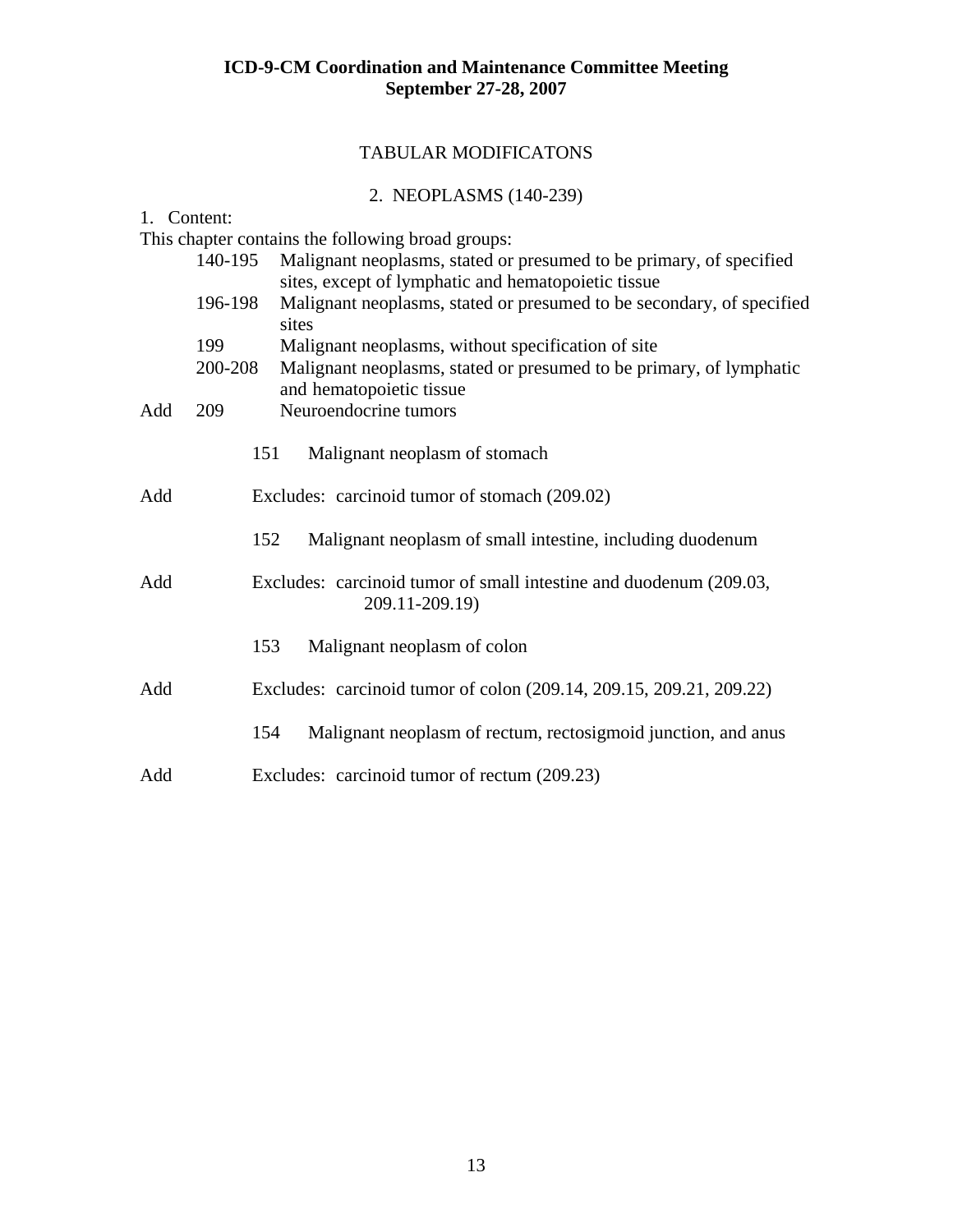**ICD-9-CM Coordination and Maintenance Committee Meeting**
**September 27-28, 2007**

TABULAR MODIFICATONS

2. NEOPLASMS (140-239)

1. Content:

This chapter contains the following broad groups:

| | | |
|---|---|---|
| | 140-195 | Malignant neoplasms, stated or presumed to be primary, of specified sites, except of lymphatic and hematopoietic tissue |
| | 196-198 | Malignant neoplasms, stated or presumed to be secondary, of specified sites |
| | 199 | Malignant neoplasms, without specification of site |
| | 200-208 | Malignant neoplasms, stated or presumed to be primary, of lymphatic and hematopoietic tissue |
| Add | 209 | Neuroendocrine tumors |

151 Malignant neoplasm of stomach

Add Excludes: carcinoid tumor of stomach (209.02)

152 Malignant neoplasm of small intestine, including duodenum

Add Excludes: carcinoid tumor of small intestine and duodenum (209.03, 209.11-209.19)

153 Malignant neoplasm of colon

Add Excludes: carcinoid tumor of colon (209.14, 209.15, 209.21, 209.22)

154 Malignant neoplasm of rectum, rectosigmoid junction, and anus

Add Excludes: carcinoid tumor of rectum (209.23)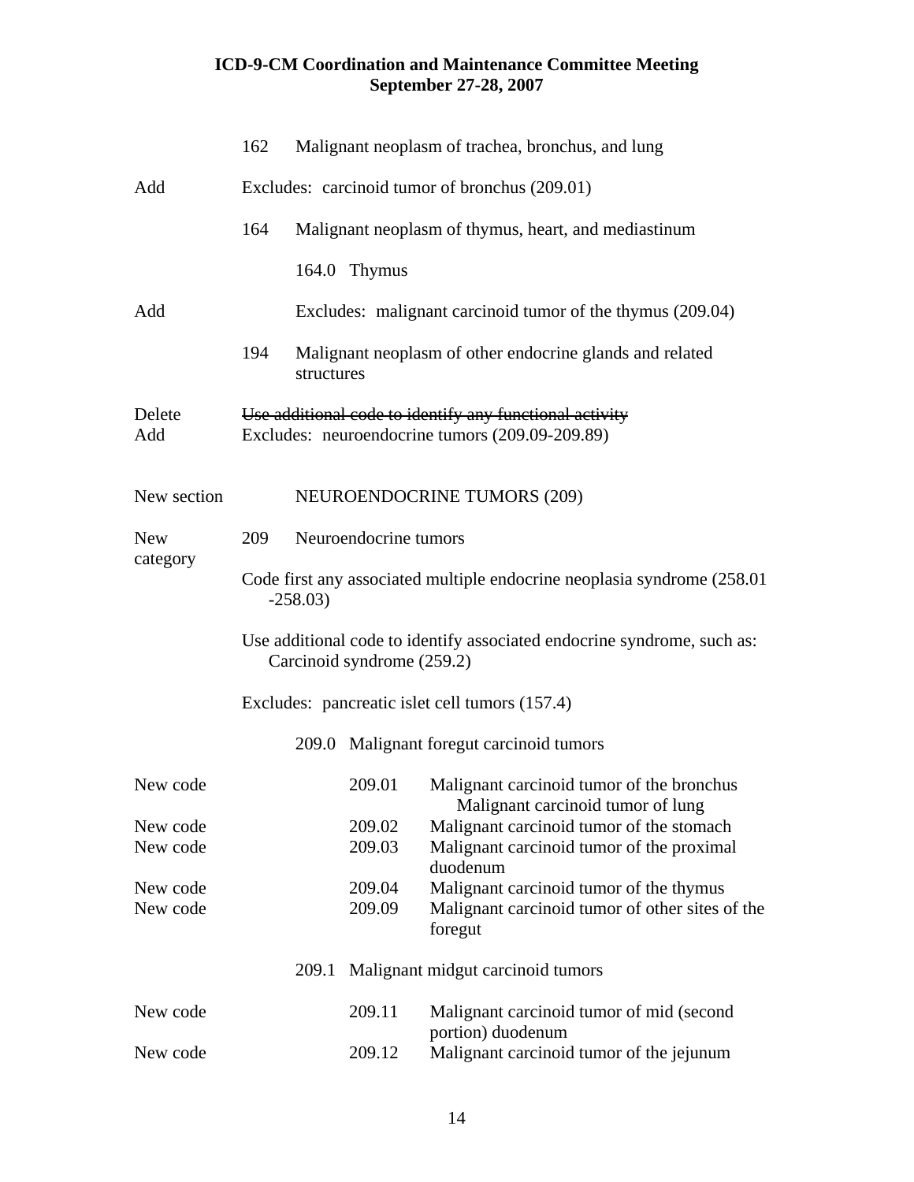|  |  |
|---|---|
|  | 162 Malignant neoplasm of trachea, bronchus, and lung |
| Add | Excludes: carcinoid tumor of bronchus (209.01) |
|  | 164 Malignant neoplasm of thymus, heart, and mediastinum |
|  | 164.0 Thymus |
| Add | Excludes: malignant carcinoid tumor of the thymus (209.04) |
|  | 194 Malignant neoplasm of other endocrine glands and related structures |
| Delete | ~~Use additional code to identify any functional activity~~ |
| Add | Excludes: neuroendocrine tumors (209.09-209.89) |
| New section | NEUROENDOCRINE TUMORS (209) |
| New category | 209 Neuroendocrine tumors |
|  | Code first any associated multiple endocrine neoplasia syndrome (258.01 -258.03) |
|  | Use additional code to identify associated endocrine syndrome, such as: Carcinoid syndrome (259.2) |
|  | Excludes: pancreatic islet cell tumors (157.4) |
|  | 209.0 Malignant foregut carcinoid tumors |
| New code | 209.01 Malignant carcinoid tumor of the bronchus<br>Malignant carcinoid tumor of lung |
| New code | 209.02 Malignant carcinoid tumor of the stomach |
| New code | 209.03 Malignant carcinoid tumor of the proximal duodenum |
| New code | 209.04 Malignant carcinoid tumor of the thymus |
| New code | 209.09 Malignant carcinoid tumor of other sites of the foregut |
|  | 209.1 Malignant midgut carcinoid tumors |
| New code | 209.11 Malignant carcinoid tumor of mid (second portion) duodenum |
| New code | 209.12 Malignant carcinoid tumor of the jejunum |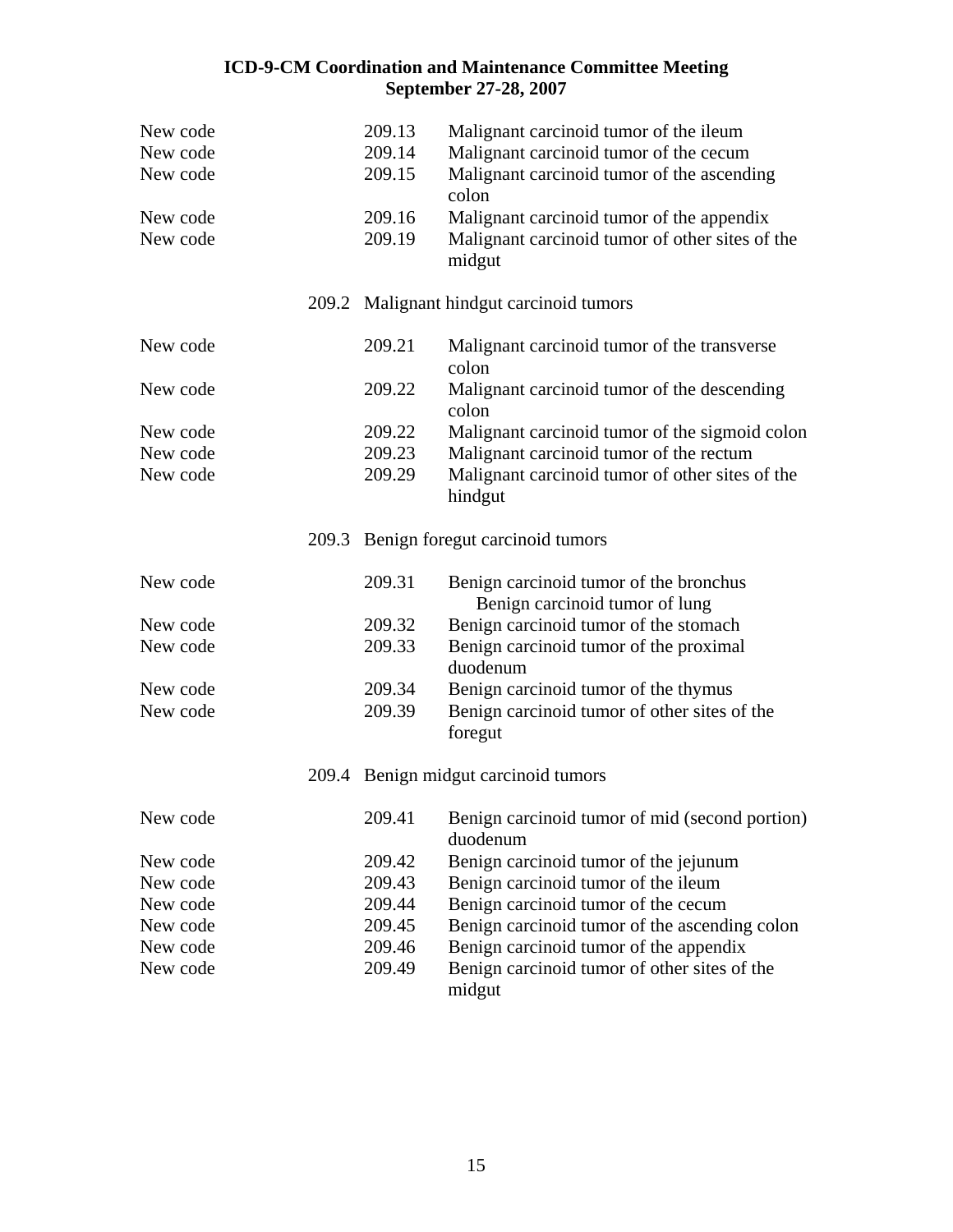| | | |
|---|---|---|
| New code | 209.13 | Malignant carcinoid tumor of the ileum |
| New code | 209.14 | Malignant carcinoid tumor of the cecum |
| New code | 209.15 | Malignant carcinoid tumor of the ascending colon |
| New code | 209.16 | Malignant carcinoid tumor of the appendix |
| New code | 209.19 | Malignant carcinoid tumor of other sites of the midgut |

209.2 Malignant hindgut carcinoid tumors

| | | |
|---|---|---|
| New code | 209.21 | Malignant carcinoid tumor of the transverse colon |
| New code | 209.22 | Malignant carcinoid tumor of the descending colon |
| New code | 209.22 | Malignant carcinoid tumor of the sigmoid colon |
| New code | 209.23 | Malignant carcinoid tumor of the rectum |
| New code | 209.29 | Malignant carcinoid tumor of other sites of the hindgut |

209.3 Benign foregut carcinoid tumors

| | | |
|---|---|---|
| New code | 209.31 | Benign carcinoid tumor of the bronchus<br>Benign carcinoid tumor of lung |
| New code | 209.32 | Benign carcinoid tumor of the stomach |
| New code | 209.33 | Benign carcinoid tumor of the proximal duodenum |
| New code | 209.34 | Benign carcinoid tumor of the thymus |
| New code | 209.39 | Benign carcinoid tumor of other sites of the foregut |

209.4 Benign midgut carcinoid tumors

| | | |
|---|---|---|
| New code | 209.41 | Benign carcinoid tumor of mid (second portion) duodenum |
| New code | 209.42 | Benign carcinoid tumor of the jejunum |
| New code | 209.43 | Benign carcinoid tumor of the ileum |
| New code | 209.44 | Benign carcinoid tumor of the cecum |
| New code | 209.45 | Benign carcinoid tumor of the ascending colon |
| New code | 209.46 | Benign carcinoid tumor of the appendix |
| New code | 209.49 | Benign carcinoid tumor of other sites of the midgut |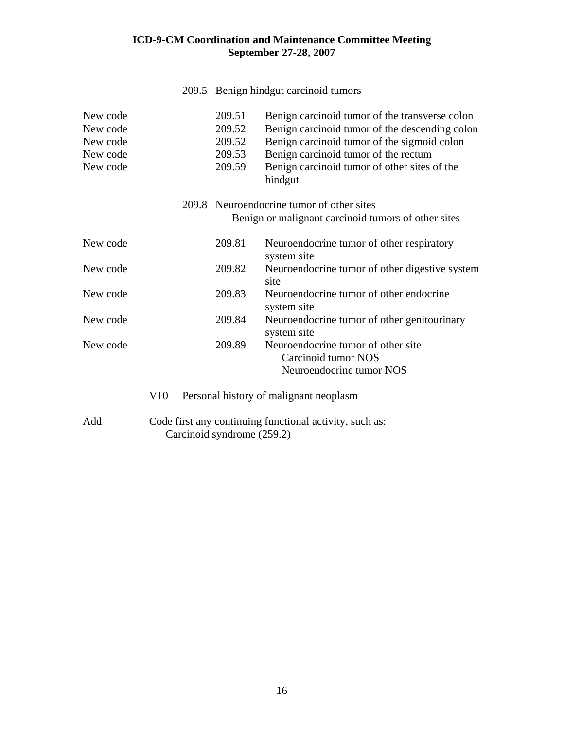209.5 Benign hindgut carcinoid tumors

| | | |
|---|---|---|
| New code | 209.51 | Benign carcinoid tumor of the transverse colon |
| New code | 209.52 | Benign carcinoid tumor of the descending colon |
| New code | 209.52 | Benign carcinoid tumor of the sigmoid colon |
| New code | 209.53 | Benign carcinoid tumor of the rectum |
| New code | 209.59 | Benign carcinoid tumor of other sites of the hindgut |

209.8 Neuroendocrine tumor of other sites
Benign or malignant carcinoid tumors of other sites

| | | |
|---|---|---|
| New code | 209.81 | Neuroendocrine tumor of other respiratory system site |
| New code | 209.82 | Neuroendocrine tumor of other digestive system site |
| New code | 209.83 | Neuroendocrine tumor of other endocrine system site |
| New code | 209.84 | Neuroendocrine tumor of other genitourinary system site |
| New code | 209.89 | Neuroendocrine tumor of other site<br>Carcinoid tumor NOS<br>Neuroendocrine tumor NOS |

V10 Personal history of malignant neoplasm

Add Code first any continuing functional activity, such as:
Carcinoid syndrome (259.2)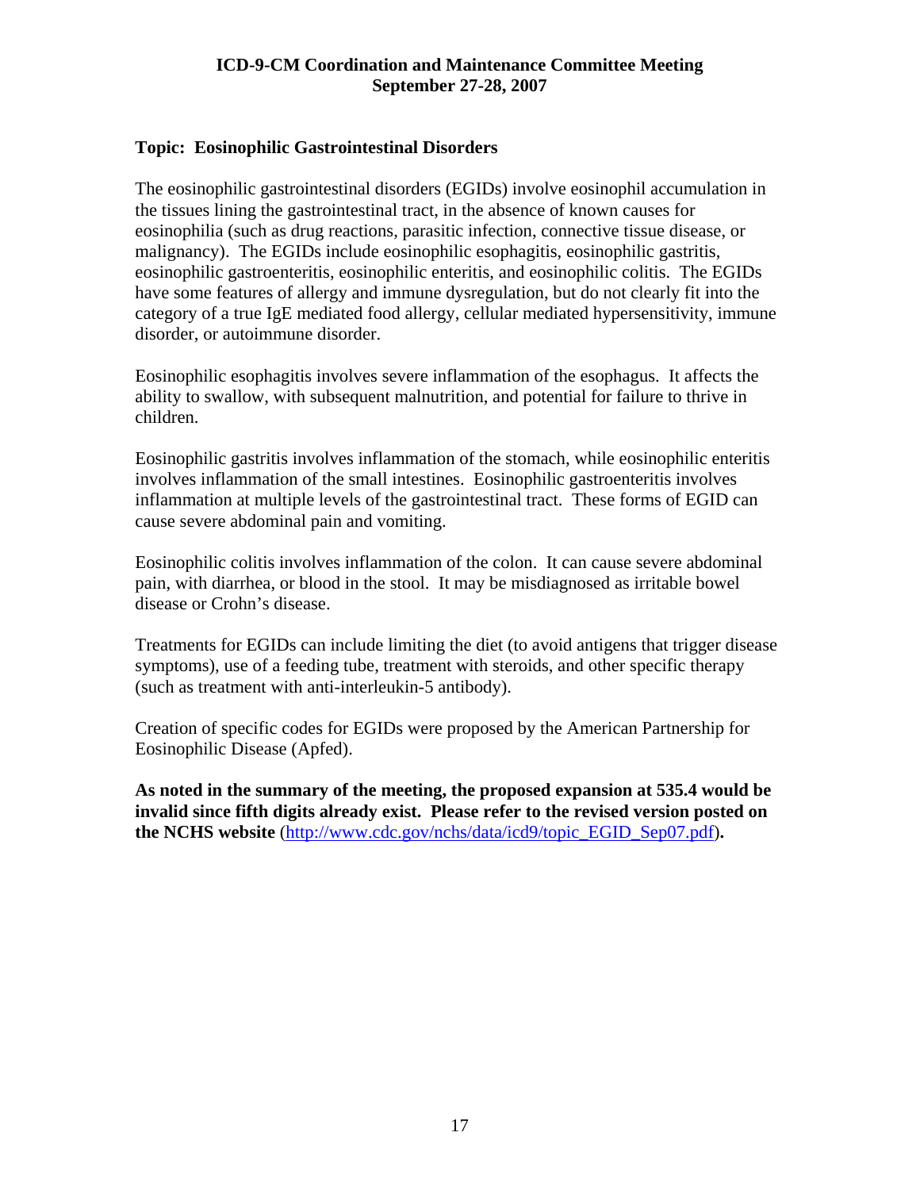**ICD-9-CM Coordination and Maintenance Committee Meeting**
**September 27-28, 2007**

**Topic: Eosinophilic Gastrointestinal Disorders**

The eosinophilic gastrointestinal disorders (EGIDs) involve eosinophil accumulation in the tissues lining the gastrointestinal tract, in the absence of known causes for eosinophilia (such as drug reactions, parasitic infection, connective tissue disease, or malignancy). The EGIDs include eosinophilic esophagitis, eosinophilic gastritis, eosinophilic gastroenteritis, eosinophilic enteritis, and eosinophilic colitis. The EGIDs have some features of allergy and immune dysregulation, but do not clearly fit into the category of a true IgE mediated food allergy, cellular mediated hypersensitivity, immune disorder, or autoimmune disorder.

Eosinophilic esophagitis involves severe inflammation of the esophagus. It affects the ability to swallow, with subsequent malnutrition, and potential for failure to thrive in children.

Eosinophilic gastritis involves inflammation of the stomach, while eosinophilic enteritis involves inflammation of the small intestines. Eosinophilic gastroenteritis involves inflammation at multiple levels of the gastrointestinal tract. These forms of EGID can cause severe abdominal pain and vomiting.

Eosinophilic colitis involves inflammation of the colon. It can cause severe abdominal pain, with diarrhea, or blood in the stool. It may be misdiagnosed as irritable bowel disease or Crohn's disease.

Treatments for EGIDs can include limiting the diet (to avoid antigens that trigger disease symptoms), use of a feeding tube, treatment with steroids, and other specific therapy (such as treatment with anti-interleukin-5 antibody).

Creation of specific codes for EGIDs were proposed by the American Partnership for Eosinophilic Disease (Apfed).

**As noted in the summary of the meeting, the proposed expansion at 535.4 would be invalid since fifth digits already exist. Please refer to the revised version posted on the NCHS website** (http://www.cdc.gov/nchs/data/icd9/topic_EGID_Sep07.pdf)**.**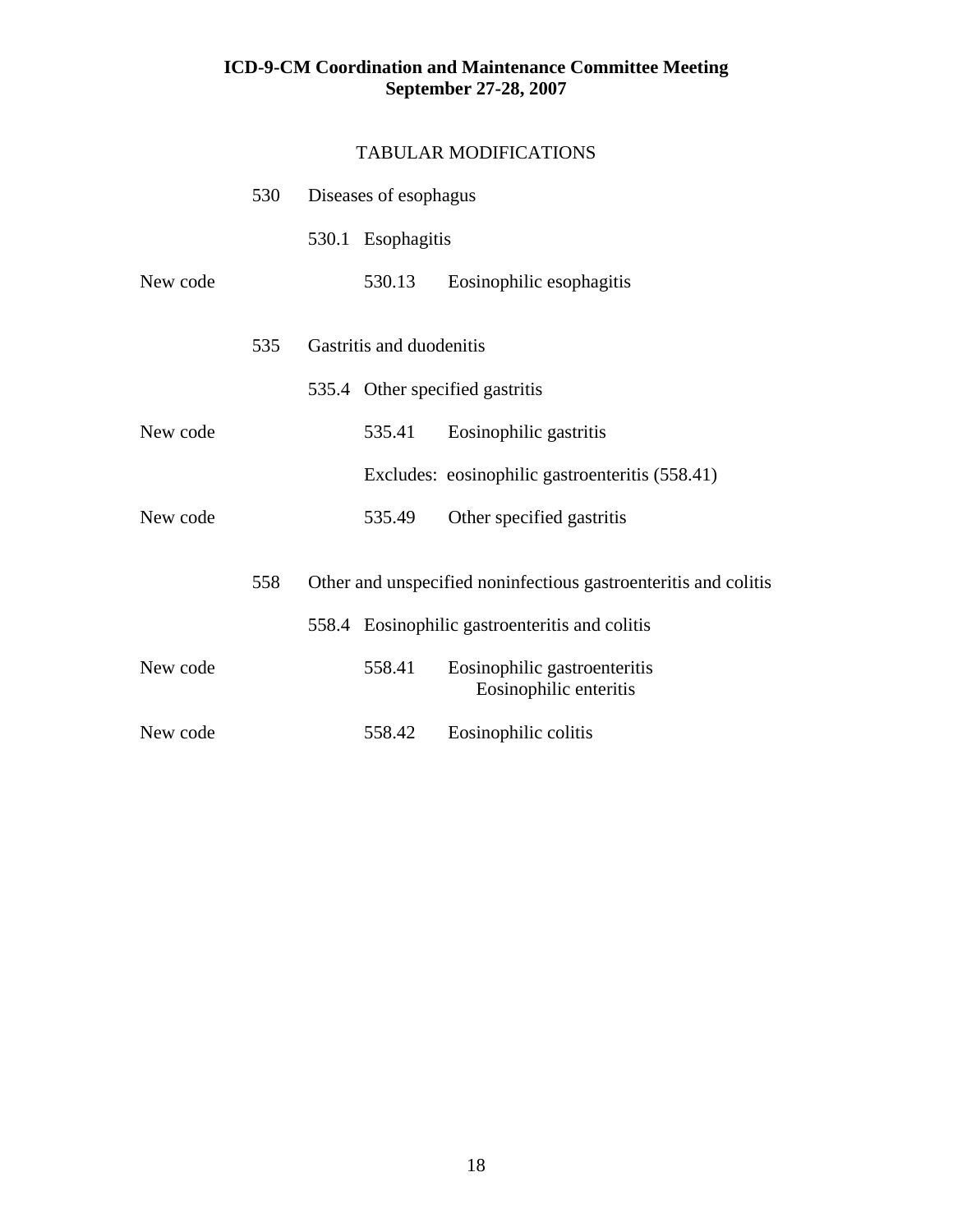## TABULAR MODIFICATIONS

| | | | |
|---|---|---|---|
| | 530 | Diseases of esophagus | |
| | | 530.1 Esophagitis | |
| New code | | 530.13 | Eosinophilic esophagitis |
| | 535 | Gastritis and duodenitis | |
| | | 535.4 Other specified gastritis | |
| New code | | 535.41 | Eosinophilic gastritis |
| | | | Excludes: eosinophilic gastroenteritis (558.41) |
| New code | | 535.49 | Other specified gastritis |
| | 558 | Other and unspecified noninfectious gastroenteritis and colitis | |
| | | 558.4 Eosinophilic gastroenteritis and colitis | |
| New code | | 558.41 | Eosinophilic gastroenteritis<br>Eosinophilic enteritis |
| New code | | 558.42 | Eosinophilic colitis |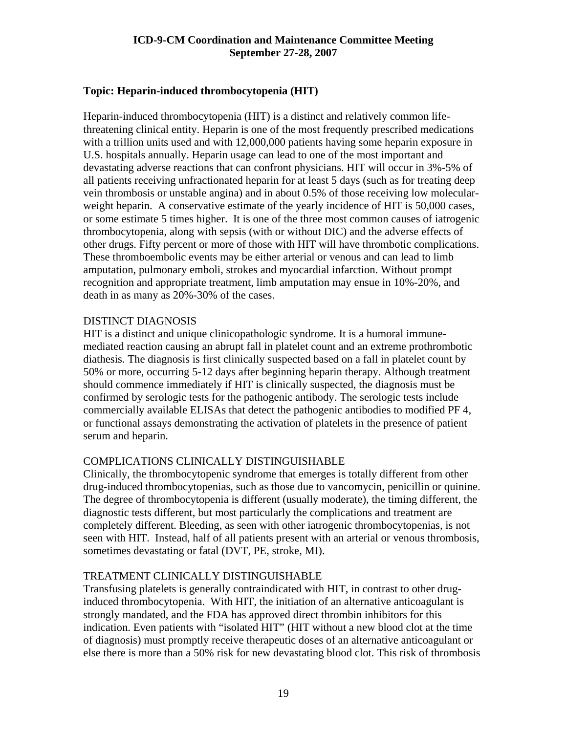**Topic: Heparin-induced thrombocytopenia (HIT)**

Heparin-induced thrombocytopenia (HIT) is a distinct and relatively common life-threatening clinical entity. Heparin is one of the most frequently prescribed medications with a trillion units used and with 12,000,000 patients having some heparin exposure in U.S. hospitals annually. Heparin usage can lead to one of the most important and devastating adverse reactions that can confront physicians. HIT will occur in 3%-5% of all patients receiving unfractionated heparin for at least 5 days (such as for treating deep vein thrombosis or unstable angina) and in about 0.5% of those receiving low molecular-weight heparin. A conservative estimate of the yearly incidence of HIT is 50,000 cases, or some estimate 5 times higher. It is one of the three most common causes of iatrogenic thrombocytopenia, along with sepsis (with or without DIC) and the adverse effects of other drugs. Fifty percent or more of those with HIT will have thrombotic complications. These thromboembolic events may be either arterial or venous and can lead to limb amputation, pulmonary emboli, strokes and myocardial infarction. Without prompt recognition and appropriate treatment, limb amputation may ensue in 10%-20%, and death in as many as 20%-30% of the cases.

DISTINCT DIAGNOSIS

HIT is a distinct and unique clinicopathologic syndrome. It is a humoral immune-mediated reaction causing an abrupt fall in platelet count and an extreme prothrombotic diathesis. The diagnosis is first clinically suspected based on a fall in platelet count by 50% or more, occurring 5-12 days after beginning heparin therapy. Although treatment should commence immediately if HIT is clinically suspected, the diagnosis must be confirmed by serologic tests for the pathogenic antibody. The serologic tests include commercially available ELISAs that detect the pathogenic antibodies to modified PF 4, or functional assays demonstrating the activation of platelets in the presence of patient serum and heparin.

COMPLICATIONS CLINICALLY DISTINGUISHABLE

Clinically, the thrombocytopenic syndrome that emerges is totally different from other drug-induced thrombocytopenias, such as those due to vancomycin, penicillin or quinine. The degree of thrombocytopenia is different (usually moderate), the timing different, the diagnostic tests different, but most particularly the complications and treatment are completely different. Bleeding, as seen with other iatrogenic thrombocytopenias, is not seen with HIT. Instead, half of all patients present with an arterial or venous thrombosis, sometimes devastating or fatal (DVT, PE, stroke, MI).

TREATMENT CLINICALLY DISTINGUISHABLE

Transfusing platelets is generally contraindicated with HIT, in contrast to other drug-induced thrombocytopenia. With HIT, the initiation of an alternative anticoagulant is strongly mandated, and the FDA has approved direct thrombin inhibitors for this indication. Even patients with "isolated HIT" (HIT without a new blood clot at the time of diagnosis) must promptly receive therapeutic doses of an alternative anticoagulant or else there is more than a 50% risk for new devastating blood clot. This risk of thrombosis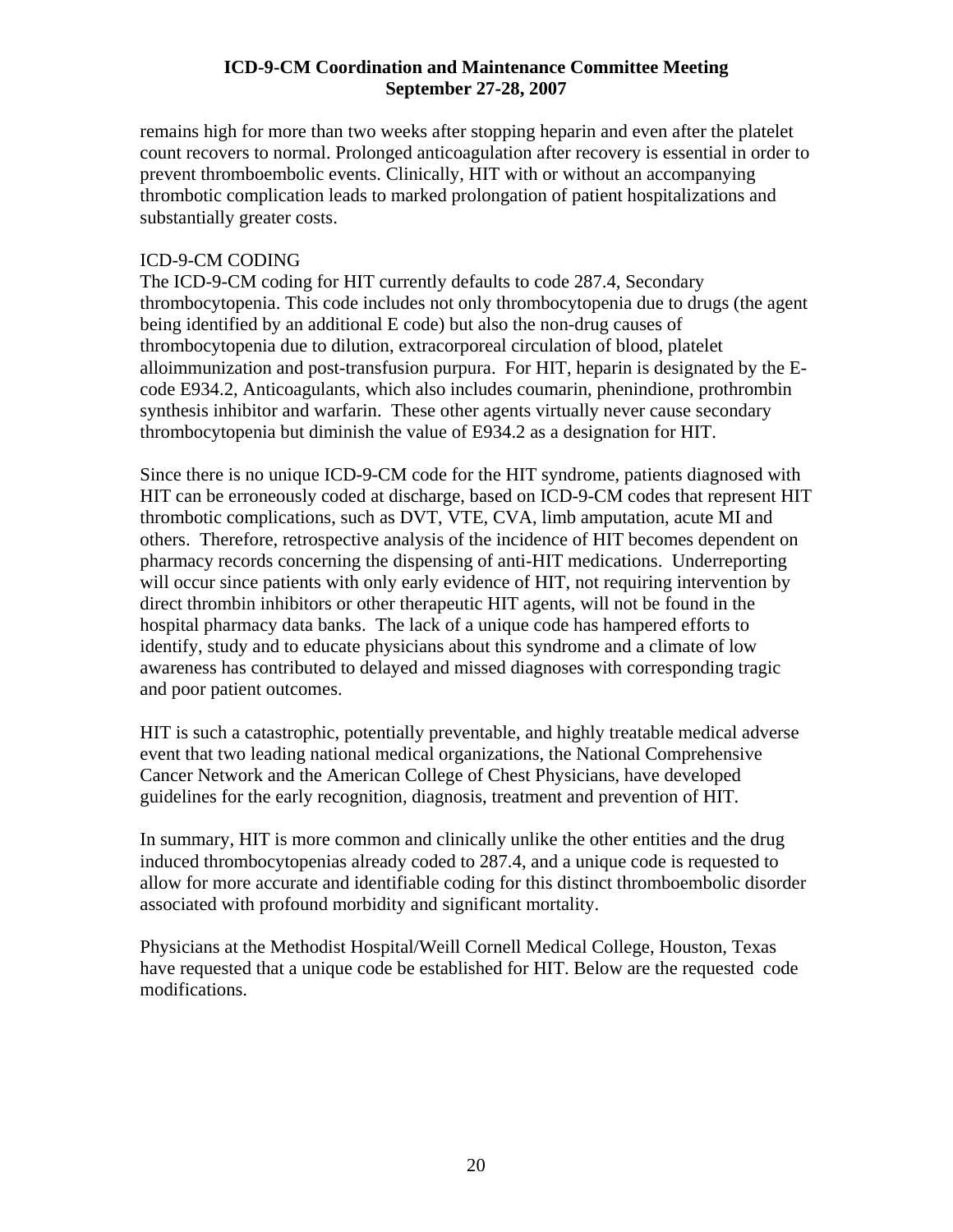remains high for more than two weeks after stopping heparin and even after the platelet count recovers to normal. Prolonged anticoagulation after recovery is essential in order to prevent thromboembolic events. Clinically, HIT with or without an accompanying thrombotic complication leads to marked prolongation of patient hospitalizations and substantially greater costs.

ICD-9-CM CODING

The ICD-9-CM coding for HIT currently defaults to code 287.4, Secondary thrombocytopenia. This code includes not only thrombocytopenia due to drugs (the agent being identified by an additional E code) but also the non-drug causes of thrombocytopenia due to dilution, extracorporeal circulation of blood, platelet alloimmunization and post-transfusion purpura. For HIT, heparin is designated by the E-code E934.2, Anticoagulants, which also includes coumarin, phenindione, prothrombin synthesis inhibitor and warfarin. These other agents virtually never cause secondary thrombocytopenia but diminish the value of E934.2 as a designation for HIT.

Since there is no unique ICD-9-CM code for the HIT syndrome, patients diagnosed with HIT can be erroneously coded at discharge, based on ICD-9-CM codes that represent HIT thrombotic complications, such as DVT, VTE, CVA, limb amputation, acute MI and others. Therefore, retrospective analysis of the incidence of HIT becomes dependent on pharmacy records concerning the dispensing of anti-HIT medications. Underreporting will occur since patients with only early evidence of HIT, not requiring intervention by direct thrombin inhibitors or other therapeutic HIT agents, will not be found in the hospital pharmacy data banks. The lack of a unique code has hampered efforts to identify, study and to educate physicians about this syndrome and a climate of low awareness has contributed to delayed and missed diagnoses with corresponding tragic and poor patient outcomes.

HIT is such a catastrophic, potentially preventable, and highly treatable medical adverse event that two leading national medical organizations, the National Comprehensive Cancer Network and the American College of Chest Physicians, have developed guidelines for the early recognition, diagnosis, treatment and prevention of HIT.

In summary, HIT is more common and clinically unlike the other entities and the drug induced thrombocytopenias already coded to 287.4, and a unique code is requested to allow for more accurate and identifiable coding for this distinct thromboembolic disorder associated with profound morbidity and significant mortality.

Physicians at the Methodist Hospital/Weill Cornell Medical College, Houston, Texas have requested that a unique code be established for HIT. Below are the requested code modifications.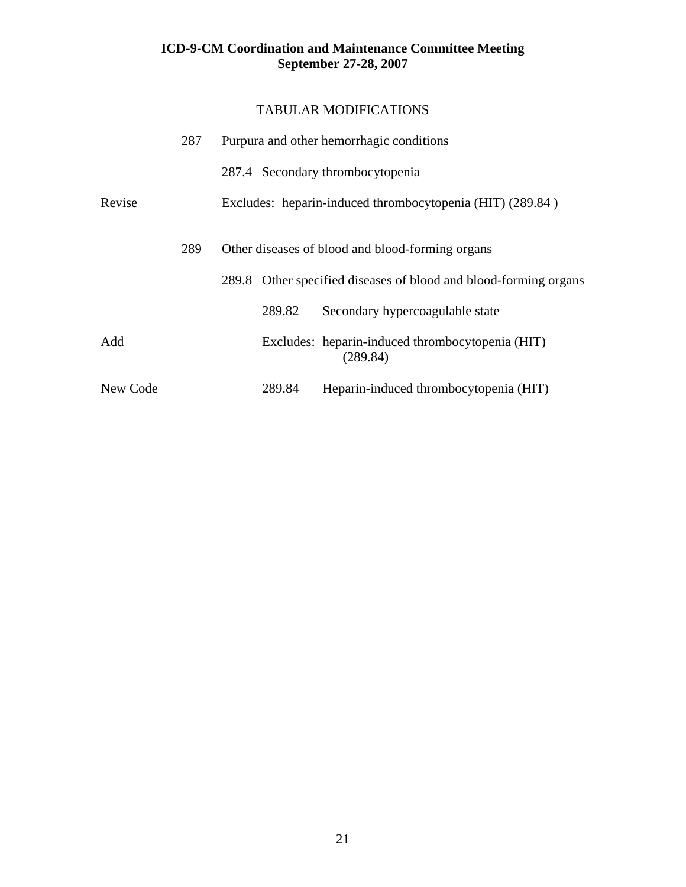**ICD-9-CM Coordination and Maintenance Committee Meeting**
**September 27-28, 2007**

TABULAR MODIFICATIONS

| | | |
|---|---|---|
| | 287 | Purpura and other hemorrhagic conditions |
| | | 287.4 Secondary thrombocytopenia |
| Revise | | Excludes: <u>heparin-induced thrombocytopenia (HIT) (289.84 )</u> |
| | 289 | Other diseases of blood and blood-forming organs |
| | | 289.8 Other specified diseases of blood and blood-forming organs |
| | | 289.82 Secondary hypercoagulable state |
| Add | | Excludes: heparin-induced thrombocytopenia (HIT) (289.84) |
| New Code | | 289.84 Heparin-induced thrombocytopenia (HIT) |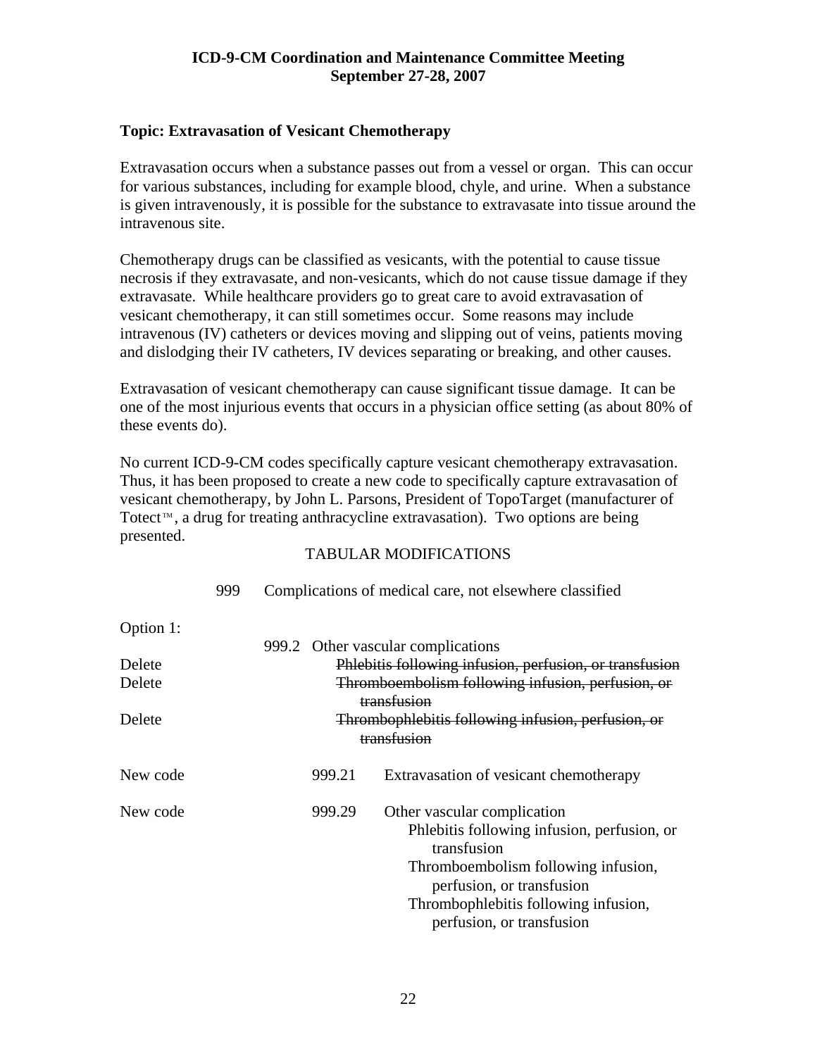**ICD-9-CM Coordination and Maintenance Committee Meeting**
**September 27-28, 2007**

### Topic: Extravasation of Vesicant Chemotherapy

Extravasation occurs when a substance passes out from a vessel or organ. This can occur for various substances, including for example blood, chyle, and urine. When a substance is given intravenously, it is possible for the substance to extravasate into tissue around the intravenous site.

Chemotherapy drugs can be classified as vesicants, with the potential to cause tissue necrosis if they extravasate, and non-vesicants, which do not cause tissue damage if they extravasate. While healthcare providers go to great care to avoid extravasation of vesicant chemotherapy, it can still sometimes occur. Some reasons may include intravenous (IV) catheters or devices moving and slipping out of veins, patients moving and dislodging their IV catheters, IV devices separating or breaking, and other causes.

Extravasation of vesicant chemotherapy can cause significant tissue damage. It can be one of the most injurious events that occurs in a physician office setting (as about 80% of these events do).

No current ICD-9-CM codes specifically capture vesicant chemotherapy extravasation. Thus, it has been proposed to create a new code to specifically capture extravasation of vesicant chemotherapy, by John L. Parsons, President of TopoTarget (manufacturer of Totect™, a drug for treating anthracycline extravasation). Two options are being presented.

TABULAR MODIFICATIONS

999 Complications of medical care, not elsewhere classified

Option 1:

| | | |
|---|---|---|
| | 999.2 | Other vascular complications |
| Delete | | ~~Phlebitis following infusion, perfusion, or transfusion~~ |
| Delete | | ~~Thromboembolism following infusion, perfusion, or transfusion~~ |
| Delete | | ~~Thrombophlebitis following infusion, perfusion, or transfusion~~ |
| New code | 999.21 | Extravasation of vesicant chemotherapy |
| New code | 999.29 | Other vascular complication<br>Phlebitis following infusion, perfusion, or transfusion<br>Thromboembolism following infusion, perfusion, or transfusion<br>Thrombophlebitis following infusion, perfusion, or transfusion |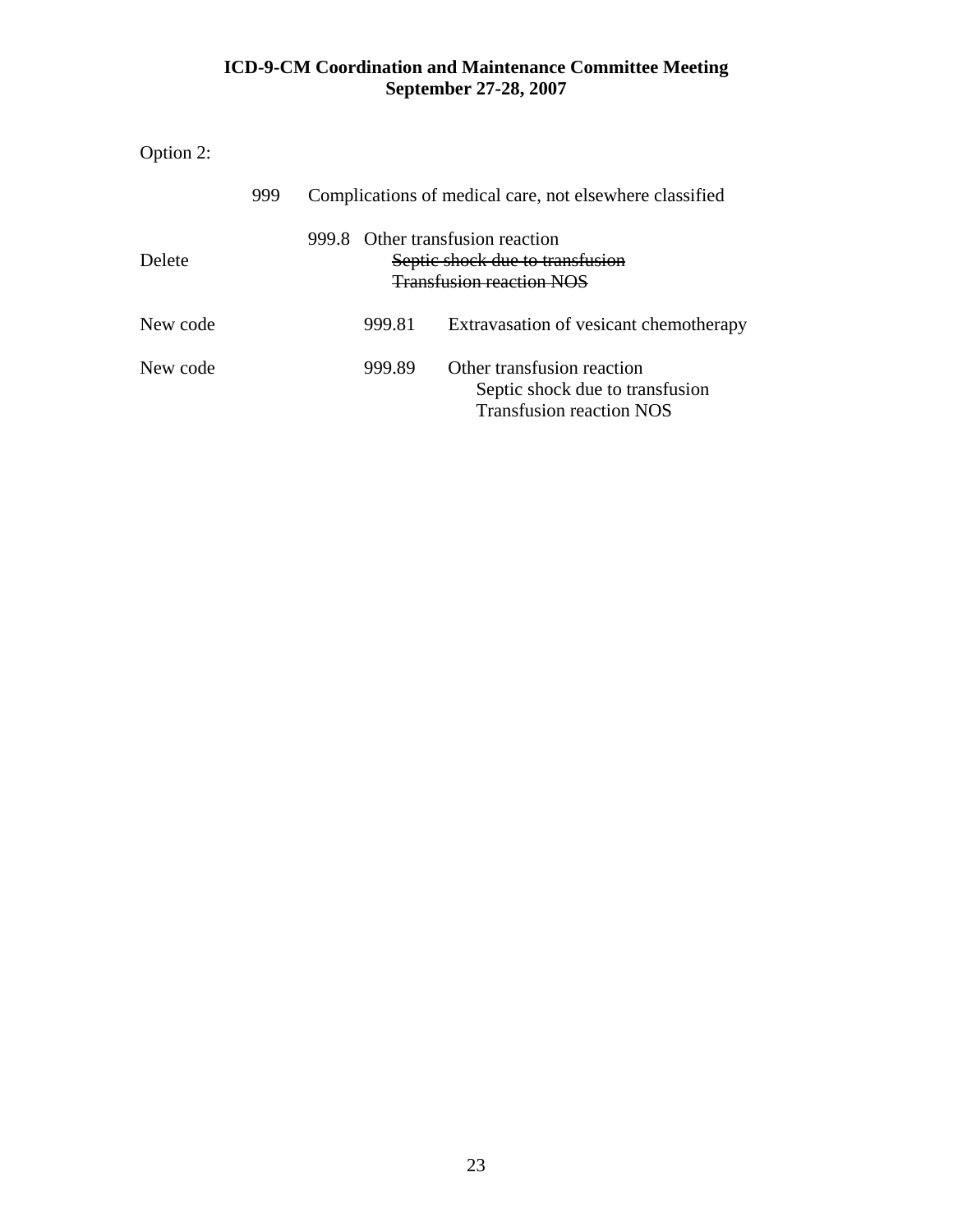Option 2:

| | | |
|---|---|---|
| | 999 | Complications of medical care, not elsewhere classified |
| | 999.8 | Other transfusion reaction |
| Delete | | ~~Septic shock due to transfusion~~<br>~~Transfusion reaction NOS~~ |
| New code | 999.81 | Extravasation of vesicant chemotherapy |
| New code | 999.89 | Other transfusion reaction<br>Septic shock due to transfusion<br>Transfusion reaction NOS |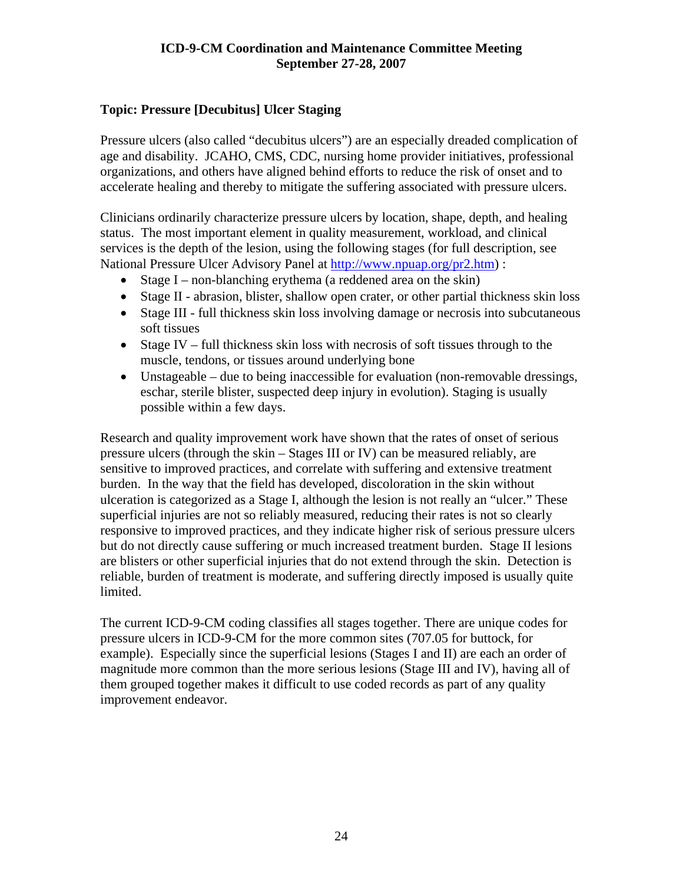**ICD-9-CM Coordination and Maintenance Committee Meeting**
**September 27-28, 2007**

### Topic: Pressure [Decubitus] Ulcer Staging

Pressure ulcers (also called "decubitus ulcers") are an especially dreaded complication of age and disability. JCAHO, CMS, CDC, nursing home provider initiatives, professional organizations, and others have aligned behind efforts to reduce the risk of onset and to accelerate healing and thereby to mitigate the suffering associated with pressure ulcers.

Clinicians ordinarily characterize pressure ulcers by location, shape, depth, and healing status. The most important element in quality measurement, workload, and clinical services is the depth of the lesion, using the following stages (for full description, see National Pressure Ulcer Advisory Panel at http://www.npuap.org/pr2.htm) :

- Stage I – non-blanching erythema (a reddened area on the skin)
- Stage II - abrasion, blister, shallow open crater, or other partial thickness skin loss
- Stage III - full thickness skin loss involving damage or necrosis into subcutaneous soft tissues
- Stage IV – full thickness skin loss with necrosis of soft tissues through to the muscle, tendons, or tissues around underlying bone
- Unstageable – due to being inaccessible for evaluation (non-removable dressings, eschar, sterile blister, suspected deep injury in evolution). Staging is usually possible within a few days.

Research and quality improvement work have shown that the rates of onset of serious pressure ulcers (through the skin – Stages III or IV) can be measured reliably, are sensitive to improved practices, and correlate with suffering and extensive treatment burden. In the way that the field has developed, discoloration in the skin without ulceration is categorized as a Stage I, although the lesion is not really an "ulcer." These superficial injuries are not so reliably measured, reducing their rates is not so clearly responsive to improved practices, and they indicate higher risk of serious pressure ulcers but do not directly cause suffering or much increased treatment burden. Stage II lesions are blisters or other superficial injuries that do not extend through the skin. Detection is reliable, burden of treatment is moderate, and suffering directly imposed is usually quite limited.

The current ICD-9-CM coding classifies all stages together. There are unique codes for pressure ulcers in ICD-9-CM for the more common sites (707.05 for buttock, for example). Especially since the superficial lesions (Stages I and II) are each an order of magnitude more common than the more serious lesions (Stage III and IV), having all of them grouped together makes it difficult to use coded records as part of any quality improvement endeavor.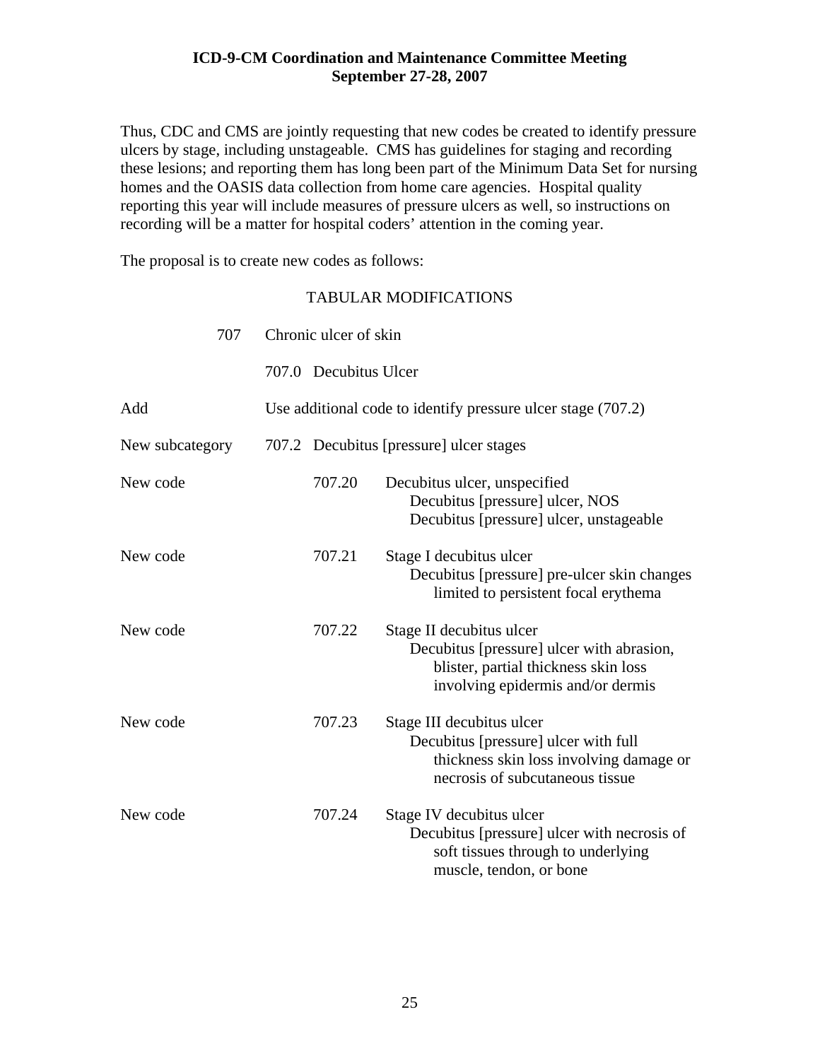Thus, CDC and CMS are jointly requesting that new codes be created to identify pressure ulcers by stage, including unstageable. CMS has guidelines for staging and recording these lesions; and reporting them has long been part of the Minimum Data Set for nursing homes and the OASIS data collection from home care agencies. Hospital quality reporting this year will include measures of pressure ulcers as well, so instructions on recording will be a matter for hospital coders' attention in the coming year.

The proposal is to create new codes as follows:

TABULAR MODIFICATIONS

| | | | |
|---|---|---|---|
| | 707 | Chronic ulcer of skin | |
| | 707.0 | Decubitus Ulcer | |
| Add | | Use additional code to identify pressure ulcer stage (707.2) | |
| New subcategory | 707.2 | Decubitus [pressure] ulcer stages | |
| New code | | 707.20 | Decubitus ulcer, unspecified<br>Decubitus [pressure] ulcer, NOS<br>Decubitus [pressure] ulcer, unstageable |
| New code | | 707.21 | Stage I decubitus ulcer<br>Decubitus [pressure] pre-ulcer skin changes limited to persistent focal erythema |
| New code | | 707.22 | Stage II decubitus ulcer<br>Decubitus [pressure] ulcer with abrasion, blister, partial thickness skin loss involving epidermis and/or dermis |
| New code | | 707.23 | Stage III decubitus ulcer<br>Decubitus [pressure] ulcer with full thickness skin loss involving damage or necrosis of subcutaneous tissue |
| New code | | 707.24 | Stage IV decubitus ulcer<br>Decubitus [pressure] ulcer with necrosis of soft tissues through to underlying muscle, tendon, or bone |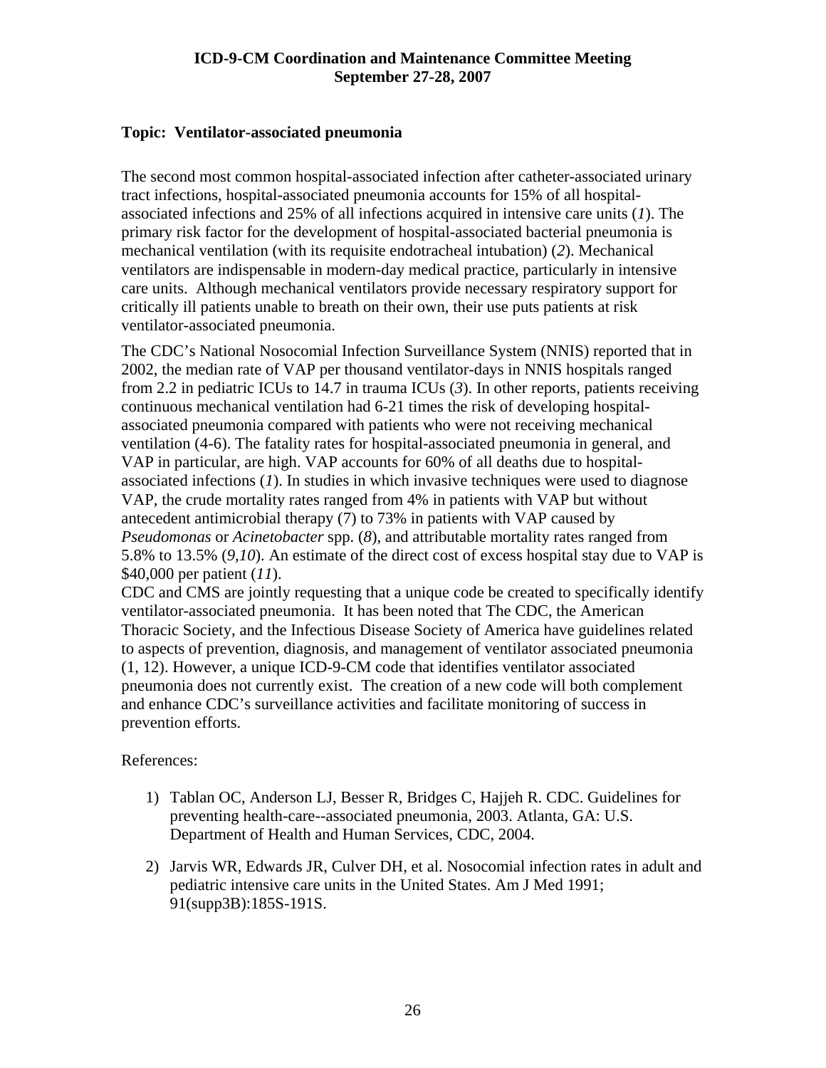**ICD-9-CM Coordination and Maintenance Committee Meeting**
**September 27-28, 2007**

**Topic: Ventilator-associated pneumonia**

The second most common hospital-associated infection after catheter-associated urinary tract infections, hospital-associated pneumonia accounts for 15% of all hospital-associated infections and 25% of all infections acquired in intensive care units (*1*). The primary risk factor for the development of hospital-associated bacterial pneumonia is mechanical ventilation (with its requisite endotracheal intubation) (*2*). Mechanical ventilators are indispensable in modern-day medical practice, particularly in intensive care units. Although mechanical ventilators provide necessary respiratory support for critically ill patients unable to breath on their own, their use puts patients at risk ventilator-associated pneumonia.

The CDC's National Nosocomial Infection Surveillance System (NNIS) reported that in 2002, the median rate of VAP per thousand ventilator-days in NNIS hospitals ranged from 2.2 in pediatric ICUs to 14.7 in trauma ICUs (*3*). In other reports, patients receiving continuous mechanical ventilation had 6-21 times the risk of developing hospital-associated pneumonia compared with patients who were not receiving mechanical ventilation (4-6). The fatality rates for hospital-associated pneumonia in general, and VAP in particular, are high. VAP accounts for 60% of all deaths due to hospital-associated infections (*1*). In studies in which invasive techniques were used to diagnose VAP, the crude mortality rates ranged from 4% in patients with VAP but without antecedent antimicrobial therapy (7) to 73% in patients with VAP caused by *Pseudomonas* or *Acinetobacter* spp. (*8*), and attributable mortality rates ranged from 5.8% to 13.5% (*9,10*). An estimate of the direct cost of excess hospital stay due to VAP is $40,000 per patient (*11*).
CDC and CMS are jointly requesting that a unique code be created to specifically identify ventilator-associated pneumonia. It has been noted that The CDC, the American Thoracic Society, and the Infectious Disease Society of America have guidelines related to aspects of prevention, diagnosis, and management of ventilator associated pneumonia (1, 12). However, a unique ICD-9-CM code that identifies ventilator associated pneumonia does not currently exist. The creation of a new code will both complement and enhance CDC's surveillance activities and facilitate monitoring of success in prevention efforts.

References:

1) Tablan OC, Anderson LJ, Besser R, Bridges C, Hajjeh R. CDC. Guidelines for preventing health-care--associated pneumonia, 2003. Atlanta, GA: U.S. Department of Health and Human Services, CDC, 2004.

2) Jarvis WR, Edwards JR, Culver DH, et al. Nosocomial infection rates in adult and pediatric intensive care units in the United States. Am J Med 1991; 91(supp3B):185S-191S.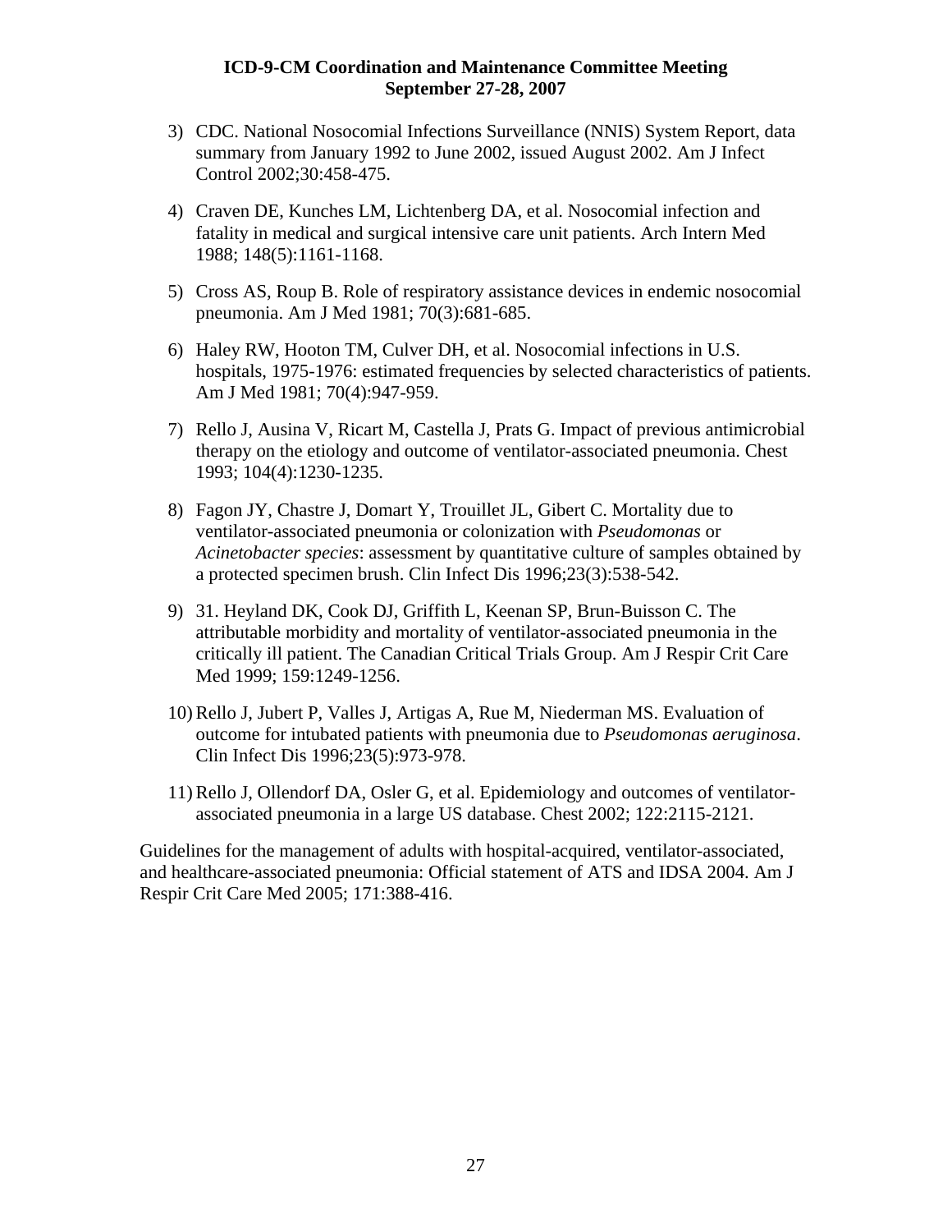3) CDC. National Nosocomial Infections Surveillance (NNIS) System Report, data summary from January 1992 to June 2002, issued August 2002. Am J Infect Control 2002;30:458-475.

4) Craven DE, Kunches LM, Lichtenberg DA, et al. Nosocomial infection and fatality in medical and surgical intensive care unit patients. Arch Intern Med 1988; 148(5):1161-1168.

5) Cross AS, Roup B. Role of respiratory assistance devices in endemic nosocomial pneumonia. Am J Med 1981; 70(3):681-685.

6) Haley RW, Hooton TM, Culver DH, et al. Nosocomial infections in U.S. hospitals, 1975-1976: estimated frequencies by selected characteristics of patients. Am J Med 1981; 70(4):947-959.

7) Rello J, Ausina V, Ricart M, Castella J, Prats G. Impact of previous antimicrobial therapy on the etiology and outcome of ventilator-associated pneumonia. Chest 1993; 104(4):1230-1235.

8) Fagon JY, Chastre J, Domart Y, Trouillet JL, Gibert C. Mortality due to ventilator-associated pneumonia or colonization with *Pseudomonas* or *Acinetobacter species*: assessment by quantitative culture of samples obtained by a protected specimen brush. Clin Infect Dis 1996;23(3):538-542.

9) 31. Heyland DK, Cook DJ, Griffith L, Keenan SP, Brun-Buisson C. The attributable morbidity and mortality of ventilator-associated pneumonia in the critically ill patient. The Canadian Critical Trials Group. Am J Respir Crit Care Med 1999; 159:1249-1256.

10) Rello J, Jubert P, Valles J, Artigas A, Rue M, Niederman MS. Evaluation of outcome for intubated patients with pneumonia due to *Pseudomonas aeruginosa*. Clin Infect Dis 1996;23(5):973-978.

11) Rello J, Ollendorf DA, Osler G, et al. Epidemiology and outcomes of ventilator-associated pneumonia in a large US database. Chest 2002; 122:2115-2121.

Guidelines for the management of adults with hospital-acquired, ventilator-associated, and healthcare-associated pneumonia: Official statement of ATS and IDSA 2004. Am J Respir Crit Care Med 2005; 171:388-416.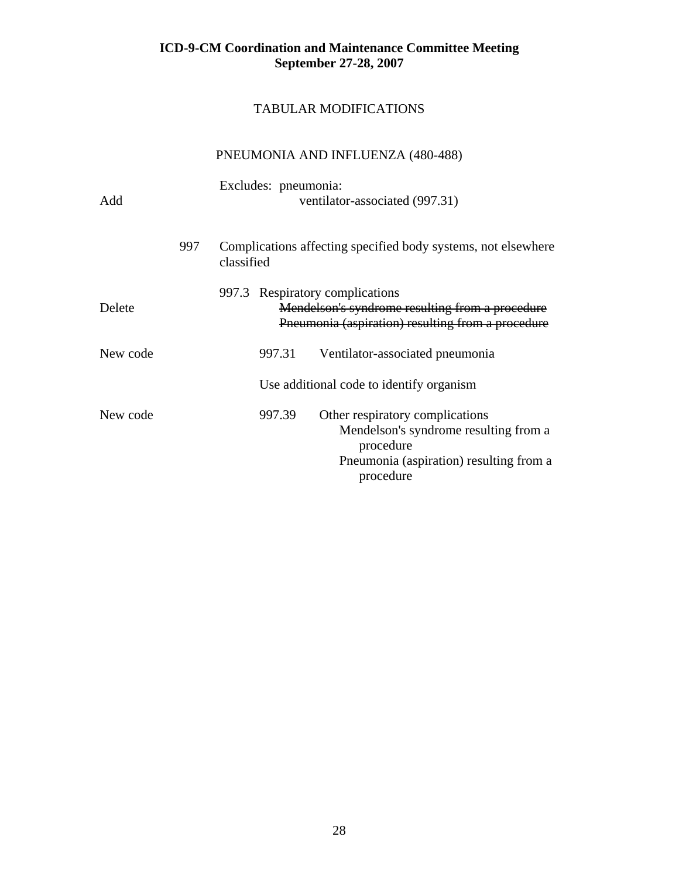**ICD-9-CM Coordination and Maintenance Committee Meeting**
**September 27-28, 2007**

TABULAR MODIFICATIONS

PNEUMONIA AND INFLUENZA (480-488)

Excludes: pneumonia:

Add — ventilator-associated (997.31)

997 Complications affecting specified body systems, not elsewhere classified

997.3 Respiratory complications

Delete — ~~Mendelson's syndrome resulting from a procedure~~
~~Pneumonia (aspiration) resulting from a procedure~~

New code — 997.31 Ventilator-associated pneumonia

Use additional code to identify organism

New code — 997.39 Other respiratory complications
Mendelson's syndrome resulting from a procedure
Pneumonia (aspiration) resulting from a procedure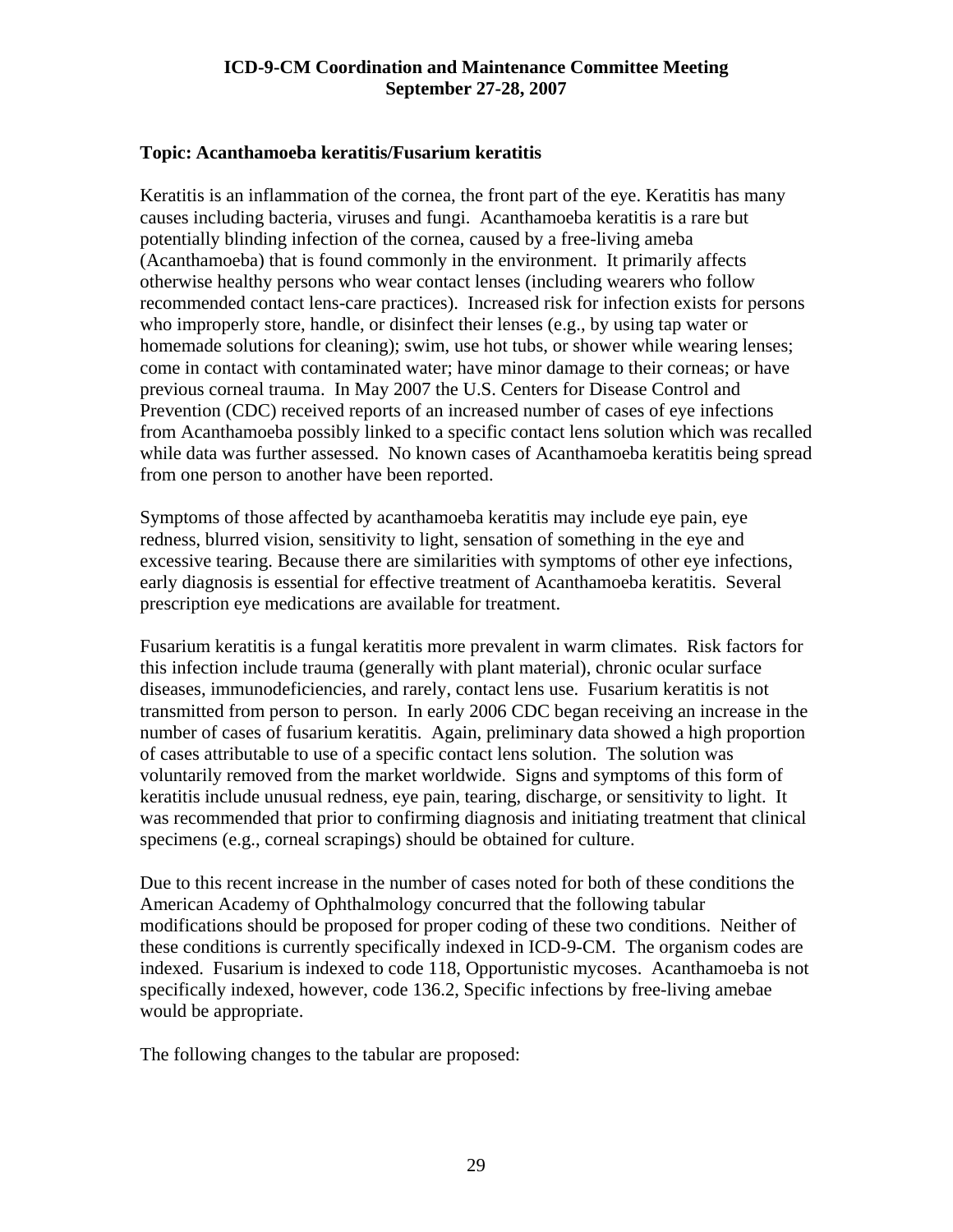**Topic: Acanthamoeba keratitis/Fusarium keratitis**

Keratitis is an inflammation of the cornea, the front part of the eye. Keratitis has many causes including bacteria, viruses and fungi. Acanthamoeba keratitis is a rare but potentially blinding infection of the cornea, caused by a free-living ameba (Acanthamoeba) that is found commonly in the environment. It primarily affects otherwise healthy persons who wear contact lenses (including wearers who follow recommended contact lens-care practices). Increased risk for infection exists for persons who improperly store, handle, or disinfect their lenses (e.g., by using tap water or homemade solutions for cleaning); swim, use hot tubs, or shower while wearing lenses; come in contact with contaminated water; have minor damage to their corneas; or have previous corneal trauma. In May 2007 the U.S. Centers for Disease Control and Prevention (CDC) received reports of an increased number of cases of eye infections from Acanthamoeba possibly linked to a specific contact lens solution which was recalled while data was further assessed. No known cases of Acanthamoeba keratitis being spread from one person to another have been reported.

Symptoms of those affected by acanthamoeba keratitis may include eye pain, eye redness, blurred vision, sensitivity to light, sensation of something in the eye and excessive tearing. Because there are similarities with symptoms of other eye infections, early diagnosis is essential for effective treatment of Acanthamoeba keratitis. Several prescription eye medications are available for treatment.

Fusarium keratitis is a fungal keratitis more prevalent in warm climates. Risk factors for this infection include trauma (generally with plant material), chronic ocular surface diseases, immunodeficiencies, and rarely, contact lens use. Fusarium keratitis is not transmitted from person to person. In early 2006 CDC began receiving an increase in the number of cases of fusarium keratitis. Again, preliminary data showed a high proportion of cases attributable to use of a specific contact lens solution. The solution was voluntarily removed from the market worldwide. Signs and symptoms of this form of keratitis include unusual redness, eye pain, tearing, discharge, or sensitivity to light. It was recommended that prior to confirming diagnosis and initiating treatment that clinical specimens (e.g., corneal scrapings) should be obtained for culture.

Due to this recent increase in the number of cases noted for both of these conditions the American Academy of Ophthalmology concurred that the following tabular modifications should be proposed for proper coding of these two conditions. Neither of these conditions is currently specifically indexed in ICD-9-CM. The organism codes are indexed. Fusarium is indexed to code 118, Opportunistic mycoses. Acanthamoeba is not specifically indexed, however, code 136.2, Specific infections by free-living amebae would be appropriate.

The following changes to the tabular are proposed: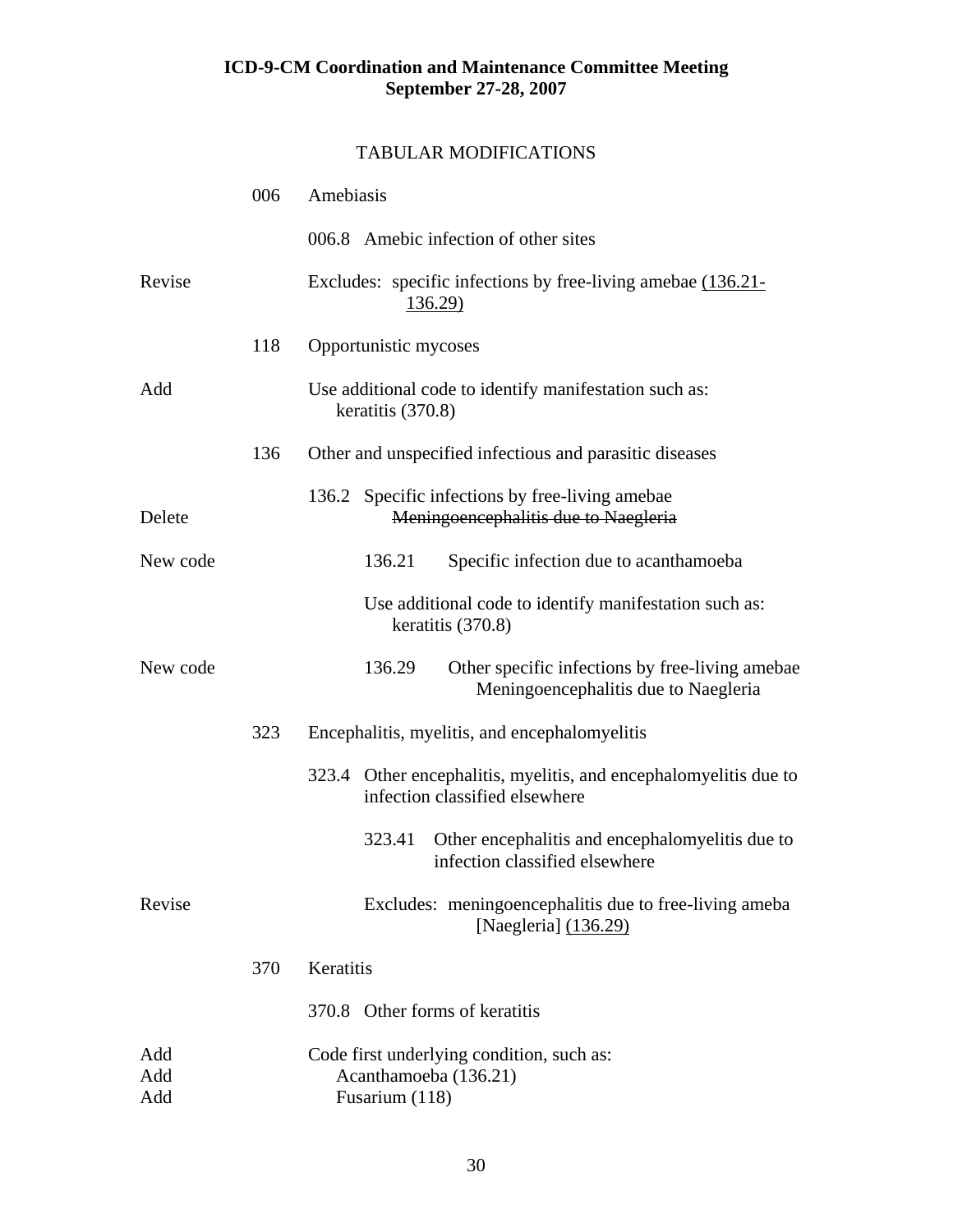**ICD-9-CM Coordination and Maintenance Committee Meeting**
**September 27-28, 2007**

TABULAR MODIFICATIONS

| | | |
|---|---|---|
| | 006 | Amebiasis |
| | | 006.8 Amebic infection of other sites |
| Revise | | Excludes: specific infections by free-living amebae <u>(136.21-136.29)</u> |
| | 118 | Opportunistic mycoses |
| Add | | Use additional code to identify manifestation such as: keratitis (370.8) |
| | 136 | Other and unspecified infectious and parasitic diseases |
| | | 136.2 Specific infections by free-living amebae |
| Delete | | ~~Meningoencephalitis due to Naegleria~~ |
| New code | | 136.21 Specific infection due to acanthamoeba |
| | | Use additional code to identify manifestation such as: keratitis (370.8) |
| New code | | 136.29 Other specific infections by free-living amebae<br>Meningoencephalitis due to Naegleria |
| | 323 | Encephalitis, myelitis, and encephalomyelitis |
| | | 323.4 Other encephalitis, myelitis, and encephalomyelitis due to infection classified elsewhere |
| | | 323.41 Other encephalitis and encephalomyelitis due to infection classified elsewhere |
| Revise | | Excludes: meningoencephalitis due to free-living ameba [Naegleria] <u>(136.29)</u> |
| | 370 | Keratitis |
| | | 370.8 Other forms of keratitis |
| Add | | Code first underlying condition, such as: |
| Add | | Acanthamoeba (136.21) |
| Add | | Fusarium (118) |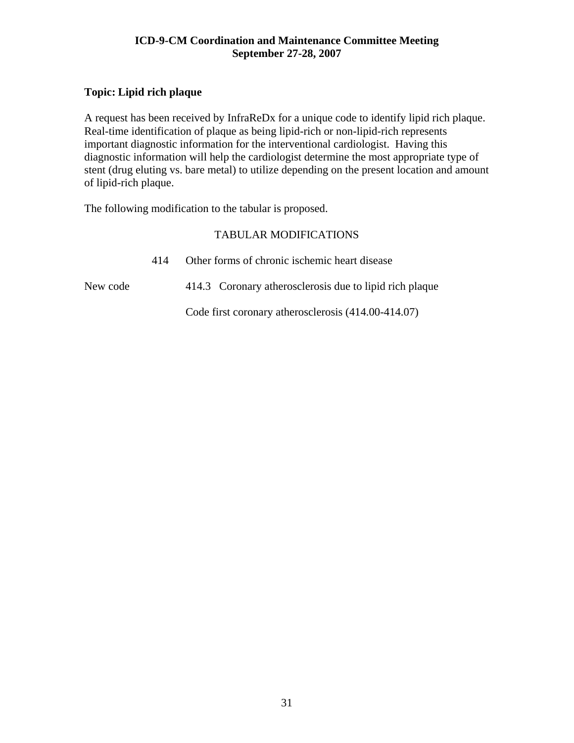**ICD-9-CM Coordination and Maintenance Committee Meeting**
**September 27-28, 2007**

**Topic: Lipid rich plaque**

A request has been received by InfraReDx for a unique code to identify lipid rich plaque. Real-time identification of plaque as being lipid-rich or non-lipid-rich represents important diagnostic information for the interventional cardiologist. Having this diagnostic information will help the cardiologist determine the most appropriate type of stent (drug eluting vs. bare metal) to utilize depending on the present location and amount of lipid-rich plaque.

The following modification to the tabular is proposed.

TABULAR MODIFICATIONS

414 Other forms of chronic ischemic heart disease

New code 414.3 Coronary atherosclerosis due to lipid rich plaque

Code first coronary atherosclerosis (414.00-414.07)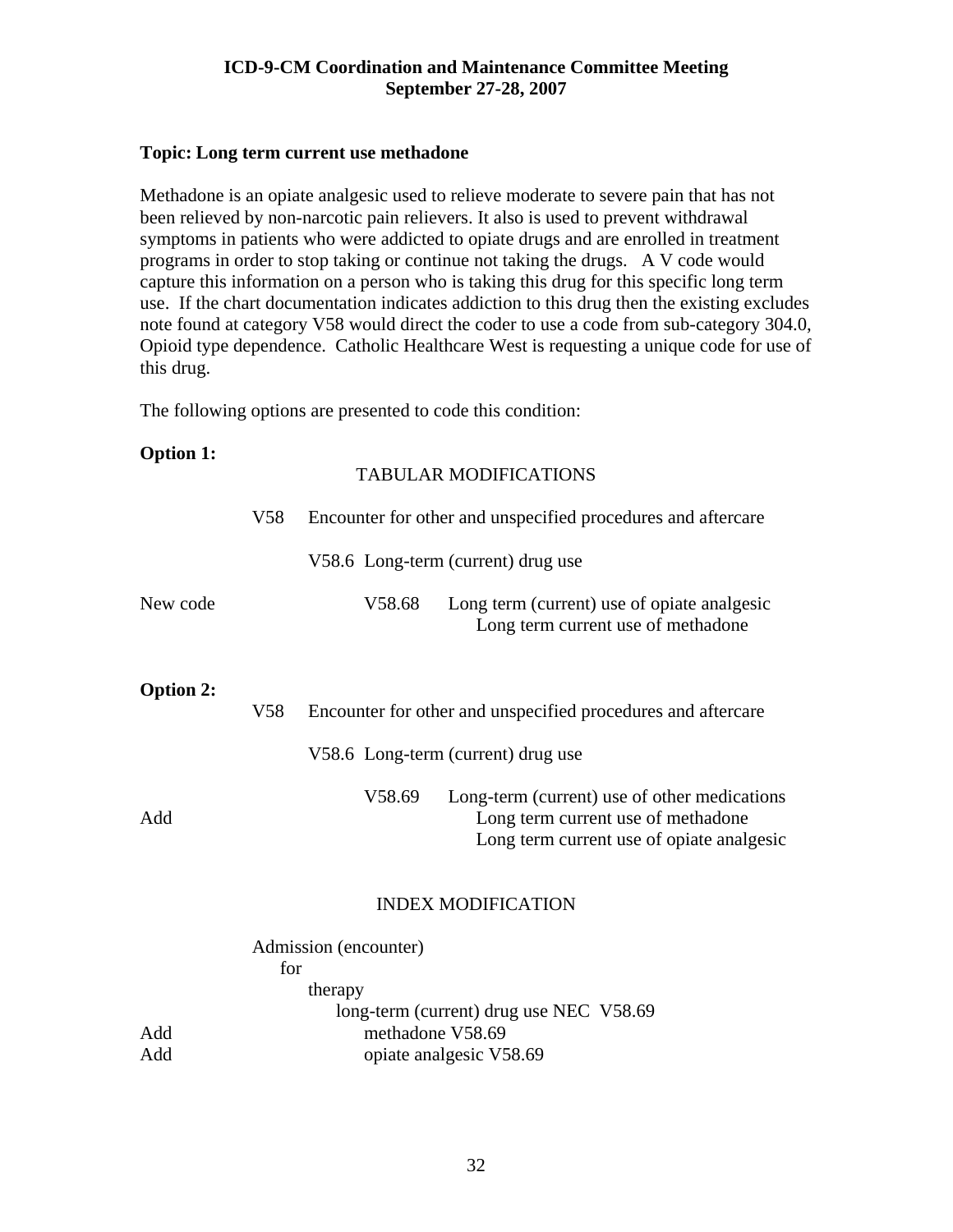**Topic: Long term current use methadone**

Methadone is an opiate analgesic used to relieve moderate to severe pain that has not been relieved by non-narcotic pain relievers. It also is used to prevent withdrawal symptoms in patients who were addicted to opiate drugs and are enrolled in treatment programs in order to stop taking or continue not taking the drugs. A V code would capture this information on a person who is taking this drug for this specific long term use. If the chart documentation indicates addiction to this drug then the existing excludes note found at category V58 would direct the coder to use a code from sub-category 304.0, Opioid type dependence. Catholic Healthcare West is requesting a unique code for use of this drug.

The following options are presented to code this condition:

**Option 1:**

TABULAR MODIFICATIONS

V58 Encounter for other and unspecified procedures and aftercare

V58.6 Long-term (current) drug use

New code V58.68 Long term (current) use of opiate analgesic
Long term current use of methadone

**Option 2:**

V58 Encounter for other and unspecified procedures and aftercare

V58.6 Long-term (current) drug use

V58.69 Long-term (current) use of other medications
Add Long term current use of methadone
Long term current use of opiate analgesic

INDEX MODIFICATION

Admission (encounter)
for
therapy
long-term (current) drug use NEC V58.69
Add methadone V58.69
Add opiate analgesic V58.69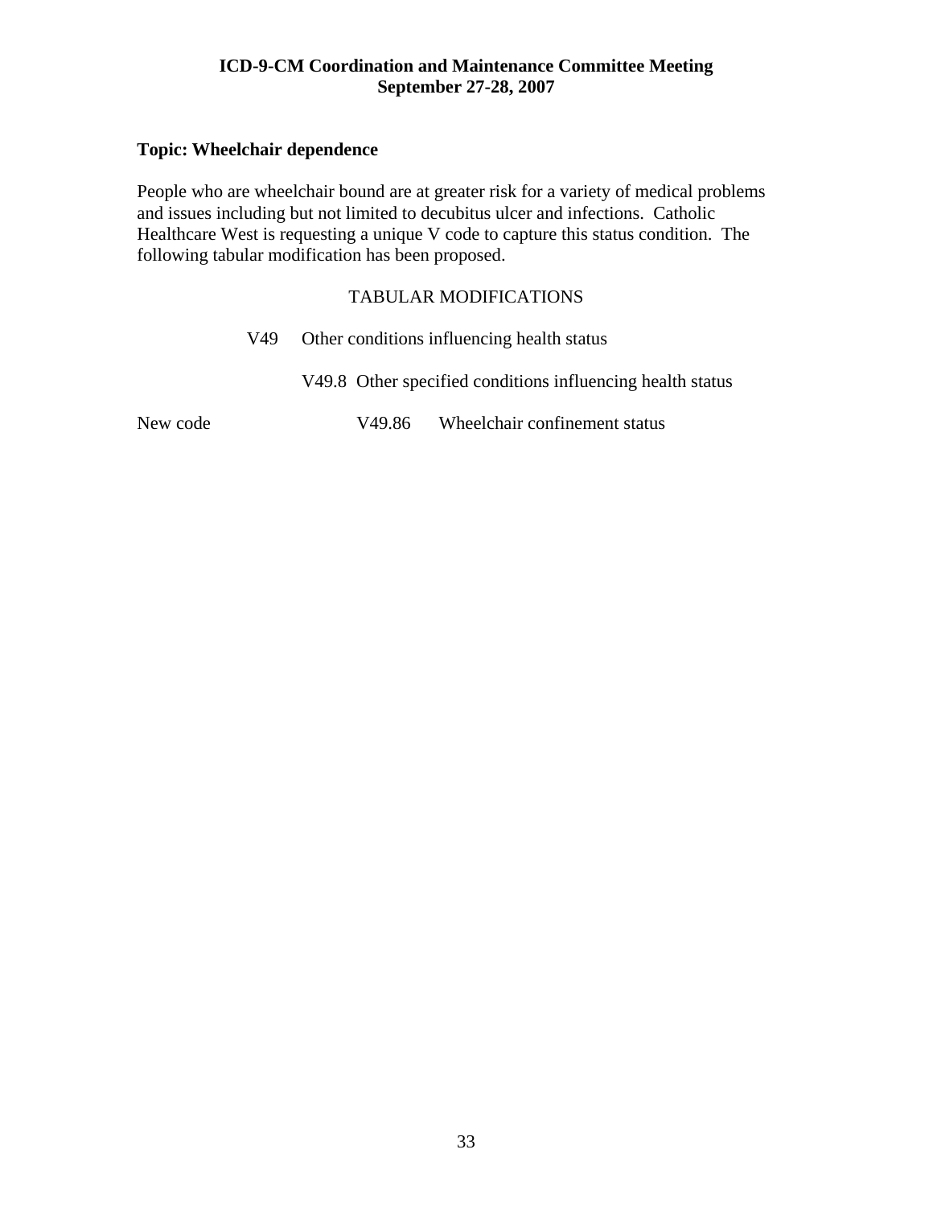**ICD-9-CM Coordination and Maintenance Committee Meeting**
**September 27-28, 2007**

**Topic: Wheelchair dependence**

People who are wheelchair bound are at greater risk for a variety of medical problems and issues including but not limited to decubitus ulcer and infections. Catholic Healthcare West is requesting a unique V code to capture this status condition. The following tabular modification has been proposed.

TABULAR MODIFICATIONS

V49 Other conditions influencing health status

V49.8 Other specified conditions influencing health status

New code V49.86 Wheelchair confinement status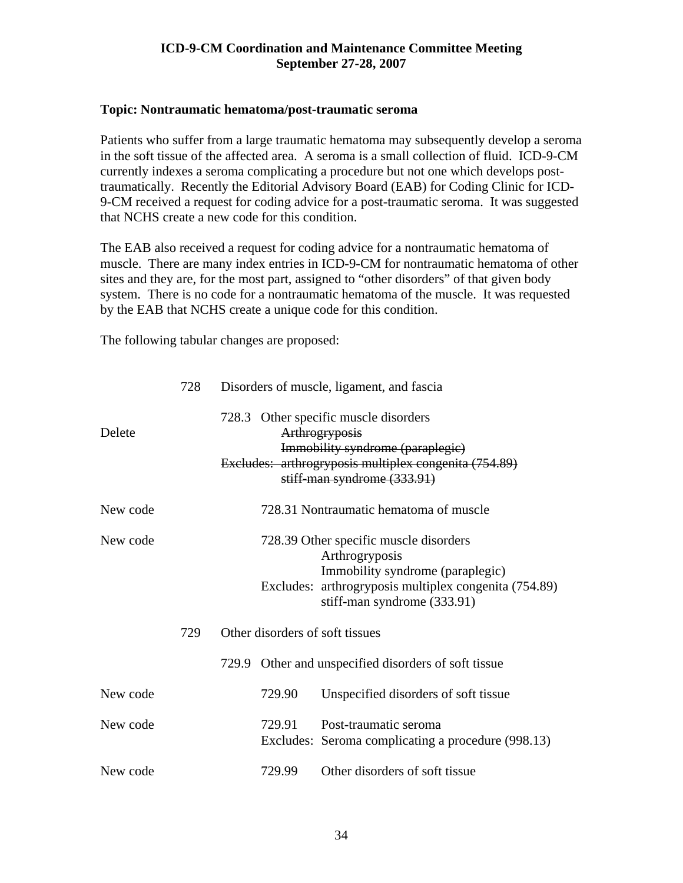**ICD-9-CM Coordination and Maintenance Committee Meeting**
**September 27-28, 2007**

**Topic: Nontraumatic hematoma/post-traumatic seroma**

Patients who suffer from a large traumatic hematoma may subsequently develop a seroma in the soft tissue of the affected area. A seroma is a small collection of fluid. ICD-9-CM currently indexes a seroma complicating a procedure but not one which develops post-traumatically. Recently the Editorial Advisory Board (EAB) for Coding Clinic for ICD-9-CM received a request for coding advice for a post-traumatic seroma. It was suggested that NCHS create a new code for this condition.

The EAB also received a request for coding advice for a nontraumatic hematoma of muscle. There are many index entries in ICD-9-CM for nontraumatic hematoma of other sites and they are, for the most part, assigned to "other disorders" of that given body system. There is no code for a nontraumatic hematoma of the muscle. It was requested by the EAB that NCHS create a unique code for this condition.

The following tabular changes are proposed:

```
            728   Disorders of muscle, ligament, and fascia

                  728.3  Other specific muscle disorders
Delete                        ~~Arthrogryposis~~
                              ~~Immobility syndrome (paraplegic)~~
                  ~~Excludes: arthrogryposis multiplex congenita (754.89)~~
                              ~~stiff-man syndrome (333.91)~~

New code                 728.31 Nontraumatic hematoma of muscle

New code                 728.39 Other specific muscle disorders
                                Arthrogryposis
                                Immobility syndrome (paraplegic)
                         Excludes: arthrogryposis multiplex congenita (754.89)
                                stiff-man syndrome (333.91)

            729   Other disorders of soft tissues

                  729.9  Other and unspecified disorders of soft tissue

New code                 729.90   Unspecified disorders of soft tissue

New code                 729.91   Post-traumatic seroma
                         Excludes: Seroma complicating a procedure (998.13)

New code                 729.99   Other disorders of soft tissue
```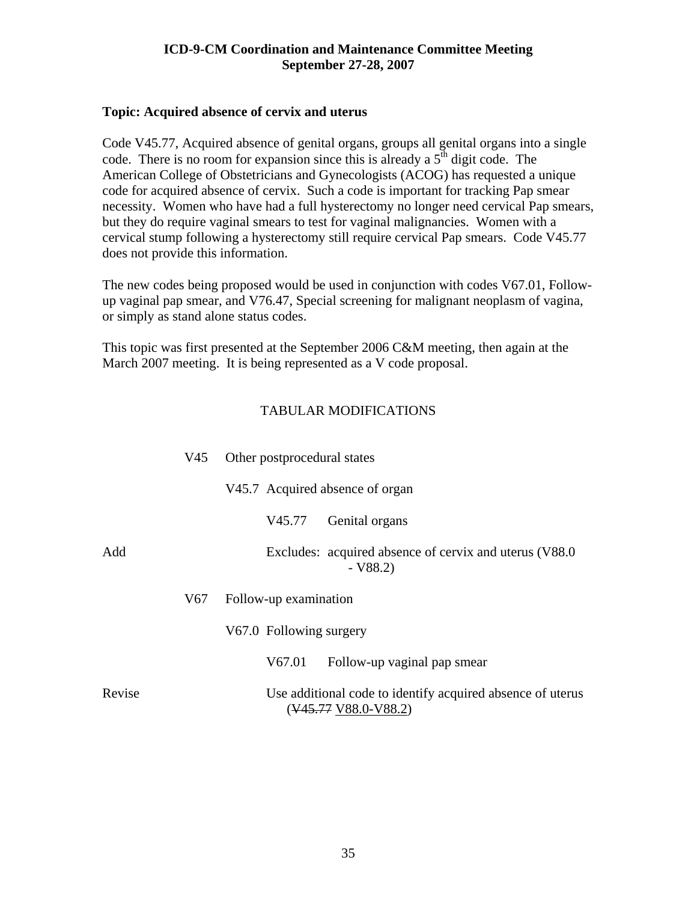**ICD-9-CM Coordination and Maintenance Committee Meeting**
**September 27-28, 2007**

**Topic: Acquired absence of cervix and uterus**

Code V45.77, Acquired absence of genital organs, groups all genital organs into a single code. There is no room for expansion since this is already a 5th digit code. The American College of Obstetricians and Gynecologists (ACOG) has requested a unique code for acquired absence of cervix. Such a code is important for tracking Pap smear necessity. Women who have had a full hysterectomy no longer need cervical Pap smears, but they do require vaginal smears to test for vaginal malignancies. Women with a cervical stump following a hysterectomy still require cervical Pap smears. Code V45.77 does not provide this information.

The new codes being proposed would be used in conjunction with codes V67.01, Follow-up vaginal pap smear, and V76.47, Special screening for malignant neoplasm of vagina, or simply as stand alone status codes.

This topic was first presented at the September 2006 C&M meeting, then again at the March 2007 meeting. It is being represented as a V code proposal.

TABULAR MODIFICATIONS

V45 Other postprocedural states

V45.7 Acquired absence of organ

V45.77 Genital organs

Add — Excludes: acquired absence of cervix and uterus (V88.0 - V88.2)

V67 Follow-up examination

V67.0 Following surgery

V67.01 Follow-up vaginal pap smear

Revise — Use additional code to identify acquired absence of uterus (~~V45.77~~ <u>V88.0-V88.2</u>)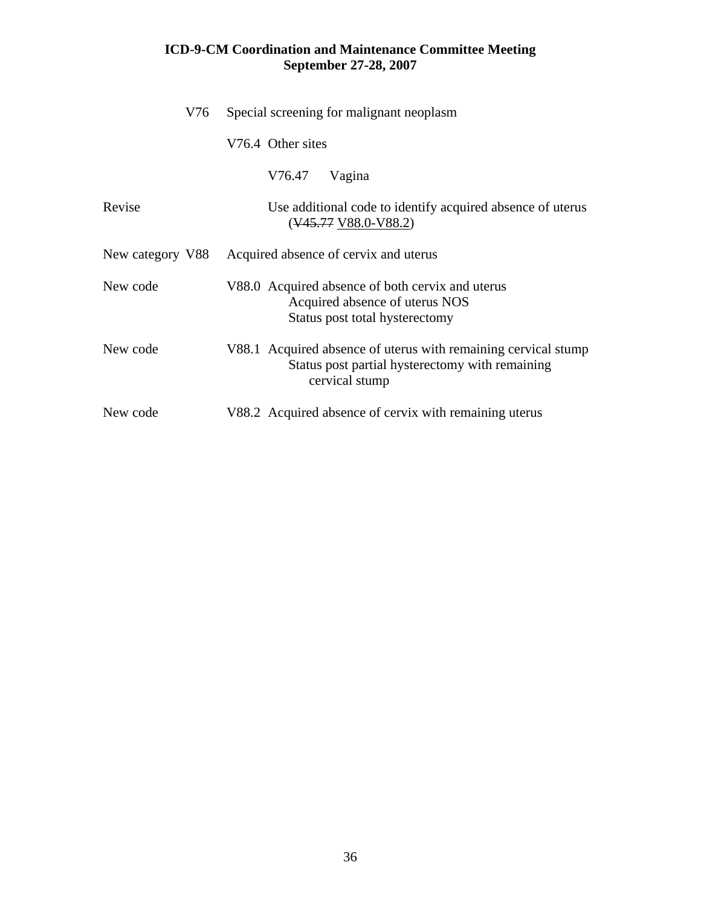| | |
|---|---|
| V76 | Special screening for malignant neoplasm |
| | V76.4 Other sites |
| | V76.47 Vagina |
| Revise | Use additional code to identify acquired absence of uterus (~~V45.77~~ <u>V88.0-V88.2</u>) |
| New category V88 | Acquired absence of cervix and uterus |
| New code | V88.0 Acquired absence of both cervix and uterus<br>Acquired absence of uterus NOS<br>Status post total hysterectomy |
| New code | V88.1 Acquired absence of uterus with remaining cervical stump<br>Status post partial hysterectomy with remaining cervical stump |
| New code | V88.2 Acquired absence of cervix with remaining uterus |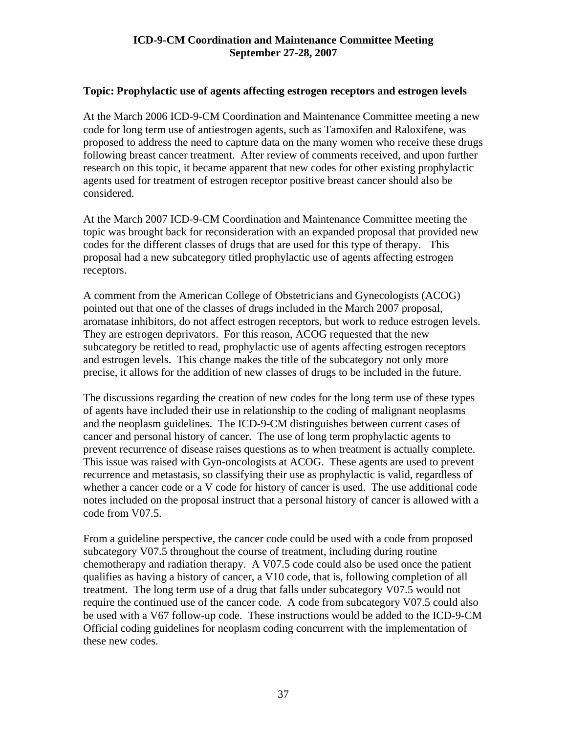**Topic: Prophylactic use of agents affecting estrogen receptors and estrogen levels**

At the March 2006 ICD-9-CM Coordination and Maintenance Committee meeting a new code for long term use of antiestrogen agents, such as Tamoxifen and Raloxifene, was proposed to address the need to capture data on the many women who receive these drugs following breast cancer treatment. After review of comments received, and upon further research on this topic, it became apparent that new codes for other existing prophylactic agents used for treatment of estrogen receptor positive breast cancer should also be considered.

At the March 2007 ICD-9-CM Coordination and Maintenance Committee meeting the topic was brought back for reconsideration with an expanded proposal that provided new codes for the different classes of drugs that are used for this type of therapy. This proposal had a new subcategory titled prophylactic use of agents affecting estrogen receptors.

A comment from the American College of Obstetricians and Gynecologists (ACOG) pointed out that one of the classes of drugs included in the March 2007 proposal, aromatase inhibitors, do not affect estrogen receptors, but work to reduce estrogen levels. They are estrogen deprivators. For this reason, ACOG requested that the new subcategory be retitled to read, prophylactic use of agents affecting estrogen receptors and estrogen levels. This change makes the title of the subcategory not only more precise, it allows for the addition of new classes of drugs to be included in the future.

The discussions regarding the creation of new codes for the long term use of these types of agents have included their use in relationship to the coding of malignant neoplasms and the neoplasm guidelines. The ICD-9-CM distinguishes between current cases of cancer and personal history of cancer. The use of long term prophylactic agents to prevent recurrence of disease raises questions as to when treatment is actually complete. This issue was raised with Gyn-oncologists at ACOG. These agents are used to prevent recurrence and metastasis, so classifying their use as prophylactic is valid, regardless of whether a cancer code or a V code for history of cancer is used. The use additional code notes included on the proposal instruct that a personal history of cancer is allowed with a code from V07.5.

From a guideline perspective, the cancer code could be used with a code from proposed subcategory V07.5 throughout the course of treatment, including during routine chemotherapy and radiation therapy. A V07.5 code could also be used once the patient qualifies as having a history of cancer, a V10 code, that is, following completion of all treatment. The long term use of a drug that falls under subcategory V07.5 would not require the continued use of the cancer code. A code from subcategory V07.5 could also be used with a V67 follow-up code. These instructions would be added to the ICD-9-CM Official coding guidelines for neoplasm coding concurrent with the implementation of these new codes.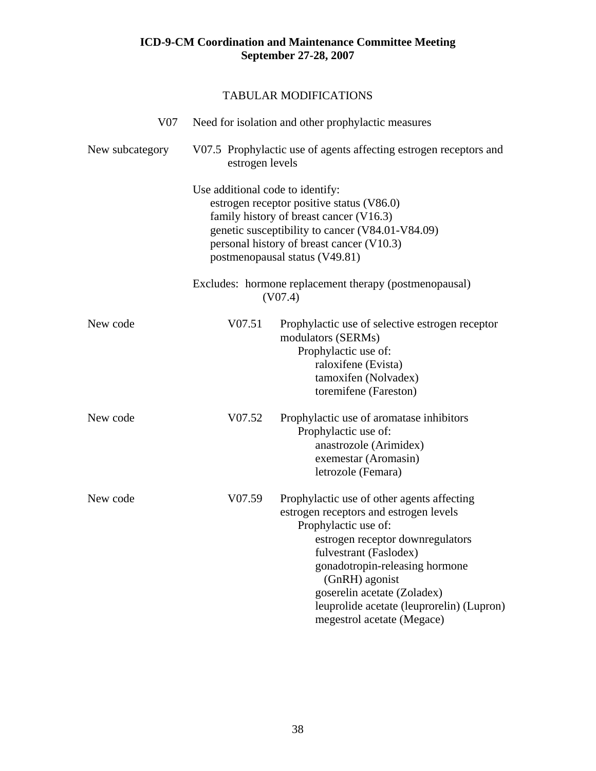**ICD-9-CM Coordination and Maintenance Committee Meeting**
**September 27-28, 2007**

TABULAR MODIFICATIONS

V07 Need for isolation and other prophylactic measures

New subcategory — V07.5 Prophylactic use of agents affecting estrogen receptors and estrogen levels

Use additional code to identify:
- estrogen receptor positive status (V86.0)
- family history of breast cancer (V16.3)
- genetic susceptibility to cancer (V84.01-V84.09)
- personal history of breast cancer (V10.3)
- postmenopausal status (V49.81)

Excludes: hormone replacement therapy (postmenopausal) (V07.4)

New code — V07.51 Prophylactic use of selective estrogen receptor modulators (SERMs)
- Prophylactic use of:
  - raloxifene (Evista)
  - tamoxifen (Nolvadex)
  - toremifene (Fareston)

New code — V07.52 Prophylactic use of aromatase inhibitors
- Prophylactic use of:
  - anastrozole (Arimidex)
  - exemestar (Aromasin)
  - letrozole (Femara)

New code — V07.59 Prophylactic use of other agents affecting estrogen receptors and estrogen levels
- Prophylactic use of:
  - estrogen receptor downregulators
  - fulvestrant (Faslodex)
  - gonadotropin-releasing hormone (GnRH) agonist
  - goserelin acetate (Zoladex)
  - leuprolide acetate (leuprorelin) (Lupron)
  - megestrol acetate (Megace)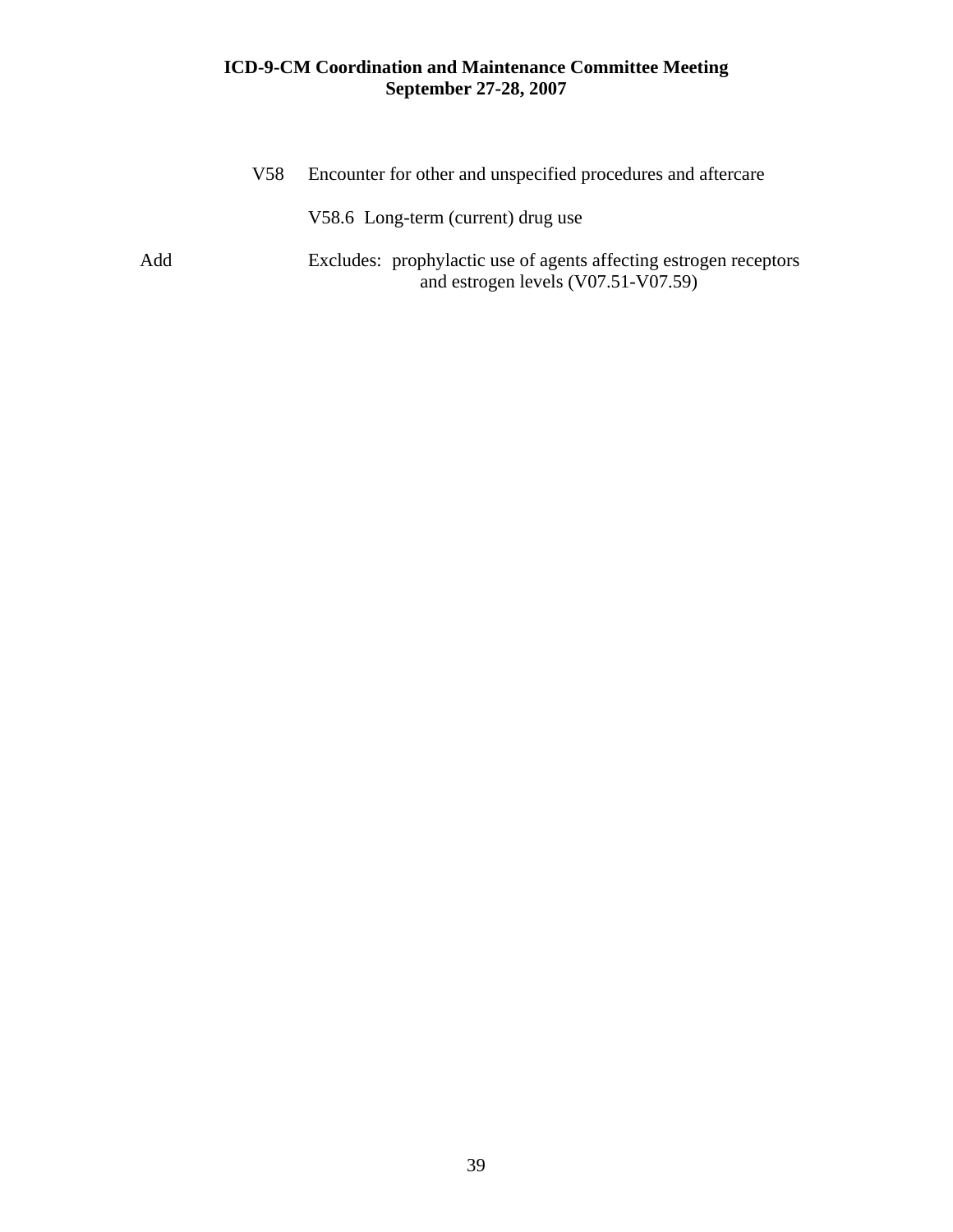V58 Encounter for other and unspecified procedures and aftercare

V58.6 Long-term (current) drug use

Add Excludes: prophylactic use of agents affecting estrogen receptors and estrogen levels (V07.51-V07.59)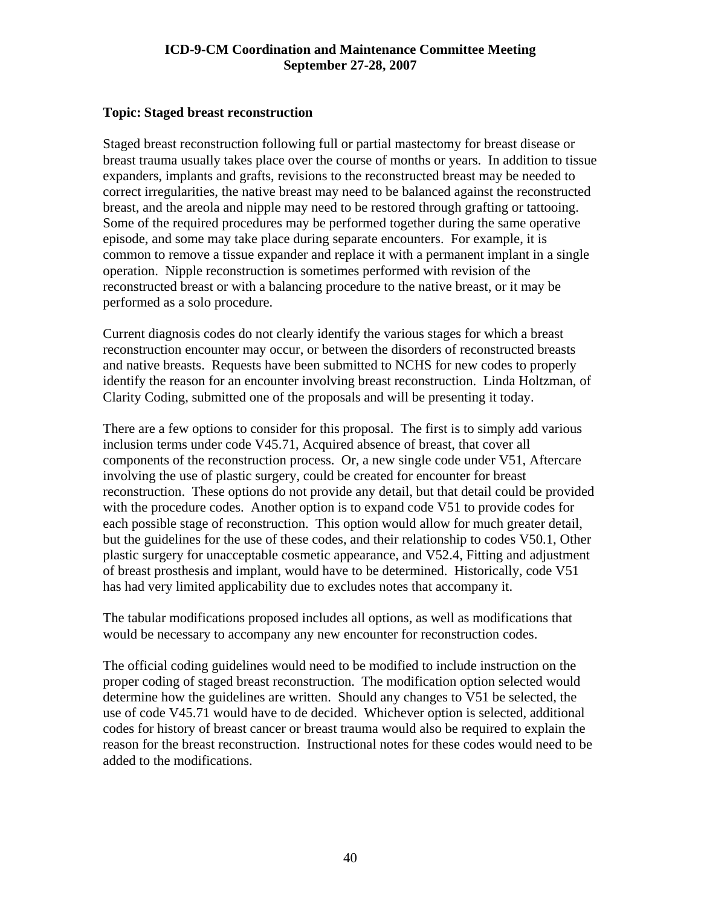**Topic: Staged breast reconstruction**

Staged breast reconstruction following full or partial mastectomy for breast disease or breast trauma usually takes place over the course of months or years. In addition to tissue expanders, implants and grafts, revisions to the reconstructed breast may be needed to correct irregularities, the native breast may need to be balanced against the reconstructed breast, and the areola and nipple may need to be restored through grafting or tattooing. Some of the required procedures may be performed together during the same operative episode, and some may take place during separate encounters. For example, it is common to remove a tissue expander and replace it with a permanent implant in a single operation. Nipple reconstruction is sometimes performed with revision of the reconstructed breast or with a balancing procedure to the native breast, or it may be performed as a solo procedure.

Current diagnosis codes do not clearly identify the various stages for which a breast reconstruction encounter may occur, or between the disorders of reconstructed breasts and native breasts. Requests have been submitted to NCHS for new codes to properly identify the reason for an encounter involving breast reconstruction. Linda Holtzman, of Clarity Coding, submitted one of the proposals and will be presenting it today.

There are a few options to consider for this proposal. The first is to simply add various inclusion terms under code V45.71, Acquired absence of breast, that cover all components of the reconstruction process. Or, a new single code under V51, Aftercare involving the use of plastic surgery, could be created for encounter for breast reconstruction. These options do not provide any detail, but that detail could be provided with the procedure codes. Another option is to expand code V51 to provide codes for each possible stage of reconstruction. This option would allow for much greater detail, but the guidelines for the use of these codes, and their relationship to codes V50.1, Other plastic surgery for unacceptable cosmetic appearance, and V52.4, Fitting and adjustment of breast prosthesis and implant, would have to be determined. Historically, code V51 has had very limited applicability due to excludes notes that accompany it.

The tabular modifications proposed includes all options, as well as modifications that would be necessary to accompany any new encounter for reconstruction codes.

The official coding guidelines would need to be modified to include instruction on the proper coding of staged breast reconstruction. The modification option selected would determine how the guidelines are written. Should any changes to V51 be selected, the use of code V45.71 would have to de decided. Whichever option is selected, additional codes for history of breast cancer or breast trauma would also be required to explain the reason for the breast reconstruction. Instructional notes for these codes would need to be added to the modifications.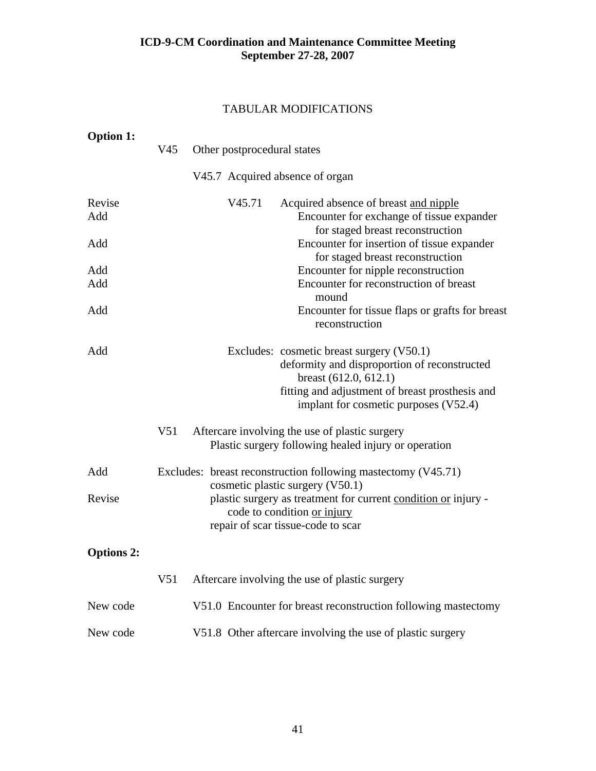**ICD-9-CM Coordination and Maintenance Committee Meeting**
**September 27-28, 2007**

TABULAR MODIFICATIONS

**Option 1:**

| | | |
|---|---|---|
| | V45 | Other postprocedural states |
| | | V45.7 Acquired absence of organ |
| Revise | | V45.71 Acquired absence of breast <u>and nipple</u> |
| Add | | Encounter for exchange of tissue expander for staged breast reconstruction |
| Add | | Encounter for insertion of tissue expander for staged breast reconstruction |
| Add | | Encounter for nipple reconstruction |
| Add | | Encounter for reconstruction of breast mound |
| Add | | Encounter for tissue flaps or grafts for breast reconstruction |
| Add | | Excludes: cosmetic breast surgery (V50.1)<br>deformity and disproportion of reconstructed breast (612.0, 612.1)<br>fitting and adjustment of breast prosthesis and implant for cosmetic purposes (V52.4) |
| | V51 | Aftercare involving the use of plastic surgery<br>Plastic surgery following healed injury or operation |
| Add | | Excludes: breast reconstruction following mastectomy (V45.71)<br>cosmetic plastic surgery (V50.1) |
| Revise | | plastic surgery as treatment for current <u>condition or</u> injury - code to condition <u>or injury</u><br>repair of scar tissue-code to scar |

**Options 2:**

| | | |
|---|---|---|
| | V51 | Aftercare involving the use of plastic surgery |
| New code | | V51.0 Encounter for breast reconstruction following mastectomy |
| New code | | V51.8 Other aftercare involving the use of plastic surgery |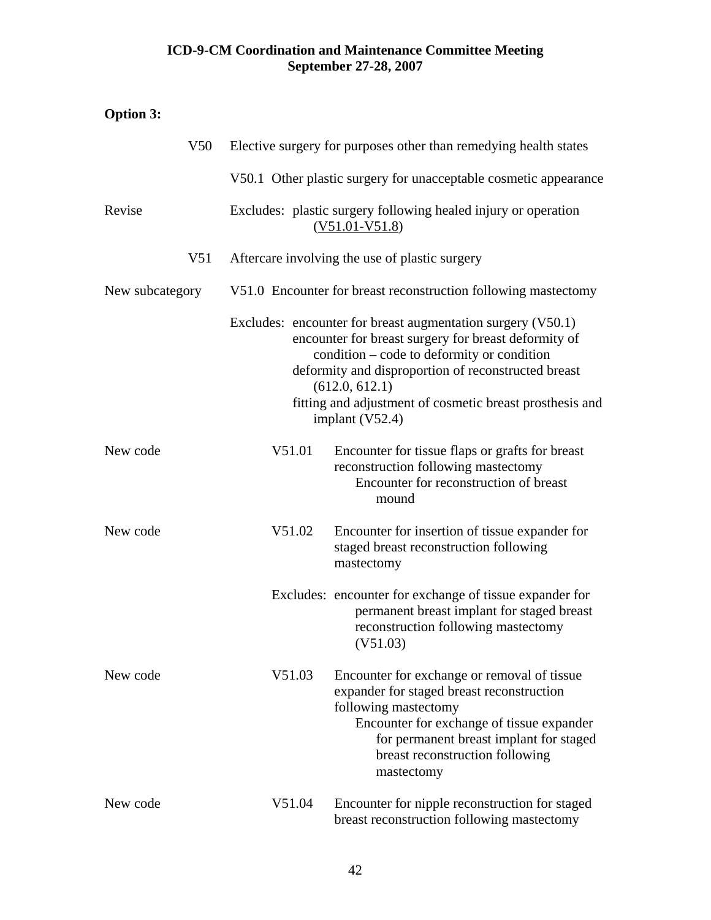**Option 3:**

V50 Elective surgery for purposes other than remedying health states

V50.1 Other plastic surgery for unacceptable cosmetic appearance

Revise — Excludes: plastic surgery following healed injury or operation (V51.01-V51.8)

V51 Aftercare involving the use of plastic surgery

New subcategory — V51.0 Encounter for breast reconstruction following mastectomy

Excludes: encounter for breast augmentation surgery (V50.1)
encounter for breast surgery for breast deformity of condition – code to deformity or condition
deformity and disproportion of reconstructed breast (612.0, 612.1)
fitting and adjustment of cosmetic breast prosthesis and implant (V52.4)

New code — V51.01 Encounter for tissue flaps or grafts for breast reconstruction following mastectomy
Encounter for reconstruction of breast mound

New code — V51.02 Encounter for insertion of tissue expander for staged breast reconstruction following mastectomy

Excludes: encounter for exchange of tissue expander for permanent breast implant for staged breast reconstruction following mastectomy (V51.03)

New code — V51.03 Encounter for exchange or removal of tissue expander for staged breast reconstruction following mastectomy
Encounter for exchange of tissue expander for permanent breast implant for staged breast reconstruction following mastectomy

New code — V51.04 Encounter for nipple reconstruction for staged breast reconstruction following mastectomy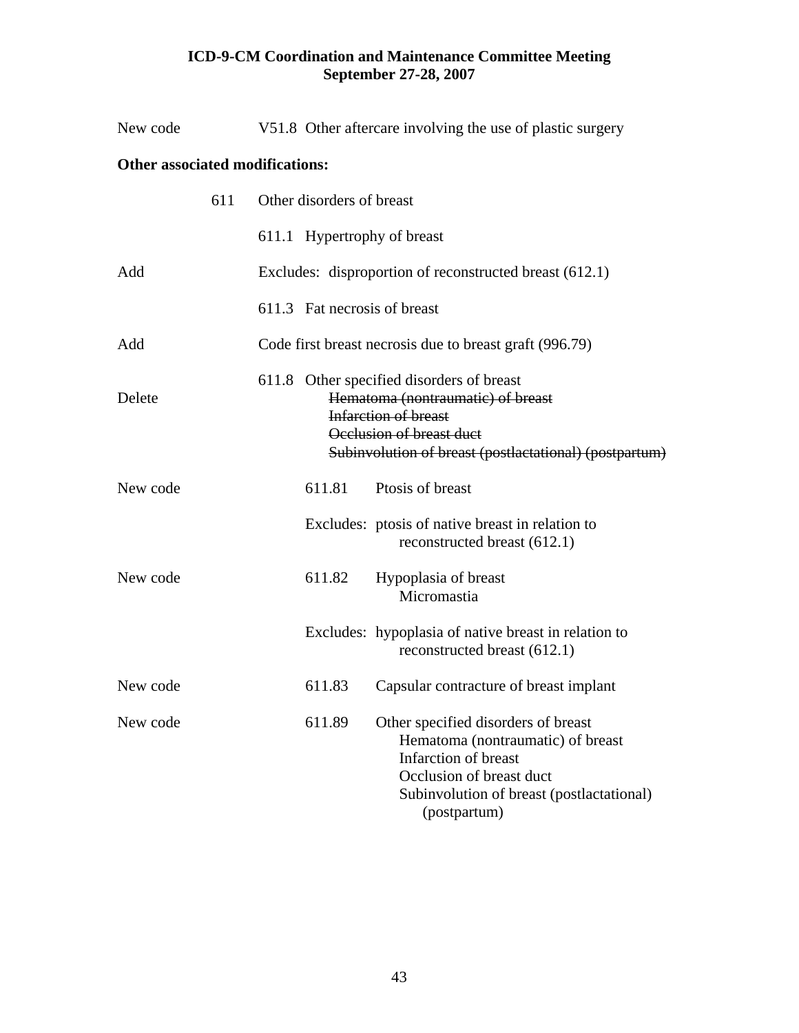New code V51.8 Other aftercare involving the use of plastic surgery

**Other associated modifications:**

611 Other disorders of breast

611.1 Hypertrophy of breast

Add Excludes: disproportion of reconstructed breast (612.1)

611.3 Fat necrosis of breast

Add Code first breast necrosis due to breast graft (996.79)

611.8 Other specified disorders of breast

Delete ~~Hematoma (nontraumatic) of breast~~
~~Infarction of breast~~
~~Occlusion of breast duct~~
~~Subinvolution of breast (postlactational) (postpartum)~~

New code 611.81 Ptosis of breast

Excludes: ptosis of native breast in relation to reconstructed breast (612.1)

New code 611.82 Hypoplasia of breast
Micromastia

Excludes: hypoplasia of native breast in relation to reconstructed breast (612.1)

New code 611.83 Capsular contracture of breast implant

New code 611.89 Other specified disorders of breast
Hematoma (nontraumatic) of breast
Infarction of breast
Occlusion of breast duct
Subinvolution of breast (postlactational) (postpartum)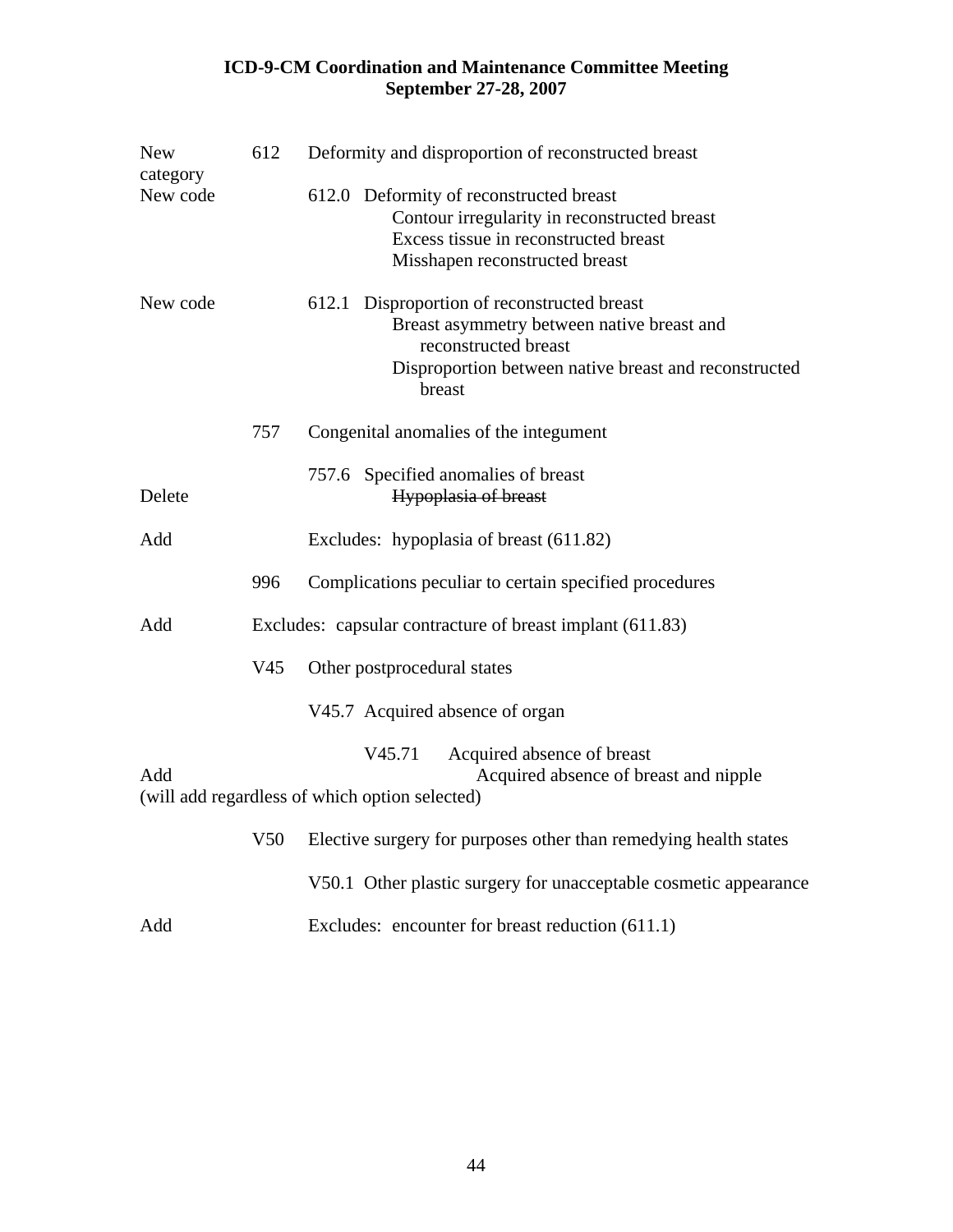New category — 612 Deformity and disproportion of reconstructed breast

New code — 612.0 Deformity of reconstructed breast
- Contour irregularity in reconstructed breast
- Excess tissue in reconstructed breast
- Misshapen reconstructed breast

New code — 612.1 Disproportion of reconstructed breast
- Breast asymmetry between native breast and reconstructed breast
- Disproportion between native breast and reconstructed breast

757 Congenital anomalies of the integument

757.6 Specified anomalies of breast

Delete — ~~Hypoplasia of breast~~

Add — Excludes: hypoplasia of breast (611.82)

996 Complications peculiar to certain specified procedures

Add — Excludes: capsular contracture of breast implant (611.83)

V45 Other postprocedural states

V45.7 Acquired absence of organ

V45.71 Acquired absence of breast

Add — Acquired absence of breast and nipple

(will add regardless of which option selected)

V50 Elective surgery for purposes other than remedying health states

V50.1 Other plastic surgery for unacceptable cosmetic appearance

Add — Excludes: encounter for breast reduction (611.1)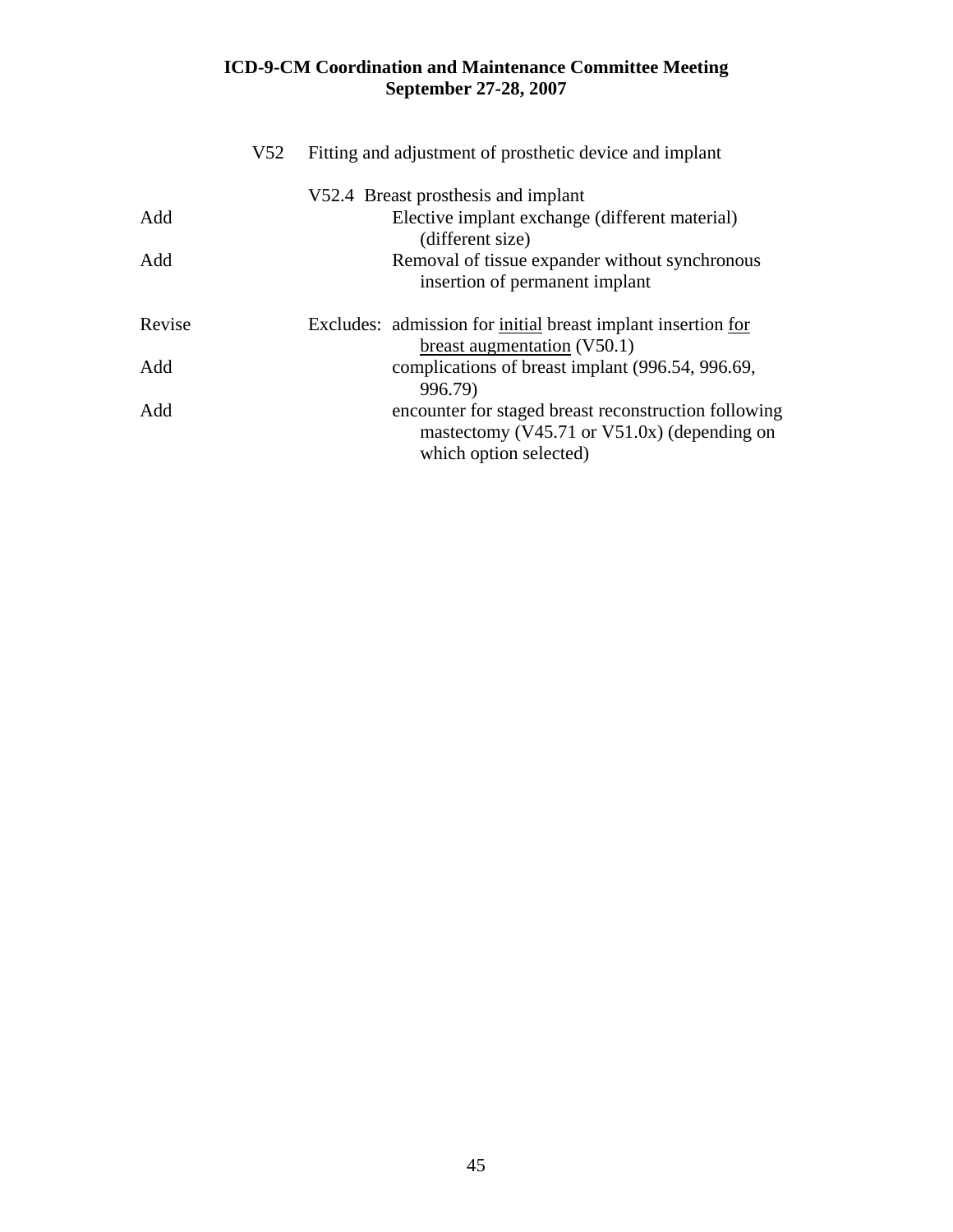V52 Fitting and adjustment of prosthetic device and implant

V52.4 Breast prosthesis and implant

| | |
|---|---|
| Add | Elective implant exchange (different material) (different size) |
| Add | Removal of tissue expander without synchronous insertion of permanent implant |
| Revise | Excludes: admission for <u>initial</u> breast implant insertion <u>for breast augmentation</u> (V50.1) |
| Add | complications of breast implant (996.54, 996.69, 996.79) |
| Add | encounter for staged breast reconstruction following mastectomy (V45.71 or V51.0x) (depending on which option selected) |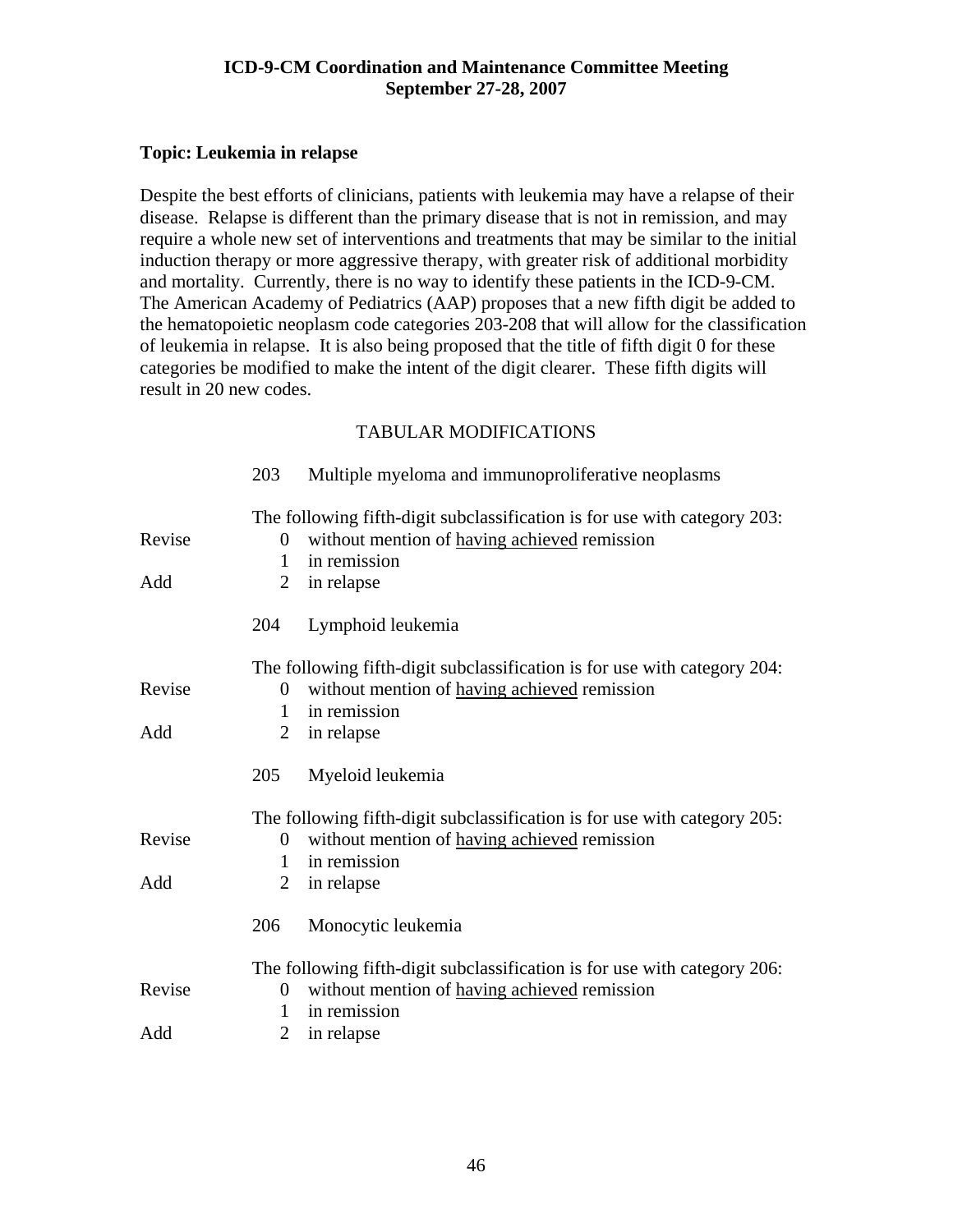**ICD-9-CM Coordination and Maintenance Committee Meeting**
**September 27-28, 2007**

**Topic: Leukemia in relapse**

Despite the best efforts of clinicians, patients with leukemia may have a relapse of their disease. Relapse is different than the primary disease that is not in remission, and may require a whole new set of interventions and treatments that may be similar to the initial induction therapy or more aggressive therapy, with greater risk of additional morbidity and mortality. Currently, there is no way to identify these patients in the ICD-9-CM. The American Academy of Pediatrics (AAP) proposes that a new fifth digit be added to the hematopoietic neoplasm code categories 203-208 that will allow for the classification of leukemia in relapse. It is also being proposed that the title of fifth digit 0 for these categories be modified to make the intent of the digit clearer. These fifth digits will result in 20 new codes.

TABULAR MODIFICATIONS

203 Multiple myeloma and immunoproliferative neoplasms

The following fifth-digit subclassification is for use with category 203:

Revise 0 without mention of <u>having achieved</u> remission
1 in remission
Add 2 in relapse

204 Lymphoid leukemia

The following fifth-digit subclassification is for use with category 204:

Revise 0 without mention of <u>having achieved</u> remission
1 in remission
Add 2 in relapse

205 Myeloid leukemia

The following fifth-digit subclassification is for use with category 205:

Revise 0 without mention of <u>having achieved</u> remission
1 in remission
Add 2 in relapse

206 Monocytic leukemia

The following fifth-digit subclassification is for use with category 206:

Revise 0 without mention of <u>having achieved</u> remission
1 in remission
Add 2 in relapse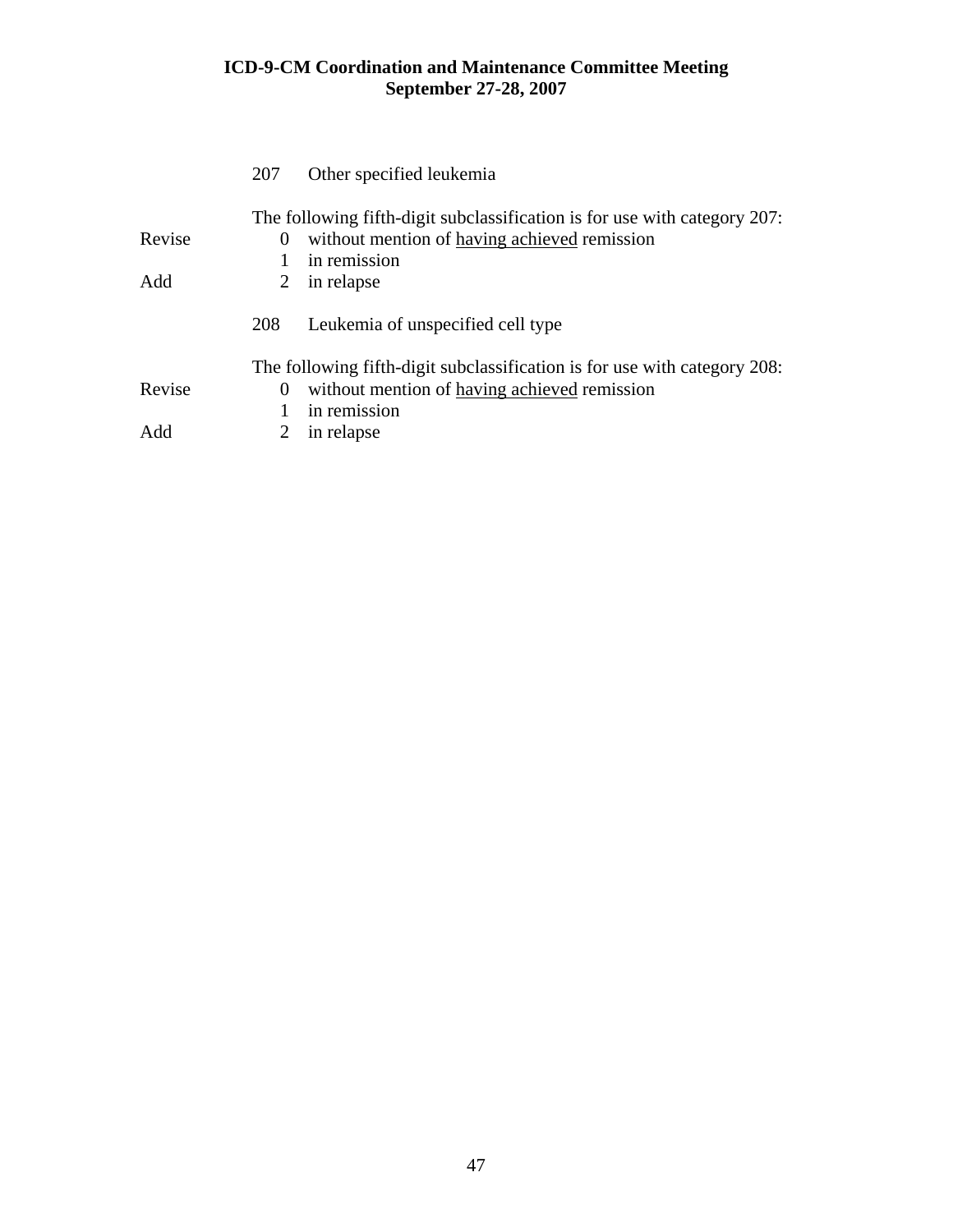| | | |
|---|---|---|
| | 207 | Other specified leukemia |
| | | The following fifth-digit subclassification is for use with category 207: |
| Revise | 0 | without mention of <u>having achieved</u> remission |
| | 1 | in remission |
| Add | 2 | in relapse |
| | 208 | Leukemia of unspecified cell type |
| | | The following fifth-digit subclassification is for use with category 208: |
| Revise | 0 | without mention of <u>having achieved</u> remission |
| | 1 | in remission |
| Add | 2 | in relapse |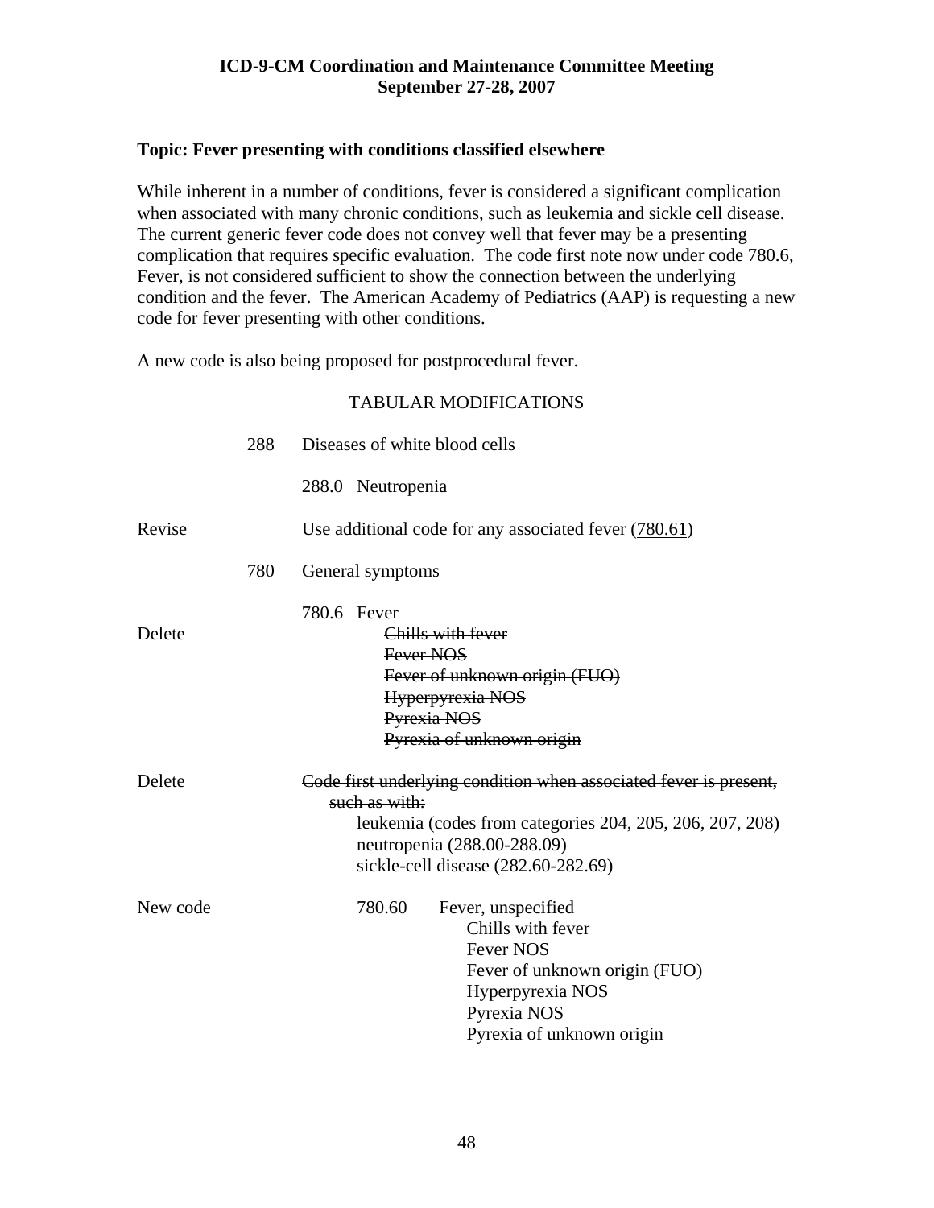**ICD-9-CM Coordination and Maintenance Committee Meeting**
**September 27-28, 2007**

### Topic: Fever presenting with conditions classified elsewhere

While inherent in a number of conditions, fever is considered a significant complication when associated with many chronic conditions, such as leukemia and sickle cell disease. The current generic fever code does not convey well that fever may be a presenting complication that requires specific evaluation. The code first note now under code 780.6, Fever, is not considered sufficient to show the connection between the underlying condition and the fever. The American Academy of Pediatrics (AAP) is requesting a new code for fever presenting with other conditions.

A new code is also being proposed for postprocedural fever.

TABULAR MODIFICATIONS

| | | |
|---|---|---|
| | 288 | Diseases of white blood cells |
| | | 288.0 Neutropenia |
| Revise | | Use additional code for any associated fever (<u>780.61</u>) |
| | 780 | General symptoms |
| | | 780.6 Fever |
| Delete | | ~~Chills with fever~~<br>~~Fever NOS~~<br>~~Fever of unknown origin (FUO)~~<br>~~Hyperpyrexia NOS~~<br>~~Pyrexia NOS~~<br>~~Pyrexia of unknown origin~~ |
| Delete | | ~~Code first underlying condition when associated fever is present, such as with:~~<br>~~leukemia (codes from categories 204, 205, 206, 207, 208)~~<br>~~neutropenia (288.00-288.09)~~<br>~~sickle-cell disease (282.60-282.69)~~ |
| New code | | 780.60 Fever, unspecified<br>Chills with fever<br>Fever NOS<br>Fever of unknown origin (FUO)<br>Hyperpyrexia NOS<br>Pyrexia NOS<br>Pyrexia of unknown origin |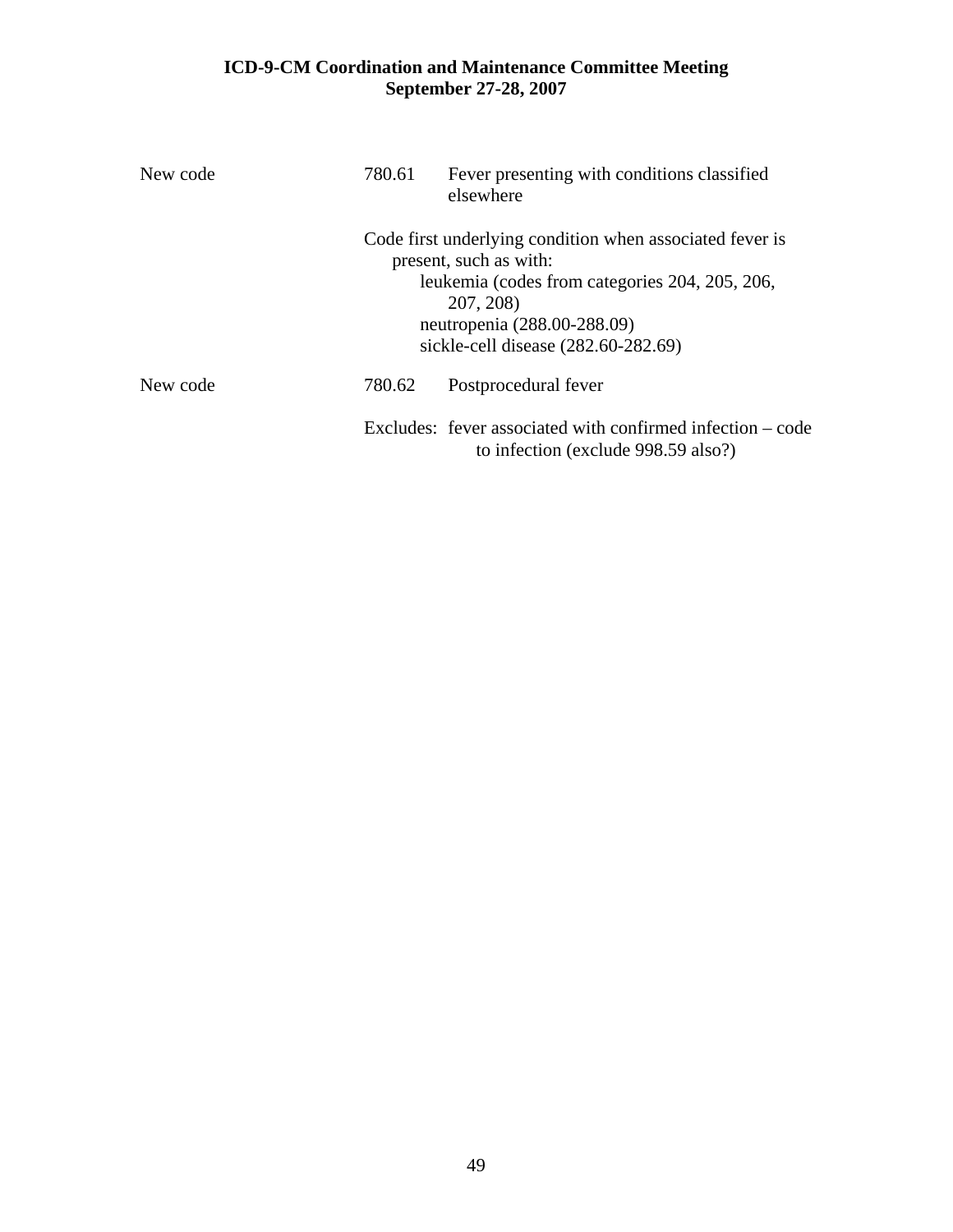New code 780.61 Fever presenting with conditions classified elsewhere

Code first underlying condition when associated fever is present, such as with:
- leukemia (codes from categories 204, 205, 206, 207, 208)
- neutropenia (288.00-288.09)
- sickle-cell disease (282.60-282.69)

New code 780.62 Postprocedural fever

Excludes: fever associated with confirmed infection – code to infection (exclude 998.59 also?)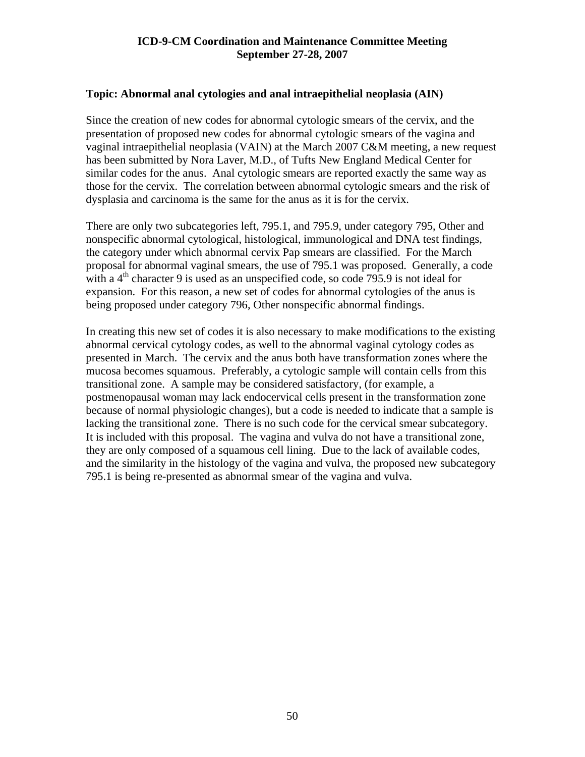**ICD-9-CM Coordination and Maintenance Committee Meeting**
**September 27-28, 2007**

**Topic: Abnormal anal cytologies and anal intraepithelial neoplasia (AIN)**

Since the creation of new codes for abnormal cytologic smears of the cervix, and the presentation of proposed new codes for abnormal cytologic smears of the vagina and vaginal intraepithelial neoplasia (VAIN) at the March 2007 C&M meeting, a new request has been submitted by Nora Laver, M.D., of Tufts New England Medical Center for similar codes for the anus. Anal cytologic smears are reported exactly the same way as those for the cervix. The correlation between abnormal cytologic smears and the risk of dysplasia and carcinoma is the same for the anus as it is for the cervix.

There are only two subcategories left, 795.1, and 795.9, under category 795, Other and nonspecific abnormal cytological, histological, immunological and DNA test findings, the category under which abnormal cervix Pap smears are classified. For the March proposal for abnormal vaginal smears, the use of 795.1 was proposed. Generally, a code with a 4th character 9 is used as an unspecified code, so code 795.9 is not ideal for expansion. For this reason, a new set of codes for abnormal cytologies of the anus is being proposed under category 796, Other nonspecific abnormal findings.

In creating this new set of codes it is also necessary to make modifications to the existing abnormal cervical cytology codes, as well to the abnormal vaginal cytology codes as presented in March. The cervix and the anus both have transformation zones where the mucosa becomes squamous. Preferably, a cytologic sample will contain cells from this transitional zone. A sample may be considered satisfactory, (for example, a postmenopausal woman may lack endocervical cells present in the transformation zone because of normal physiologic changes), but a code is needed to indicate that a sample is lacking the transitional zone. There is no such code for the cervical smear subcategory. It is included with this proposal. The vagina and vulva do not have a transitional zone, they are only composed of a squamous cell lining. Due to the lack of available codes, and the similarity in the histology of the vagina and vulva, the proposed new subcategory 795.1 is being re-presented as abnormal smear of the vagina and vulva.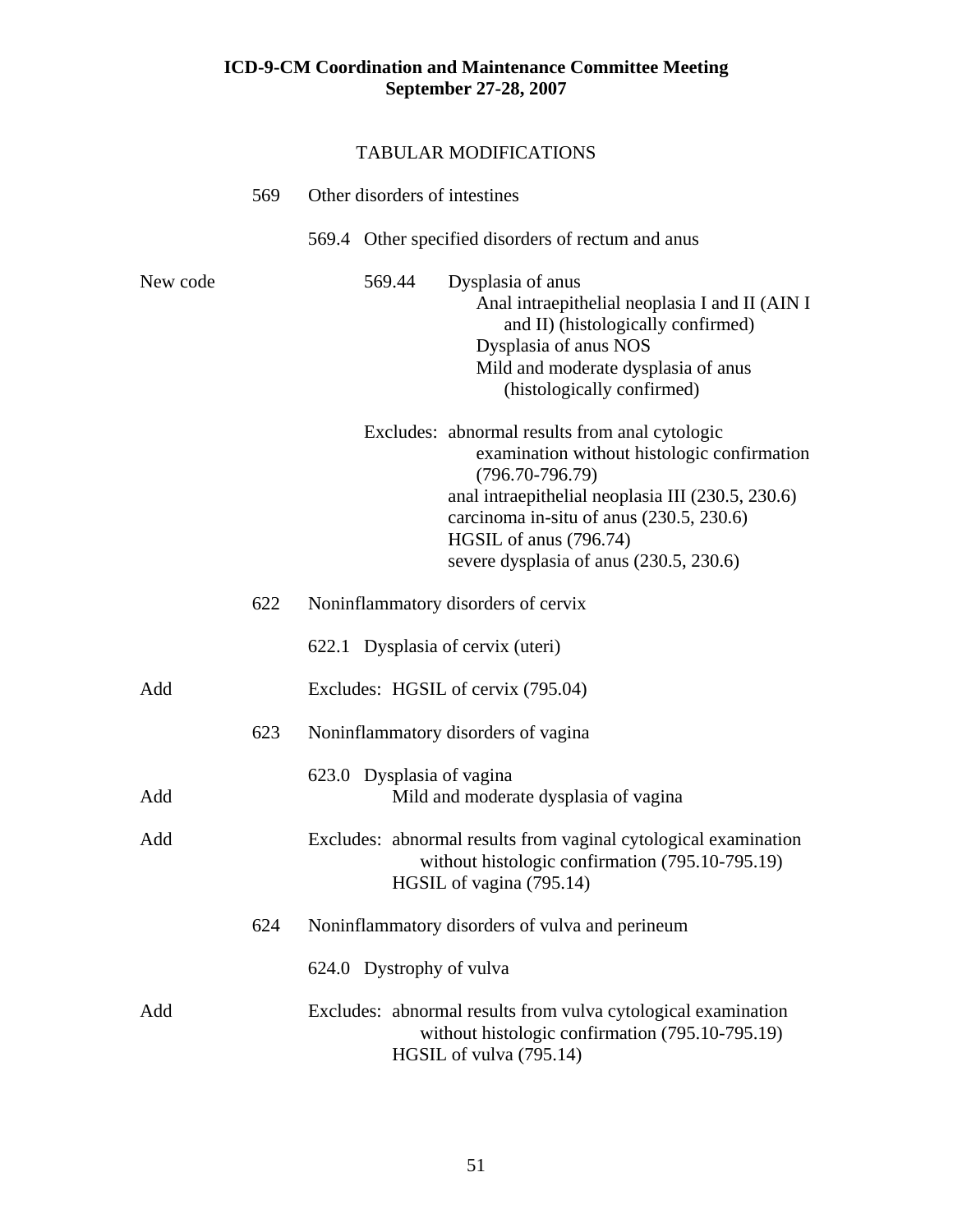**ICD-9-CM Coordination and Maintenance Committee Meeting**
**September 27-28, 2007**

TABULAR MODIFICATIONS

569 Other disorders of intestines

569.4 Other specified disorders of rectum and anus

New code — 569.44 Dysplasia of anus
- Anal intraepithelial neoplasia I and II (AIN I and II) (histologically confirmed)
- Dysplasia of anus NOS
- Mild and moderate dysplasia of anus (histologically confirmed)

Excludes: abnormal results from anal cytologic examination without histologic confirmation (796.70-796.79)
- anal intraepithelial neoplasia III (230.5, 230.6)
- carcinoma in-situ of anus (230.5, 230.6)
- HGSIL of anus (796.74)
- severe dysplasia of anus (230.5, 230.6)

622 Noninflammatory disorders of cervix

622.1 Dysplasia of cervix (uteri)

Add — Excludes: HGSIL of cervix (795.04)

623 Noninflammatory disorders of vagina

623.0 Dysplasia of vagina

Add — Mild and moderate dysplasia of vagina

Add — Excludes: abnormal results from vaginal cytological examination without histologic confirmation (795.10-795.19)
- HGSIL of vagina (795.14)

624 Noninflammatory disorders of vulva and perineum

624.0 Dystrophy of vulva

Add — Excludes: abnormal results from vulva cytological examination without histologic confirmation (795.10-795.19)
- HGSIL of vulva (795.14)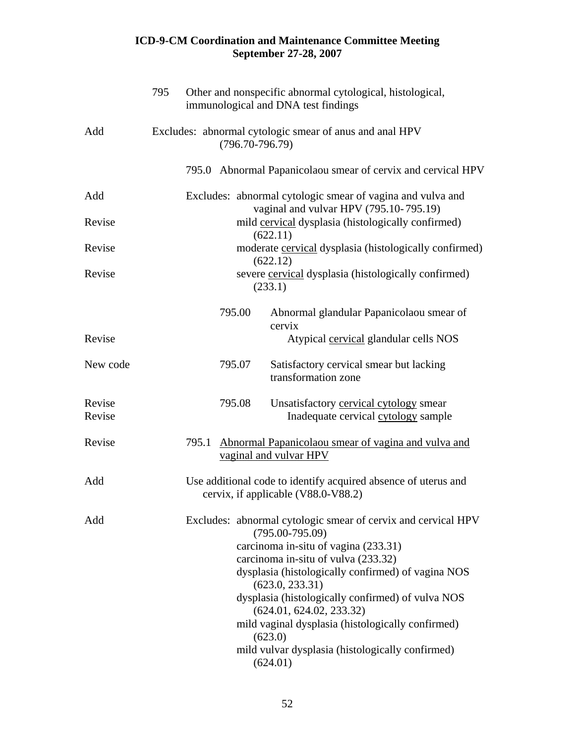## ICD-9-CM Coordination and Maintenance Committee Meeting
## September 27-28, 2007

| | |
|---|---|
| | 795 Other and nonspecific abnormal cytological, histological, immunological and DNA test findings |
| Add | Excludes: abnormal cytologic smear of anus and anal HPV (796.70-796.79) |
| | 795.0 Abnormal Papanicolaou smear of cervix and cervical HPV |
| Add | Excludes: abnormal cytologic smear of vagina and vulva and vaginal and vulvar HPV (795.10-795.19) |
| Revise | mild <u>cervical</u> dysplasia (histologically confirmed) (622.11) |
| Revise | moderate <u>cervical</u> dysplasia (histologically confirmed) (622.12) |
| Revise | severe <u>cervical</u> dysplasia (histologically confirmed) (233.1) |
| | 795.00 Abnormal glandular Papanicolaou smear of cervix |
| Revise | Atypical <u>cervical</u> glandular cells NOS |
| New code | 795.07 Satisfactory cervical smear but lacking transformation zone |
| Revise | 795.08 Unsatisfactory <u>cervical cytology</u> smear |
| Revise | Inadequate cervical <u>cytology</u> sample |
| Revise | 795.1 <u>Abnormal Papanicolaou smear of vagina and vulva and vaginal and vulvar HPV</u> |
| Add | Use additional code to identify acquired absence of uterus and cervix, if applicable (V88.0-V88.2) |
| Add | Excludes: abnormal cytologic smear of cervix and cervical HPV (795.00-795.09)<br>carcinoma in-situ of vagina (233.31)<br>carcinoma in-situ of vulva (233.32)<br>dysplasia (histologically confirmed) of vagina NOS (623.0, 233.31)<br>dysplasia (histologically confirmed) of vulva NOS (624.01, 624.02, 233.32)<br>mild vaginal dysplasia (histologically confirmed) (623.0)<br>mild vulvar dysplasia (histologically confirmed) (624.01) |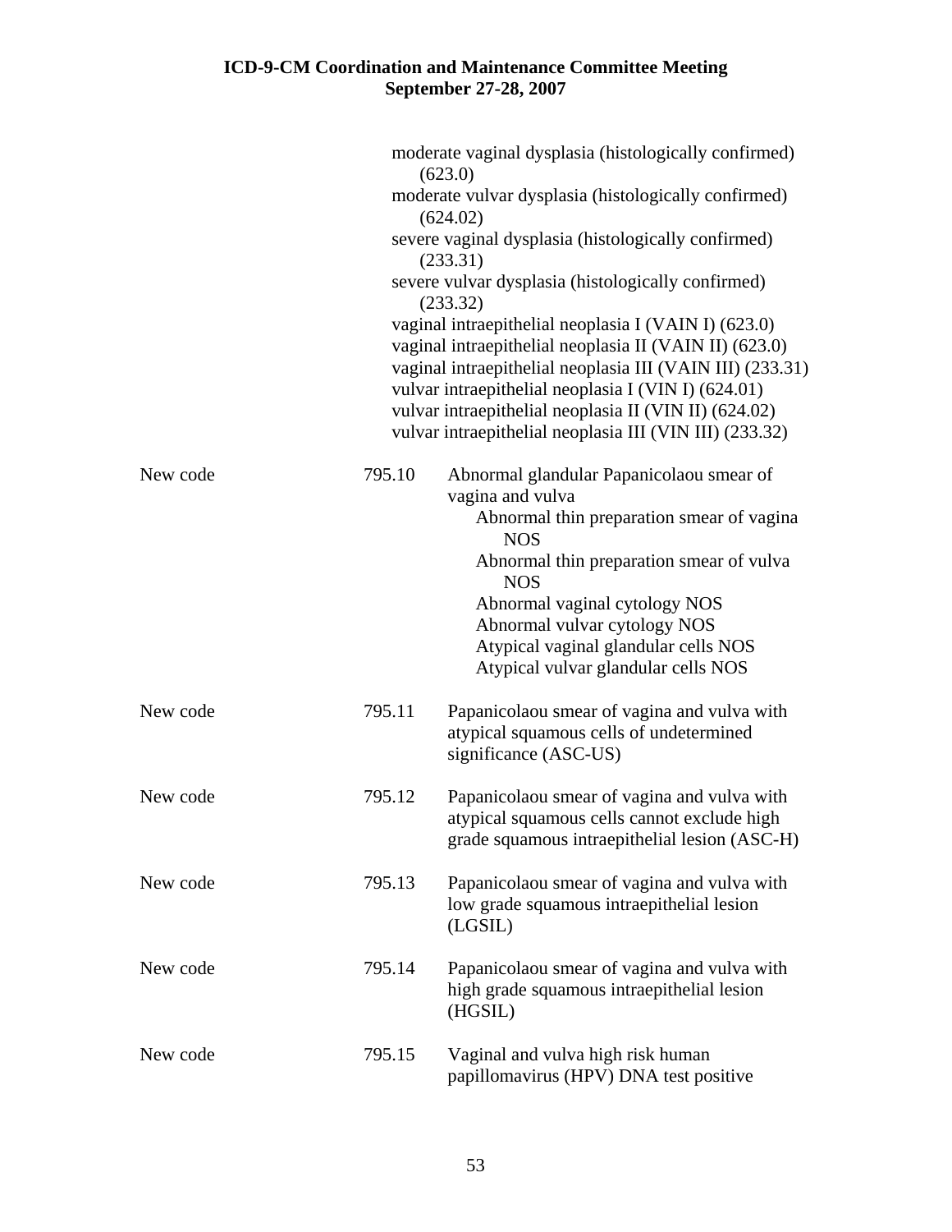moderate vaginal dysplasia (histologically confirmed) (623.0)
moderate vulvar dysplasia (histologically confirmed) (624.02)
severe vaginal dysplasia (histologically confirmed) (233.31)
severe vulvar dysplasia (histologically confirmed) (233.32)
vaginal intraepithelial neoplasia I (VAIN I) (623.0)
vaginal intraepithelial neoplasia II (VAIN II) (623.0)
vaginal intraepithelial neoplasia III (VAIN III) (233.31)
vulvar intraepithelial neoplasia I (VIN I) (624.01)
vulvar intraepithelial neoplasia II (VIN II) (624.02)
vulvar intraepithelial neoplasia III (VIN III) (233.32)

New code 795.10 Abnormal glandular Papanicolaou smear of vagina and vulva
- Abnormal thin preparation smear of vagina NOS
- Abnormal thin preparation smear of vulva NOS
- Abnormal vaginal cytology NOS
- Abnormal vulvar cytology NOS
- Atypical vaginal glandular cells NOS
- Atypical vulvar glandular cells NOS

New code 795.11 Papanicolaou smear of vagina and vulva with atypical squamous cells of undetermined significance (ASC-US)

New code 795.12 Papanicolaou smear of vagina and vulva with atypical squamous cells cannot exclude high grade squamous intraepithelial lesion (ASC-H)

New code 795.13 Papanicolaou smear of vagina and vulva with low grade squamous intraepithelial lesion (LGSIL)

New code 795.14 Papanicolaou smear of vagina and vulva with high grade squamous intraepithelial lesion (HGSIL)

New code 795.15 Vaginal and vulva high risk human papillomavirus (HPV) DNA test positive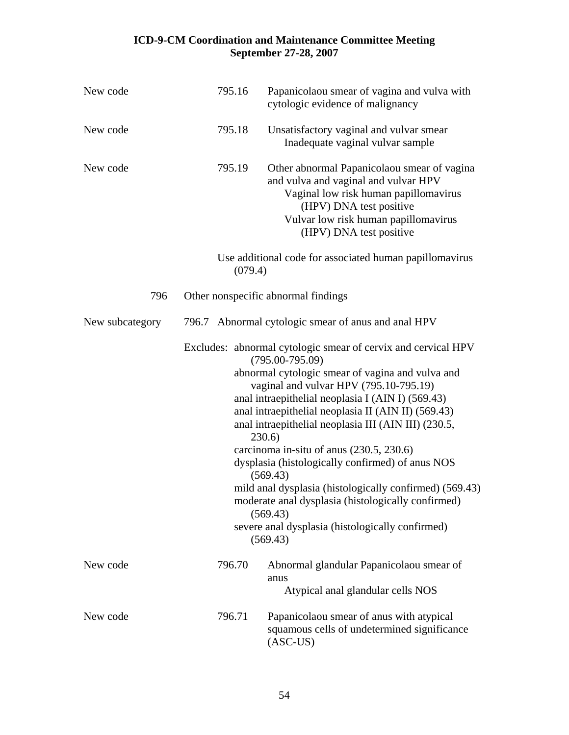New code 795.16 Papanicolaou smear of vagina and vulva with cytologic evidence of malignancy

New code 795.18 Unsatisfactory vaginal and vulvar smear
  Inadequate vaginal vulvar sample

New code 795.19 Other abnormal Papanicolaou smear of vagina and vulva and vaginal and vulvar HPV
  Vaginal low risk human papillomavirus (HPV) DNA test positive
  Vulvar low risk human papillomavirus (HPV) DNA test positive

Use additional code for associated human papillomavirus (079.4)

796 Other nonspecific abnormal findings

New subcategory 796.7 Abnormal cytologic smear of anus and anal HPV

Excludes: abnormal cytologic smear of cervix and cervical HPV (795.00-795.09)
  abnormal cytologic smear of vagina and vulva and vaginal and vulvar HPV (795.10-795.19)
  anal intraepithelial neoplasia I (AIN I) (569.43)
  anal intraepithelial neoplasia II (AIN II) (569.43)
  anal intraepithelial neoplasia III (AIN III) (230.5, 230.6)
  carcinoma in-situ of anus (230.5, 230.6)
  dysplasia (histologically confirmed) of anus NOS (569.43)
  mild anal dysplasia (histologically confirmed) (569.43)
  moderate anal dysplasia (histologically confirmed) (569.43)
  severe anal dysplasia (histologically confirmed) (569.43)

New code 796.70 Abnormal glandular Papanicolaou smear of anus
  Atypical anal glandular cells NOS

New code 796.71 Papanicolaou smear of anus with atypical squamous cells of undetermined significance (ASC-US)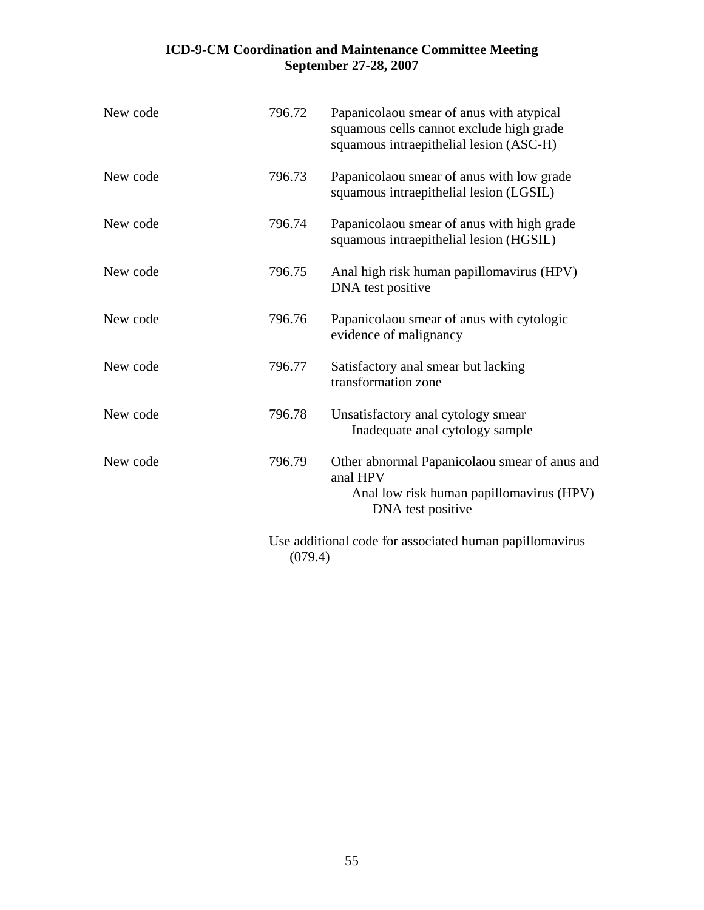| | | |
|---|---|---|
| New code | 796.72 | Papanicolaou smear of anus with atypical squamous cells cannot exclude high grade squamous intraepithelial lesion (ASC-H) |
| New code | 796.73 | Papanicolaou smear of anus with low grade squamous intraepithelial lesion (LGSIL) |
| New code | 796.74 | Papanicolaou smear of anus with high grade squamous intraepithelial lesion (HGSIL) |
| New code | 796.75 | Anal high risk human papillomavirus (HPV) DNA test positive |
| New code | 796.76 | Papanicolaou smear of anus with cytologic evidence of malignancy |
| New code | 796.77 | Satisfactory anal smear but lacking transformation zone |
| New code | 796.78 | Unsatisfactory anal cytology smear<br>Inadequate anal cytology sample |
| New code | 796.79 | Other abnormal Papanicolaou smear of anus and anal HPV<br>Anal low risk human papillomavirus (HPV) DNA test positive |

Use additional code for associated human papillomavirus (079.4)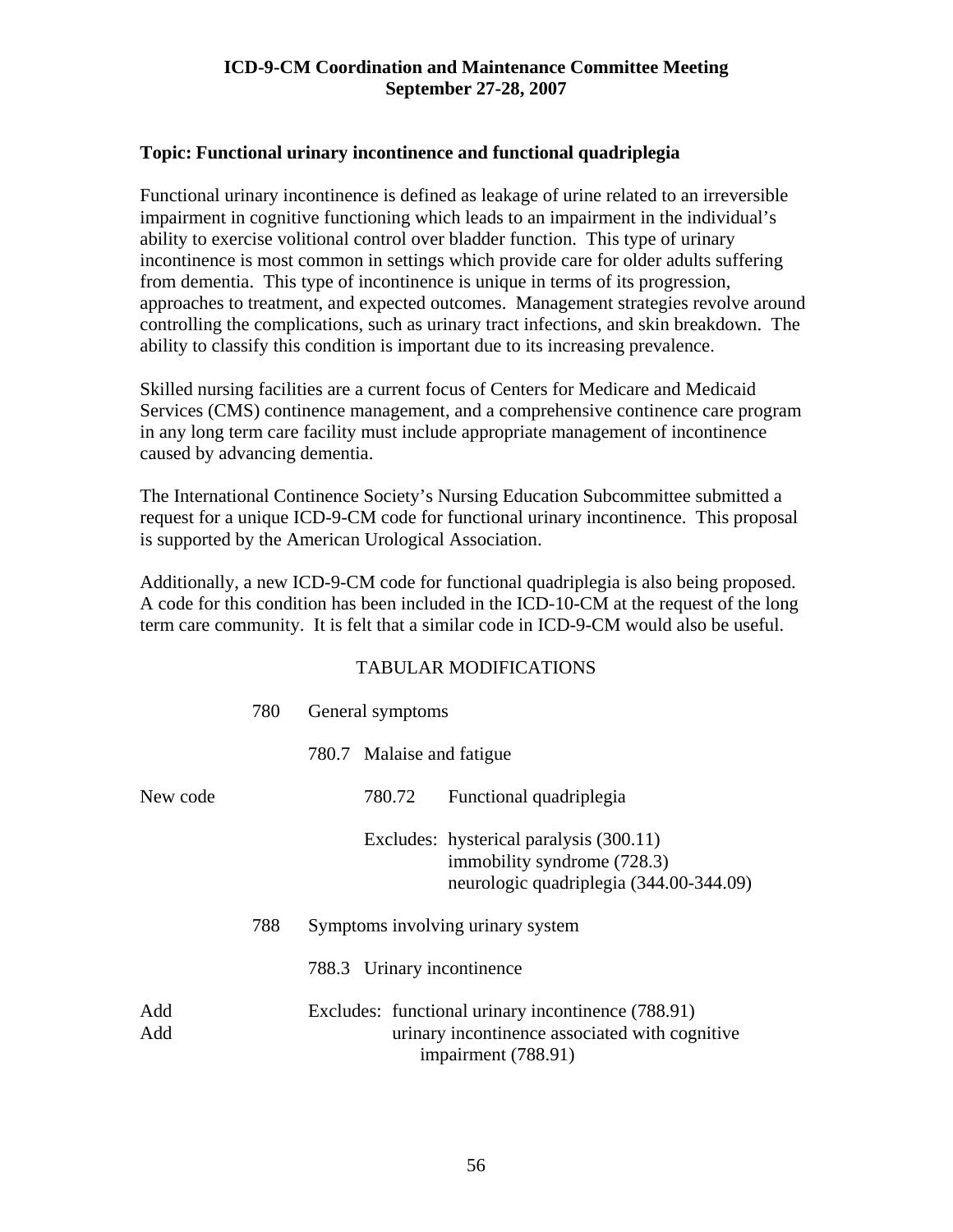**ICD-9-CM Coordination and Maintenance Committee Meeting**
**September 27-28, 2007**

### Topic: Functional urinary incontinence and functional quadriplegia

Functional urinary incontinence is defined as leakage of urine related to an irreversible impairment in cognitive functioning which leads to an impairment in the individual's ability to exercise volitional control over bladder function. This type of urinary incontinence is most common in settings which provide care for older adults suffering from dementia. This type of incontinence is unique in terms of its progression, approaches to treatment, and expected outcomes. Management strategies revolve around controlling the complications, such as urinary tract infections, and skin breakdown. The ability to classify this condition is important due to its increasing prevalence.

Skilled nursing facilities are a current focus of Centers for Medicare and Medicaid Services (CMS) continence management, and a comprehensive continence care program in any long term care facility must include appropriate management of incontinence caused by advancing dementia.

The International Continence Society's Nursing Education Subcommittee submitted a request for a unique ICD-9-CM code for functional urinary incontinence. This proposal is supported by the American Urological Association.

Additionally, a new ICD-9-CM code for functional quadriplegia is also being proposed. A code for this condition has been included in the ICD-10-CM at the request of the long term care community. It is felt that a similar code in ICD-9-CM would also be useful.

TABULAR MODIFICATIONS

780 General symptoms

780.7 Malaise and fatigue

New code — 780.72 Functional quadriplegia

Excludes: hysterical paralysis (300.11)
immobility syndrome (728.3)
neurologic quadriplegia (344.00-344.09)

788 Symptoms involving urinary system

788.3 Urinary incontinence

Add — Excludes: functional urinary incontinence (788.91)
Add — urinary incontinence associated with cognitive impairment (788.91)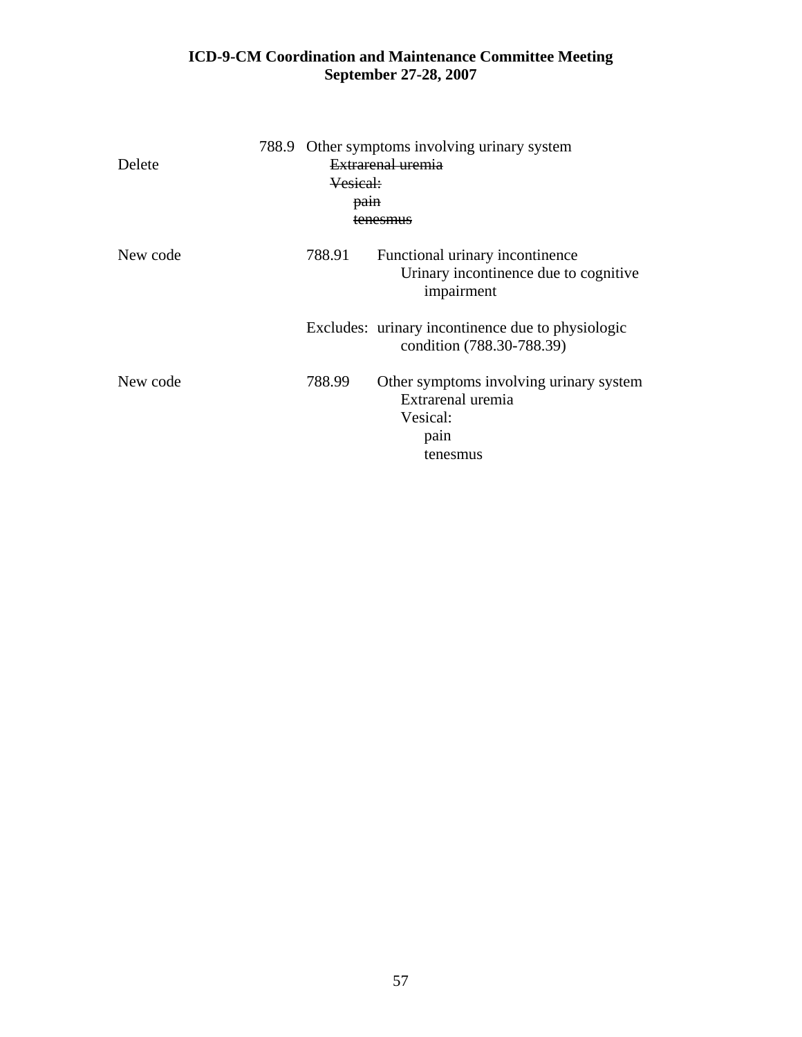Delete 788.9 Other symptoms involving urinary system

~~Extrarenal uremia~~
~~Vesical:~~
~~pain~~
~~tenesmus~~

New code 788.91 Functional urinary incontinence

Urinary incontinence due to cognitive impairment

Excludes: urinary incontinence due to physiologic condition (788.30-788.39)

New code 788.99 Other symptoms involving urinary system

Extrarenal uremia
Vesical:
pain
tenesmus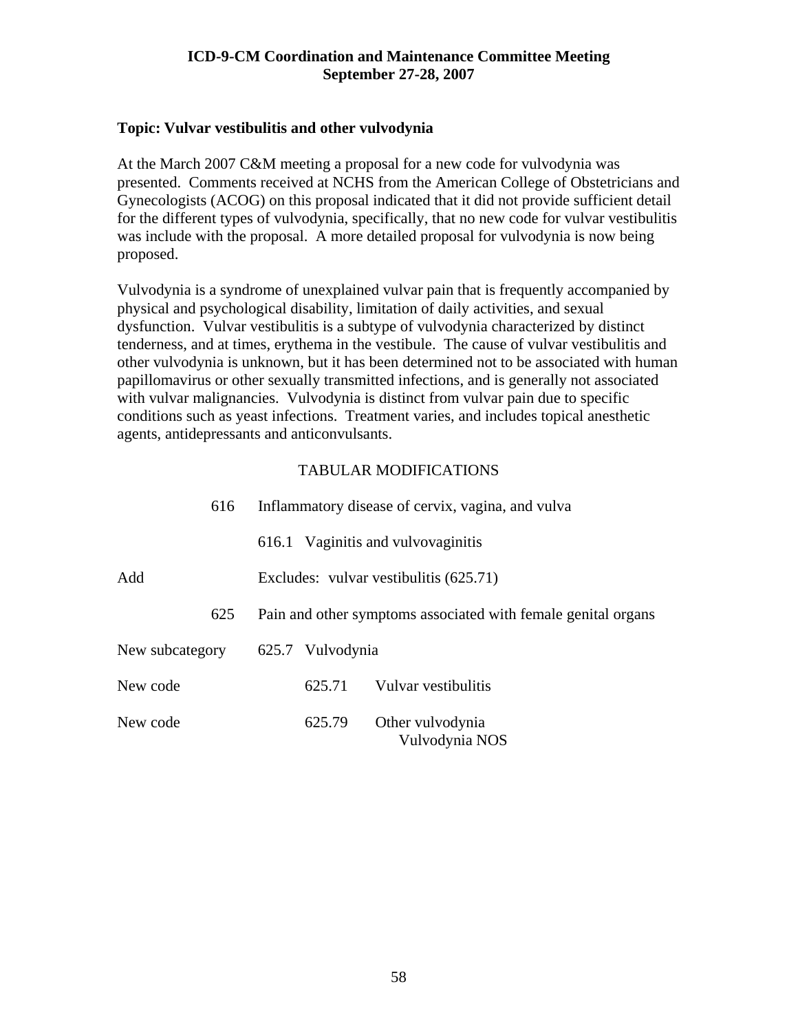**ICD-9-CM Coordination and Maintenance Committee Meeting**
**September 27-28, 2007**

**Topic: Vulvar vestibulitis and other vulvodynia**

At the March 2007 C&M meeting a proposal for a new code for vulvodynia was presented. Comments received at NCHS from the American College of Obstetricians and Gynecologists (ACOG) on this proposal indicated that it did not provide sufficient detail for the different types of vulvodynia, specifically, that no new code for vulvar vestibulitis was include with the proposal. A more detailed proposal for vulvodynia is now being proposed.

Vulvodynia is a syndrome of unexplained vulvar pain that is frequently accompanied by physical and psychological disability, limitation of daily activities, and sexual dysfunction. Vulvar vestibulitis is a subtype of vulvodynia characterized by distinct tenderness, and at times, erythema in the vestibule. The cause of vulvar vestibulitis and other vulvodynia is unknown, but it has been determined not to be associated with human papillomavirus or other sexually transmitted infections, and is generally not associated with vulvar malignancies. Vulvodynia is distinct from vulvar pain due to specific conditions such as yeast infections. Treatment varies, and includes topical anesthetic agents, antidepressants and anticonvulsants.

TABULAR MODIFICATIONS

| | | |
|---|---|---|
| | 616 | Inflammatory disease of cervix, vagina, and vulva |
| | | 616.1 Vaginitis and vulvovaginitis |
| Add | | Excludes: vulvar vestibulitis (625.71) |
| | 625 | Pain and other symptoms associated with female genital organs |
| New subcategory | | 625.7 Vulvodynia |
| New code | | 625.71 Vulvar vestibulitis |
| New code | | 625.79 Other vulvodynia<br>Vulvodynia NOS |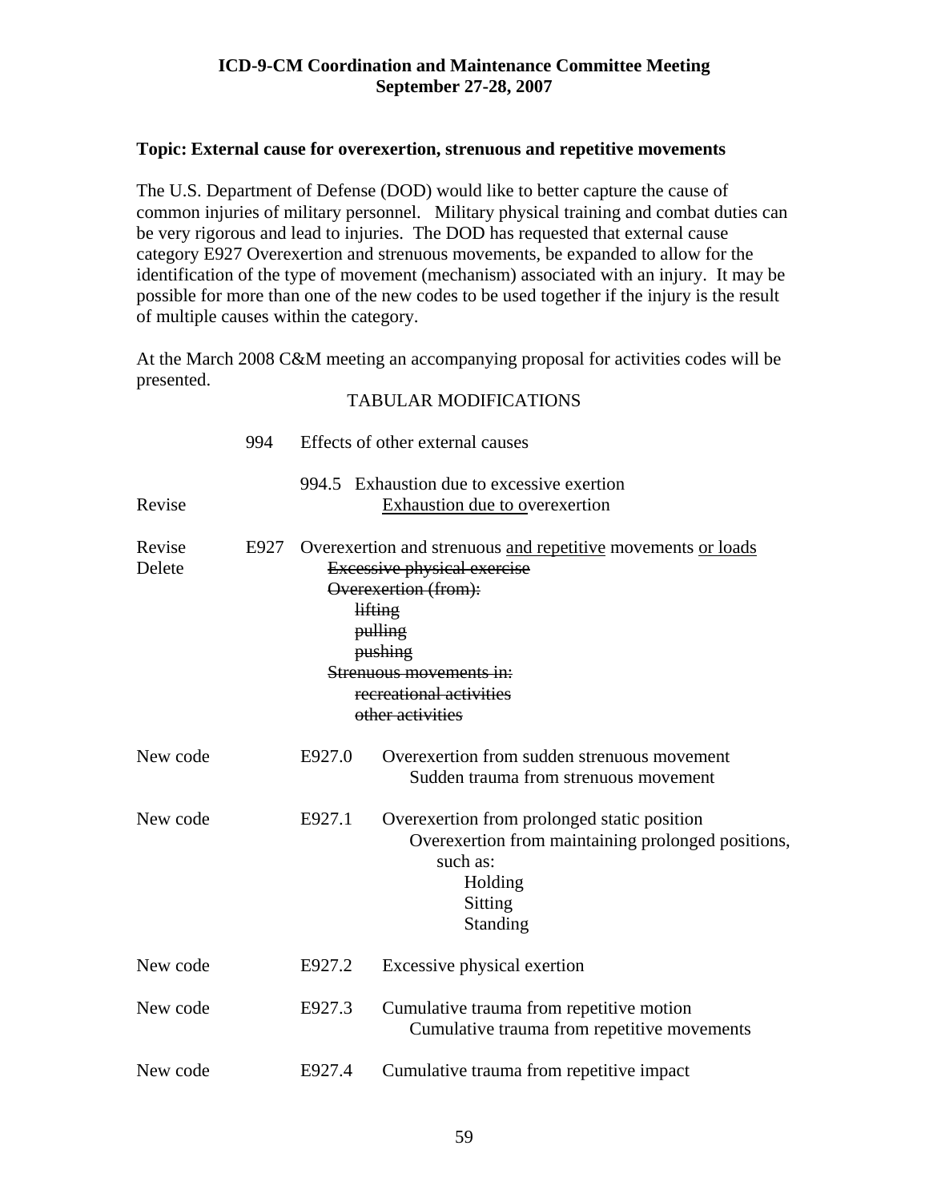**ICD-9-CM Coordination and Maintenance Committee Meeting**
**September 27-28, 2007**

**Topic: External cause for overexertion, strenuous and repetitive movements**

The U.S. Department of Defense (DOD) would like to better capture the cause of common injuries of military personnel. Military physical training and combat duties can be very rigorous and lead to injuries. The DOD has requested that external cause category E927 Overexertion and strenuous movements, be expanded to allow for the identification of the type of movement (mechanism) associated with an injury. It may be possible for more than one of the new codes to be used together if the injury is the result of multiple causes within the category.

At the March 2008 C&M meeting an accompanying proposal for activities codes will be presented.

TABULAR MODIFICATIONS

| | | |
|---|---|---|
| | 994 | Effects of other external causes |
| | | 994.5 Exhaustion due to excessive exertion |
| Revise | | <u>Exhaustion due to overexertion</u> |
| Revise | E927 | Overexertion and strenuous <u>and repetitive</u> movements <u>or loads</u> |
| Delete | | ~~Excessive physical exercise~~<br>~~Overexertion (from):~~<br>~~lifting~~<br>~~pulling~~<br>~~pushing~~<br>~~Strenuous movements in:~~<br>~~recreational activities~~<br>~~other activities~~ |
| New code | E927.0 | Overexertion from sudden strenuous movement<br>Sudden trauma from strenuous movement |
| New code | E927.1 | Overexertion from prolonged static position<br>Overexertion from maintaining prolonged positions, such as:<br>Holding<br>Sitting<br>Standing |
| New code | E927.2 | Excessive physical exertion |
| New code | E927.3 | Cumulative trauma from repetitive motion<br>Cumulative trauma from repetitive movements |
| New code | E927.4 | Cumulative trauma from repetitive impact |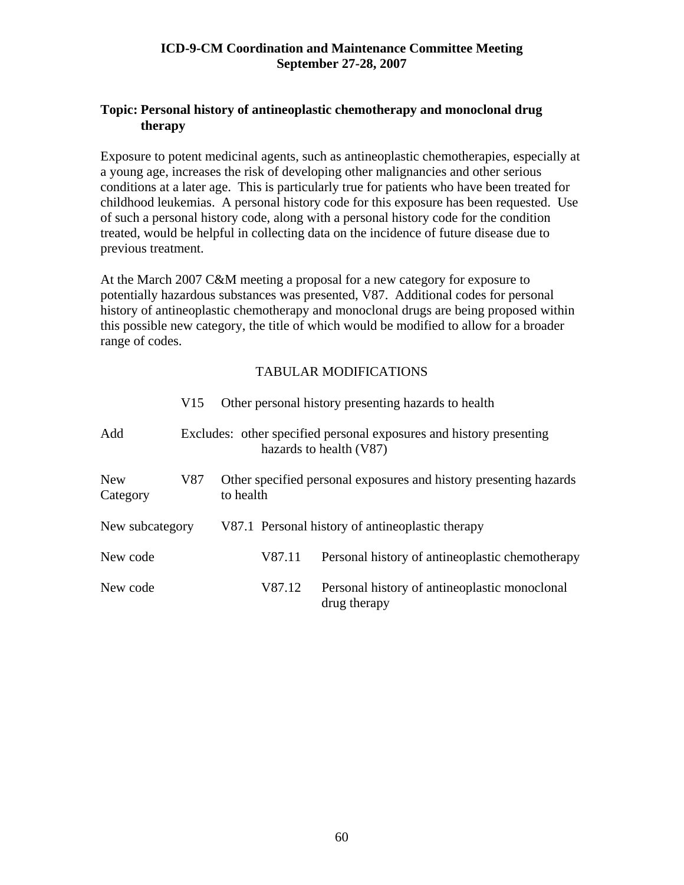**ICD-9-CM Coordination and Maintenance Committee Meeting**
**September 27-28, 2007**

## Topic: Personal history of antineoplastic chemotherapy and monoclonal drug therapy

Exposure to potent medicinal agents, such as antineoplastic chemotherapies, especially at a young age, increases the risk of developing other malignancies and other serious conditions at a later age. This is particularly true for patients who have been treated for childhood leukemias. A personal history code for this exposure has been requested. Use of such a personal history code, along with a personal history code for the condition treated, would be helpful in collecting data on the incidence of future disease due to previous treatment.

At the March 2007 C&M meeting a proposal for a new category for exposure to potentially hazardous substances was presented, V87. Additional codes for personal history of antineoplastic chemotherapy and monoclonal drugs are being proposed within this possible new category, the title of which would be modified to allow for a broader range of codes.

TABULAR MODIFICATIONS

| | | |
|---|---|---|
| | V15 | Other personal history presenting hazards to health |
| Add | | Excludes: other specified personal exposures and history presenting hazards to health (V87) |
| New Category | V87 | Other specified personal exposures and history presenting hazards to health |
| New subcategory | V87.1 | Personal history of antineoplastic therapy |
| New code | V87.11 | Personal history of antineoplastic chemotherapy |
| New code | V87.12 | Personal history of antineoplastic monoclonal drug therapy |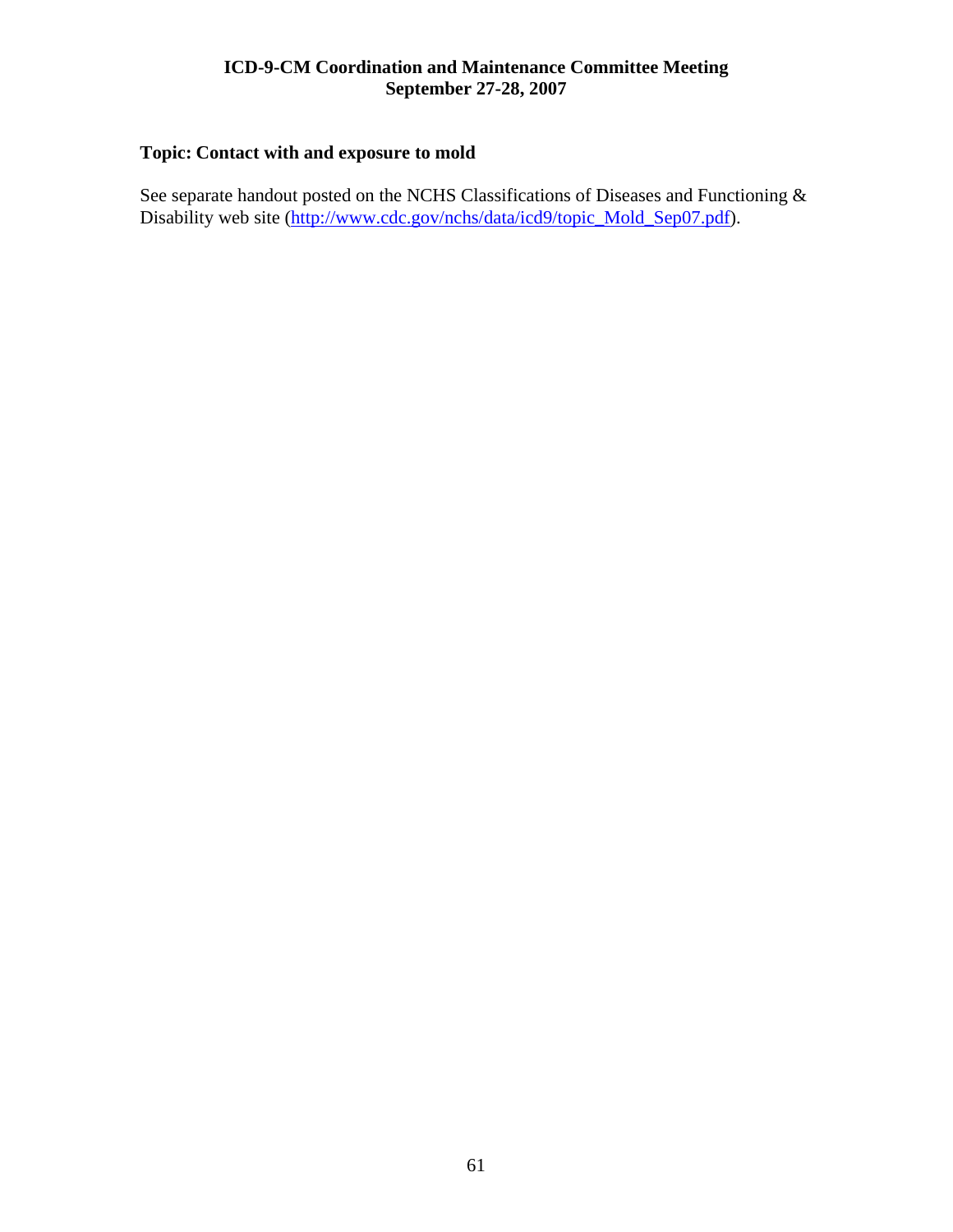**Topic: Contact with and exposure to mold**

See separate handout posted on the NCHS Classifications of Diseases and Functioning & Disability web site (http://www.cdc.gov/nchs/data/icd9/topic_Mold_Sep07.pdf).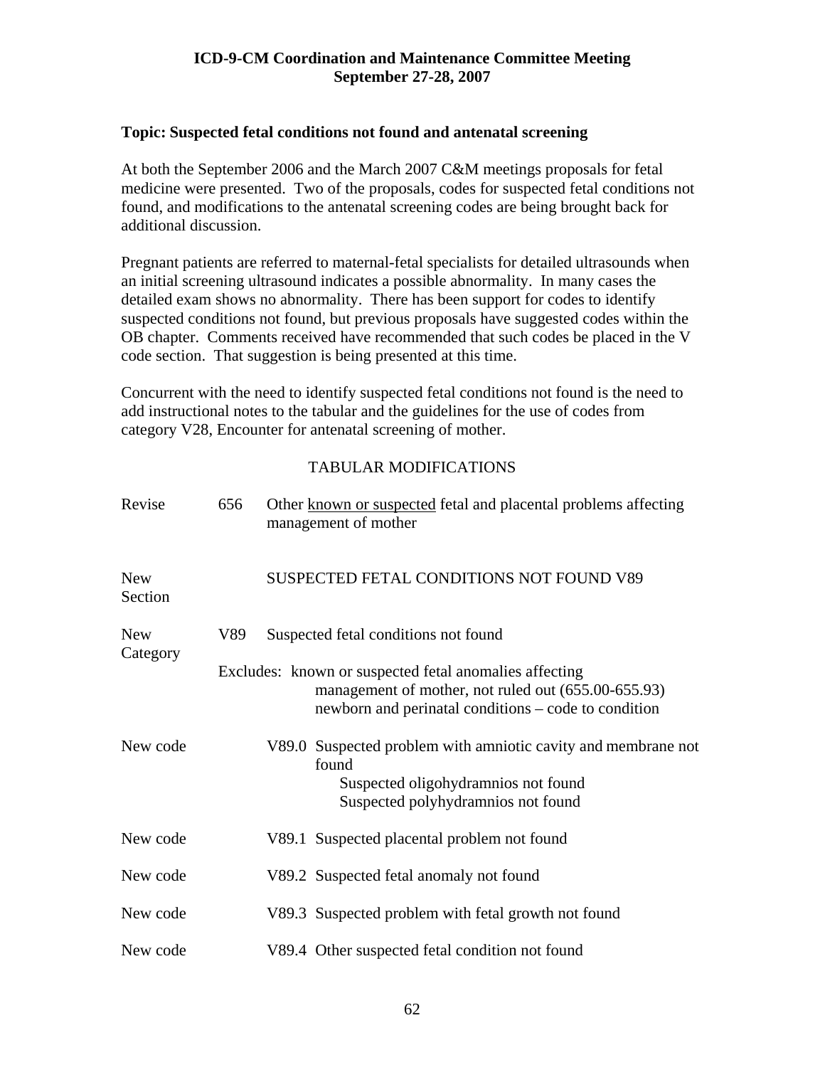**ICD-9-CM Coordination and Maintenance Committee Meeting**
**September 27-28, 2007**

**Topic: Suspected fetal conditions not found and antenatal screening**

At both the September 2006 and the March 2007 C&M meetings proposals for fetal medicine were presented. Two of the proposals, codes for suspected fetal conditions not found, and modifications to the antenatal screening codes are being brought back for additional discussion.

Pregnant patients are referred to maternal-fetal specialists for detailed ultrasounds when an initial screening ultrasound indicates a possible abnormality. In many cases the detailed exam shows no abnormality. There has been support for codes to identify suspected conditions not found, but previous proposals have suggested codes within the OB chapter. Comments received have recommended that such codes be placed in the V code section. That suggestion is being presented at this time.

Concurrent with the need to identify suspected fetal conditions not found is the need to add instructional notes to the tabular and the guidelines for the use of codes from category V28, Encounter for antenatal screening of mother.

TABULAR MODIFICATIONS

| | | |
|---|---|---|
| Revise | 656 | Other <u>known or suspected</u> fetal and placental problems affecting management of mother |
| New Section | | SUSPECTED FETAL CONDITIONS NOT FOUND V89 |
| New Category | V89 | Suspected fetal conditions not found |
| | | Excludes: known or suspected fetal anomalies affecting management of mother, not ruled out (655.00-655.93); newborn and perinatal conditions – code to condition |
| New code | | V89.0 Suspected problem with amniotic cavity and membrane not found<br>Suspected oligohydramnios not found<br>Suspected polyhydramnios not found |
| New code | | V89.1 Suspected placental problem not found |
| New code | | V89.2 Suspected fetal anomaly not found |
| New code | | V89.3 Suspected problem with fetal growth not found |
| New code | | V89.4 Other suspected fetal condition not found |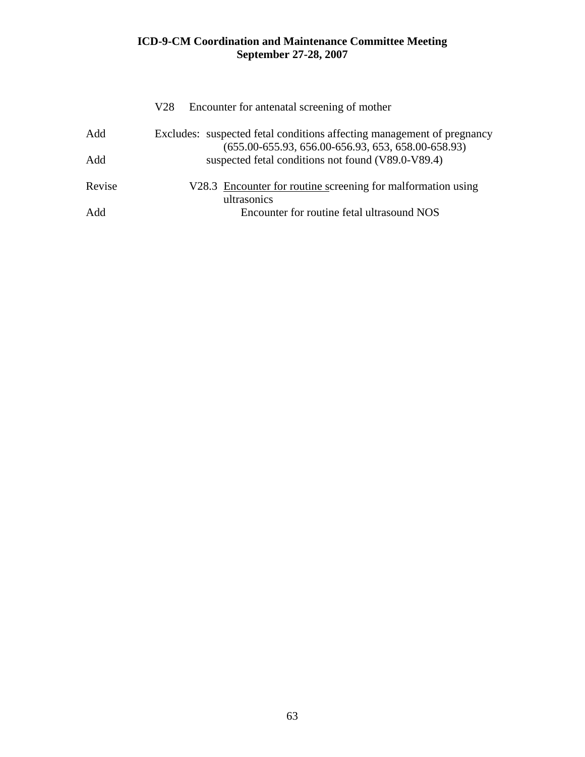V28 Encounter for antenatal screening of mother

| | |
|---|---|
| Add | Excludes: suspected fetal conditions affecting management of pregnancy (655.00-655.93, 656.00-656.93, 653, 658.00-658.93) |
| Add | suspected fetal conditions not found (V89.0-V89.4) |
| Revise | V28.3 <u>Encounter for routine s</u>creening for malformation using ultrasonics |
| Add | Encounter for routine fetal ultrasound NOS |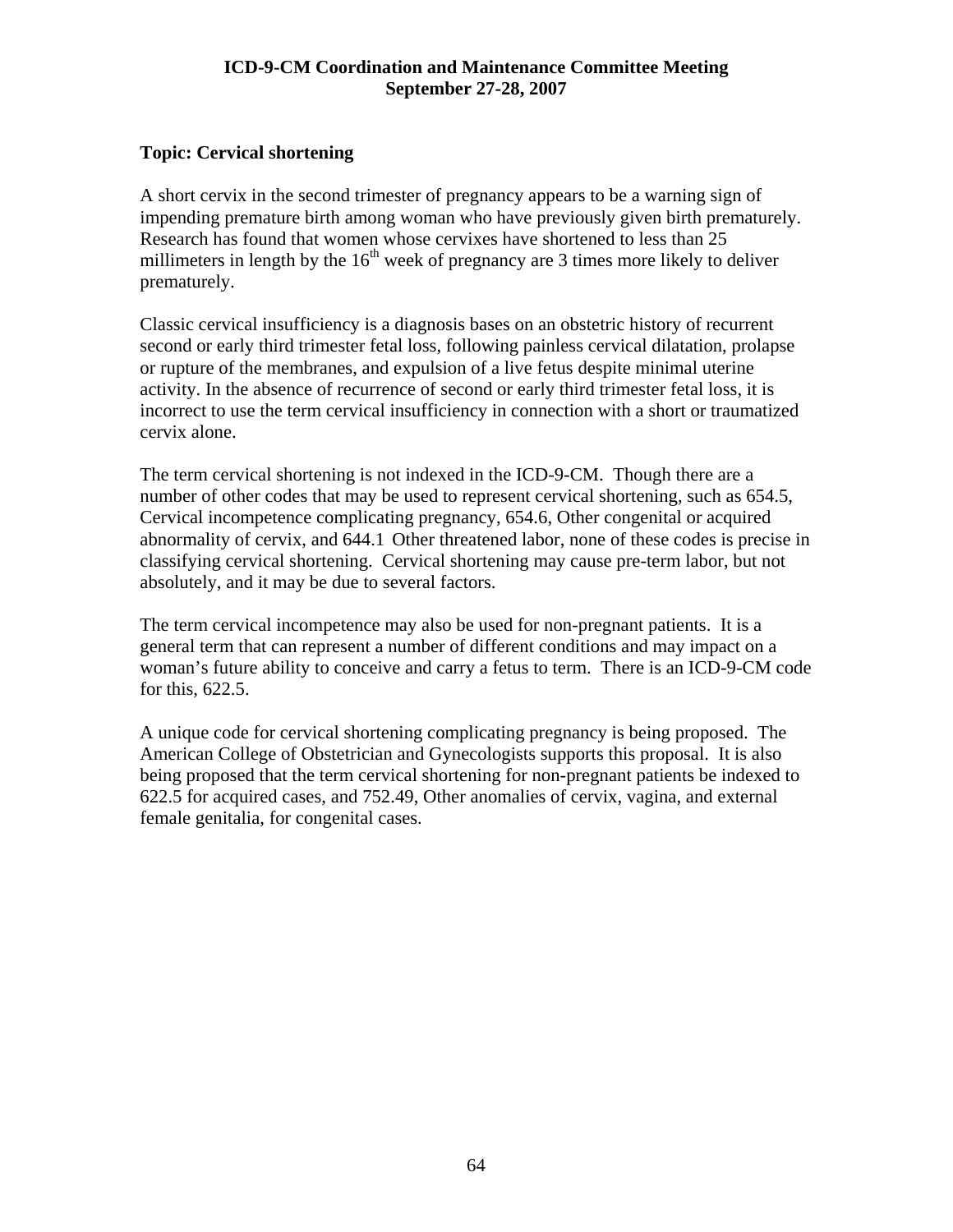**ICD-9-CM Coordination and Maintenance Committee Meeting**
**September 27-28, 2007**

**Topic: Cervical shortening**

A short cervix in the second trimester of pregnancy appears to be a warning sign of impending premature birth among woman who have previously given birth prematurely. Research has found that women whose cervixes have shortened to less than 25 millimeters in length by the 16th week of pregnancy are 3 times more likely to deliver prematurely.

Classic cervical insufficiency is a diagnosis bases on an obstetric history of recurrent second or early third trimester fetal loss, following painless cervical dilatation, prolapse or rupture of the membranes, and expulsion of a live fetus despite minimal uterine activity. In the absence of recurrence of second or early third trimester fetal loss, it is incorrect to use the term cervical insufficiency in connection with a short or traumatized cervix alone.

The term cervical shortening is not indexed in the ICD-9-CM. Though there are a number of other codes that may be used to represent cervical shortening, such as 654.5, Cervical incompetence complicating pregnancy, 654.6, Other congenital or acquired abnormality of cervix, and 644.1 Other threatened labor, none of these codes is precise in classifying cervical shortening. Cervical shortening may cause pre-term labor, but not absolutely, and it may be due to several factors.

The term cervical incompetence may also be used for non-pregnant patients. It is a general term that can represent a number of different conditions and may impact on a woman's future ability to conceive and carry a fetus to term. There is an ICD-9-CM code for this, 622.5.

A unique code for cervical shortening complicating pregnancy is being proposed. The American College of Obstetrician and Gynecologists supports this proposal. It is also being proposed that the term cervical shortening for non-pregnant patients be indexed to 622.5 for acquired cases, and 752.49, Other anomalies of cervix, vagina, and external female genitalia, for congenital cases.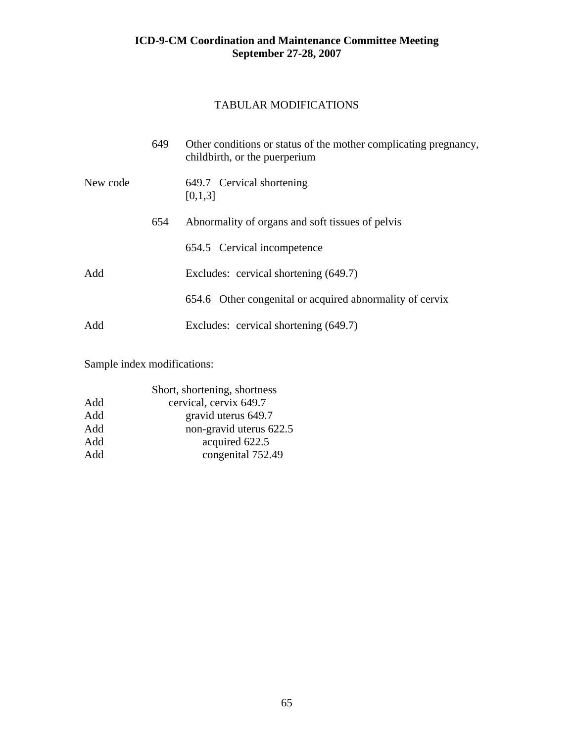# TABULAR MODIFICATIONS

| | | |
|---|---|---|
| | 649 | Other conditions or status of the mother complicating pregnancy, childbirth, or the puerperium |
| New code | | 649.7 Cervical shortening [0,1,3] |
| | 654 | Abnormality of organs and soft tissues of pelvis |
| | | 654.5 Cervical incompetence |
| Add | | Excludes: cervical shortening (649.7) |
| | | 654.6 Other congenital or acquired abnormality of cervix |
| Add | | Excludes: cervical shortening (649.7) |

Sample index modifications:

| | |
|---|---|
| | Short, shortening, shortness |
| Add | cervical, cervix 649.7 |
| Add | gravid uterus 649.7 |
| Add | non-gravid uterus 622.5 |
| Add | acquired 622.5 |
| Add | congenital 752.49 |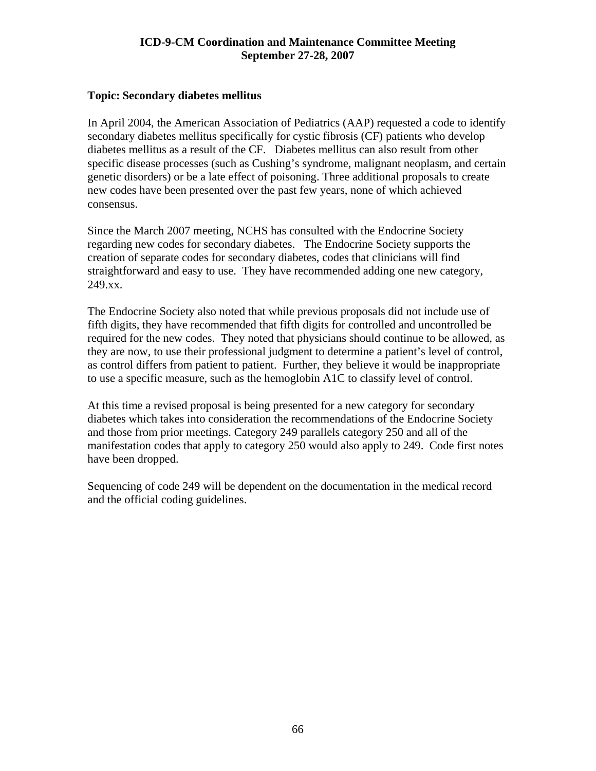**Topic: Secondary diabetes mellitus**

In April 2004, the American Association of Pediatrics (AAP) requested a code to identify secondary diabetes mellitus specifically for cystic fibrosis (CF) patients who develop diabetes mellitus as a result of the CF. Diabetes mellitus can also result from other specific disease processes (such as Cushing's syndrome, malignant neoplasm, and certain genetic disorders) or be a late effect of poisoning. Three additional proposals to create new codes have been presented over the past few years, none of which achieved consensus.

Since the March 2007 meeting, NCHS has consulted with the Endocrine Society regarding new codes for secondary diabetes. The Endocrine Society supports the creation of separate codes for secondary diabetes, codes that clinicians will find straightforward and easy to use. They have recommended adding one new category, 249.xx.

The Endocrine Society also noted that while previous proposals did not include use of fifth digits, they have recommended that fifth digits for controlled and uncontrolled be required for the new codes. They noted that physicians should continue to be allowed, as they are now, to use their professional judgment to determine a patient's level of control, as control differs from patient to patient. Further, they believe it would be inappropriate to use a specific measure, such as the hemoglobin A1C to classify level of control.

At this time a revised proposal is being presented for a new category for secondary diabetes which takes into consideration the recommendations of the Endocrine Society and those from prior meetings. Category 249 parallels category 250 and all of the manifestation codes that apply to category 250 would also apply to 249. Code first notes have been dropped.

Sequencing of code 249 will be dependent on the documentation in the medical record and the official coding guidelines.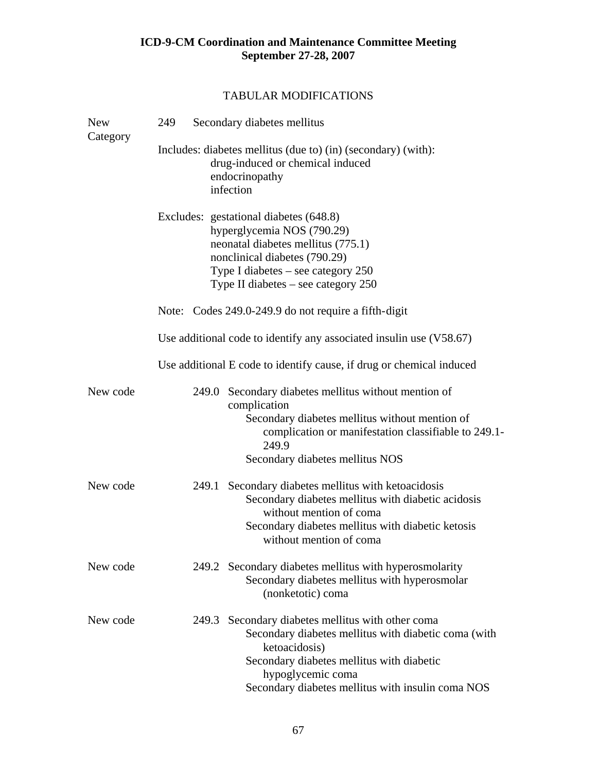**ICD-9-CM Coordination and Maintenance Committee Meeting**
**September 27-28, 2007**

TABULAR MODIFICATIONS

New Category

249 Secondary diabetes mellitus

Includes: diabetes mellitus (due to) (in) (secondary) (with):
- drug-induced or chemical induced
- endocrinopathy
- infection

Excludes:
- gestational diabetes (648.8)
- hyperglycemia NOS (790.29)
- neonatal diabetes mellitus (775.1)
- nonclinical diabetes (790.29)
- Type I diabetes – see category 250
- Type II diabetes – see category 250

Note: Codes 249.0-249.9 do not require a fifth-digit

Use additional code to identify any associated insulin use (V58.67)

Use additional E code to identify cause, if drug or chemical induced

New code

249.0 Secondary diabetes mellitus without mention of complication
- Secondary diabetes mellitus without mention of complication or manifestation classifiable to 249.1-249.9
- Secondary diabetes mellitus NOS

New code

249.1 Secondary diabetes mellitus with ketoacidosis
- Secondary diabetes mellitus with diabetic acidosis without mention of coma
- Secondary diabetes mellitus with diabetic ketosis without mention of coma

New code

249.2 Secondary diabetes mellitus with hyperosmolarity
- Secondary diabetes mellitus with hyperosmolar (nonketotic) coma

New code

249.3 Secondary diabetes mellitus with other coma
- Secondary diabetes mellitus with diabetic coma (with ketoacidosis)
- Secondary diabetes mellitus with diabetic hypoglycemic coma
- Secondary diabetes mellitus with insulin coma NOS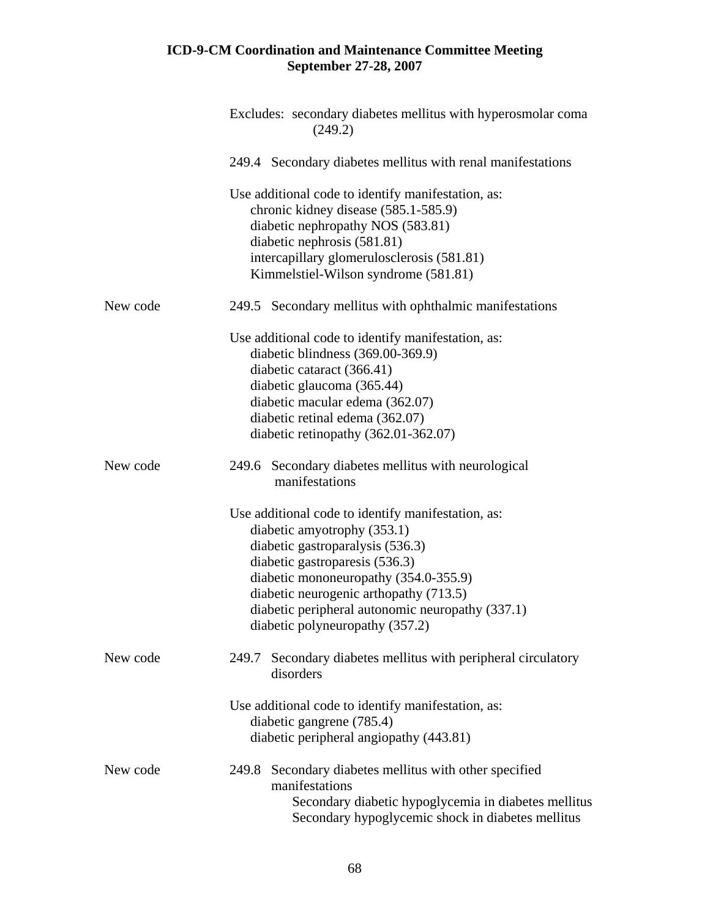Excludes: secondary diabetes mellitus with hyperosmolar coma (249.2)

249.4 Secondary diabetes mellitus with renal manifestations

Use additional code to identify manifestation, as:
- chronic kidney disease (585.1-585.9)
- diabetic nephropathy NOS (583.81)
- diabetic nephrosis (581.81)
- intercapillary glomerulosclerosis (581.81)
- Kimmelstiel-Wilson syndrome (581.81)

New code 249.5 Secondary mellitus with ophthalmic manifestations

Use additional code to identify manifestation, as:
- diabetic blindness (369.00-369.9)
- diabetic cataract (366.41)
- diabetic glaucoma (365.44)
- diabetic macular edema (362.07)
- diabetic retinal edema (362.07)
- diabetic retinopathy (362.01-362.07)

New code 249.6 Secondary diabetes mellitus with neurological manifestations

Use additional code to identify manifestation, as:
- diabetic amyotrophy (353.1)
- diabetic gastroparalysis (536.3)
- diabetic gastroparesis (536.3)
- diabetic mononeuropathy (354.0-355.9)
- diabetic neurogenic arthopathy (713.5)
- diabetic peripheral autonomic neuropathy (337.1)
- diabetic polyneuropathy (357.2)

New code 249.7 Secondary diabetes mellitus with peripheral circulatory disorders

Use additional code to identify manifestation, as:
- diabetic gangrene (785.4)
- diabetic peripheral angiopathy (443.81)

New code 249.8 Secondary diabetes mellitus with other specified manifestations

Secondary diabetic hypoglycemia in diabetes mellitus
Secondary hypoglycemic shock in diabetes mellitus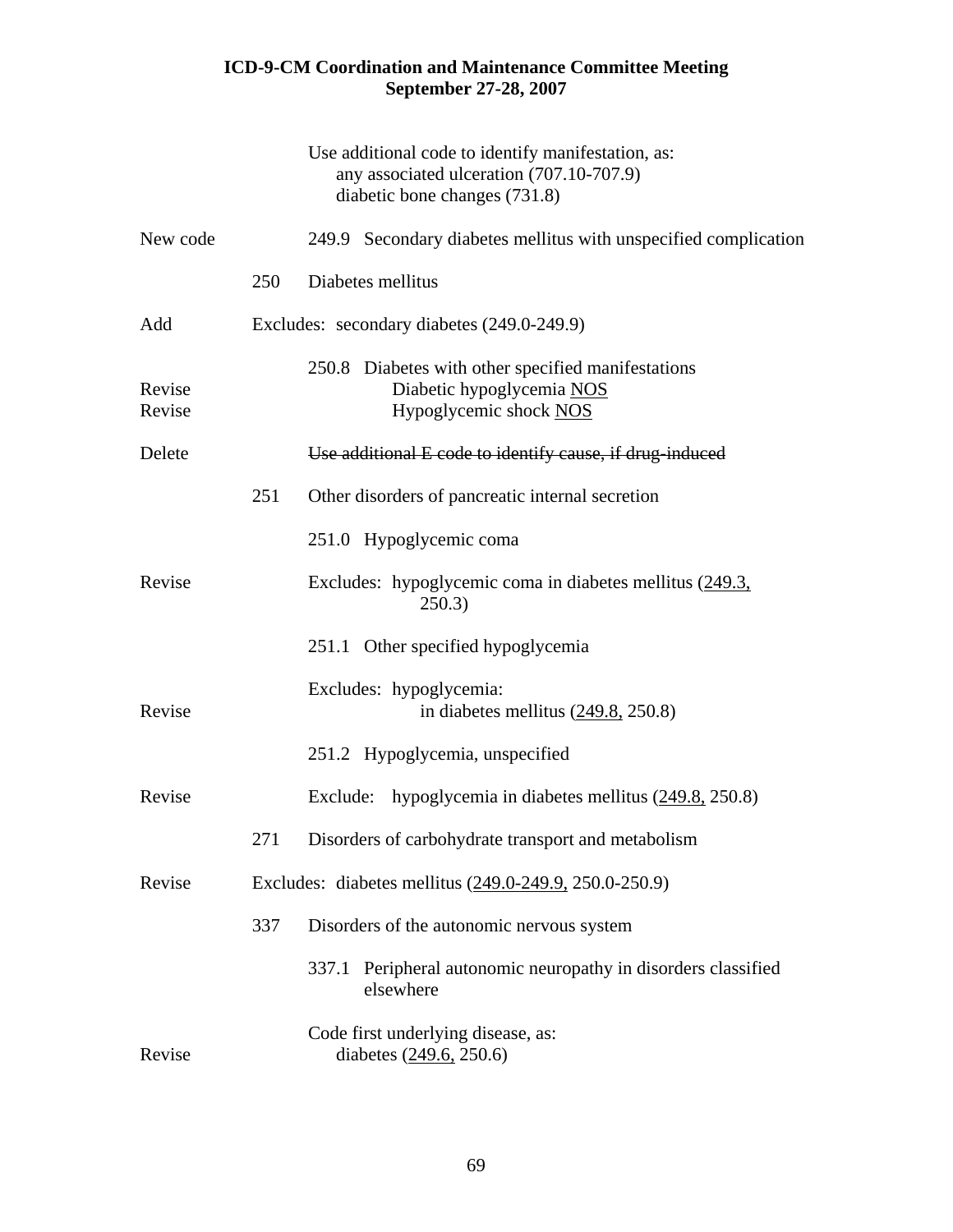Use additional code to identify manifestation, as:
any associated ulceration (707.10-707.9)
diabetic bone changes (731.8)

New code 249.9 Secondary diabetes mellitus with unspecified complication

250 Diabetes mellitus

Add Excludes: secondary diabetes (249.0-249.9)

250.8 Diabetes with other specified manifestations

Revise Diabetic hypoglycemia <u>NOS</u>

Revise Hypoglycemic shock <u>NOS</u>

Delete ~~Use additional E code to identify cause, if drug-induced~~

251 Other disorders of pancreatic internal secretion

251.0 Hypoglycemic coma

Revise Excludes: hypoglycemic coma in diabetes mellitus (<u>249.3,</u> 250.3)

251.1 Other specified hypoglycemia

Excludes: hypoglycemia:

Revise in diabetes mellitus (<u>249.8,</u> 250.8)

251.2 Hypoglycemia, unspecified

Revise Exclude: hypoglycemia in diabetes mellitus (<u>249.8,</u> 250.8)

271 Disorders of carbohydrate transport and metabolism

Revise Excludes: diabetes mellitus (<u>249.0-249.9,</u> 250.0-250.9)

337 Disorders of the autonomic nervous system

337.1 Peripheral autonomic neuropathy in disorders classified elsewhere

Code first underlying disease, as:

Revise diabetes (<u>249.6,</u> 250.6)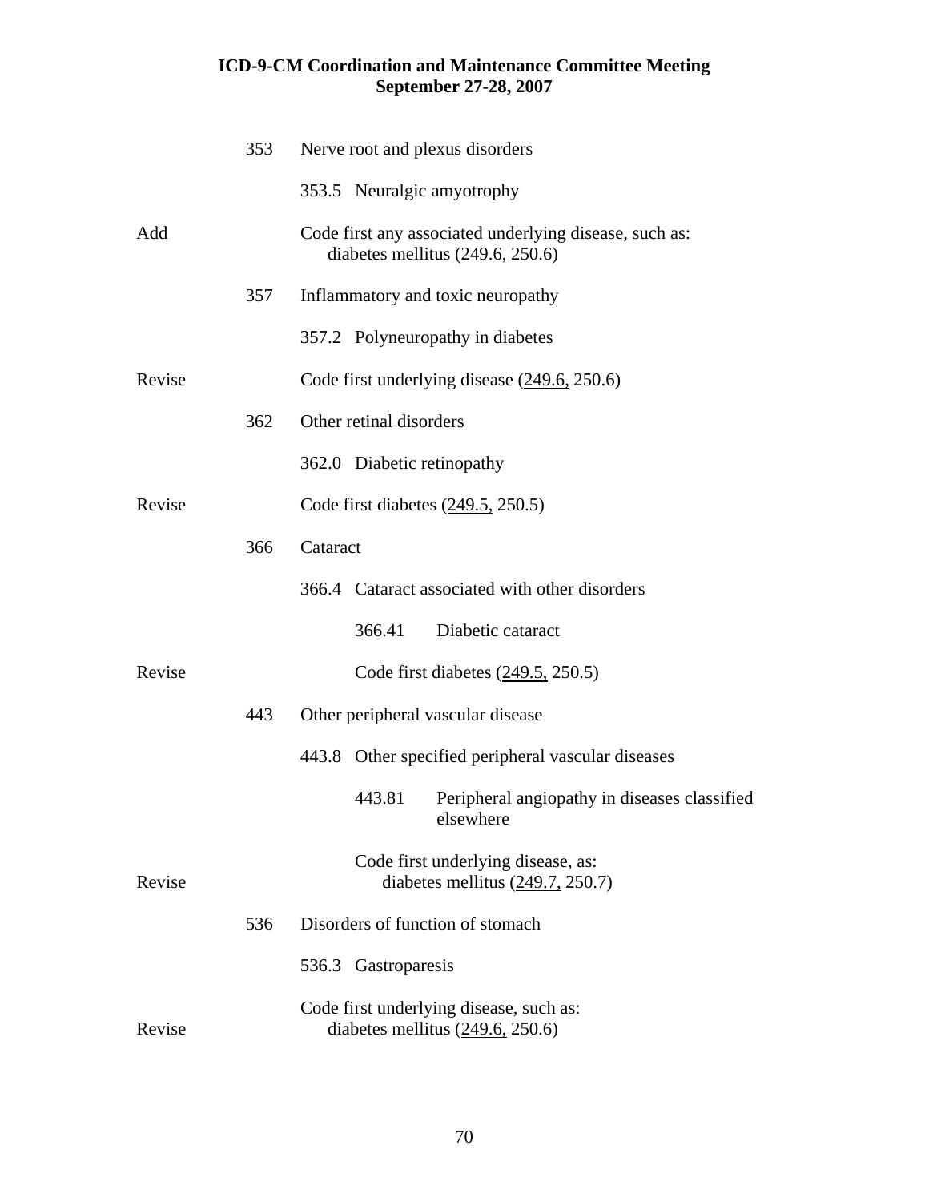| | | |
|---|---|---|
| | 353 | Nerve root and plexus disorders |
| | | 353.5 Neuralgic amyotrophy |
| Add | | Code first any associated underlying disease, such as: diabetes mellitus (249.6, 250.6) |
| | 357 | Inflammatory and toxic neuropathy |
| | | 357.2 Polyneuropathy in diabetes |
| Revise | | Code first underlying disease (<u>249.6,</u> 250.6) |
| | 362 | Other retinal disorders |
| | | 362.0 Diabetic retinopathy |
| Revise | | Code first diabetes (<u>249.5,</u> 250.5) |
| | 366 | Cataract |
| | | 366.4 Cataract associated with other disorders |
| | | 366.41 Diabetic cataract |
| Revise | | Code first diabetes (<u>249.5,</u> 250.5) |
| | 443 | Other peripheral vascular disease |
| | | 443.8 Other specified peripheral vascular diseases |
| | | 443.81 Peripheral angiopathy in diseases classified elsewhere |
| Revise | | Code first underlying disease, as: diabetes mellitus (<u>249.7,</u> 250.7) |
| | 536 | Disorders of function of stomach |
| | | 536.3 Gastroparesis |
| Revise | | Code first underlying disease, such as: diabetes mellitus (<u>249.6,</u> 250.6) |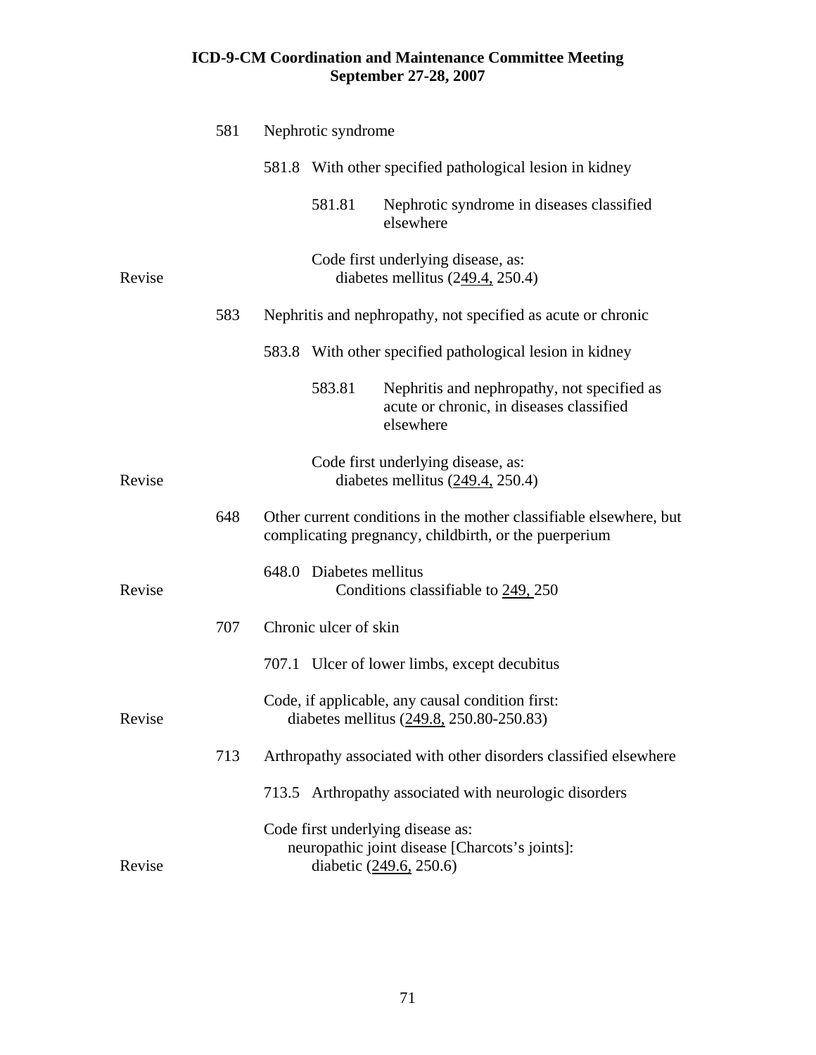581 Nephrotic syndrome

581.8 With other specified pathological lesion in kidney

581.81 Nephrotic syndrome in diseases classified elsewhere

Code first underlying disease, as:

Revise — diabetes mellitus (<u>249.4,</u> 250.4)

583 Nephritis and nephropathy, not specified as acute or chronic

583.8 With other specified pathological lesion in kidney

583.81 Nephritis and nephropathy, not specified as acute or chronic, in diseases classified elsewhere

Code first underlying disease, as:

Revise — diabetes mellitus (<u>249.4,</u> 250.4)

648 Other current conditions in the mother classifiable elsewhere, but complicating pregnancy, childbirth, or the puerperium

648.0 Diabetes mellitus

Revise — Conditions classifiable to <u>249,</u> 250

707 Chronic ulcer of skin

707.1 Ulcer of lower limbs, except decubitus

Code, if applicable, any causal condition first:

Revise — diabetes mellitus (<u>249.8,</u> 250.80-250.83)

713 Arthropathy associated with other disorders classified elsewhere

713.5 Arthropathy associated with neurologic disorders

Code first underlying disease as:
neuropathic joint disease [Charcots's joints]:

Revise — diabetic (<u>249.6,</u> 250.6)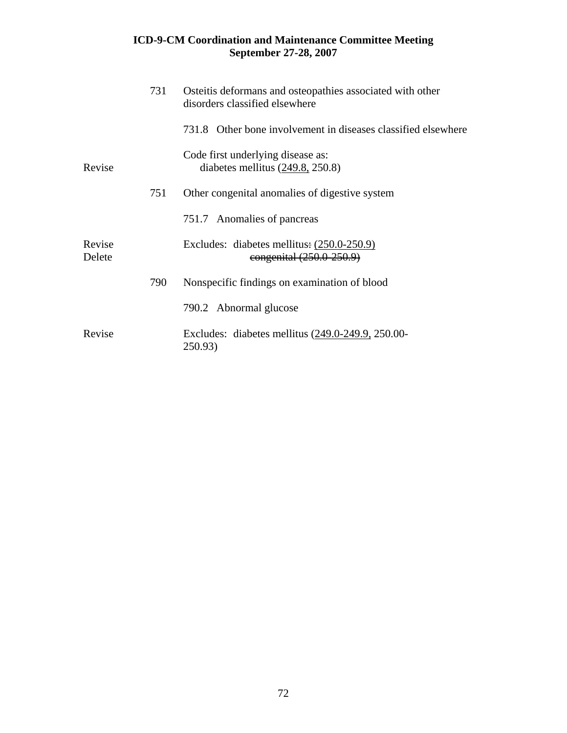| | | |
|---|---|---|
| | 731 | Osteitis deformans and osteopathies associated with other disorders classified elsewhere |
| | | 731.8 Other bone involvement in diseases classified elsewhere |
| Revise | | Code first underlying disease as: diabetes mellitus (<u>249.8,</u> 250.8) |
| | 751 | Other congenital anomalies of digestive system |
| | | 751.7 Anomalies of pancreas |
| Revise | | Excludes: diabetes mellitus~~:~~ <u>(250.0-250.9)</u> |
| Delete | | ~~congenital (250.0-250.9)~~ |
| | 790 | Nonspecific findings on examination of blood |
| | | 790.2 Abnormal glucose |
| Revise | | Excludes: diabetes mellitus (<u>249.0-249.9,</u> 250.00-250.93) |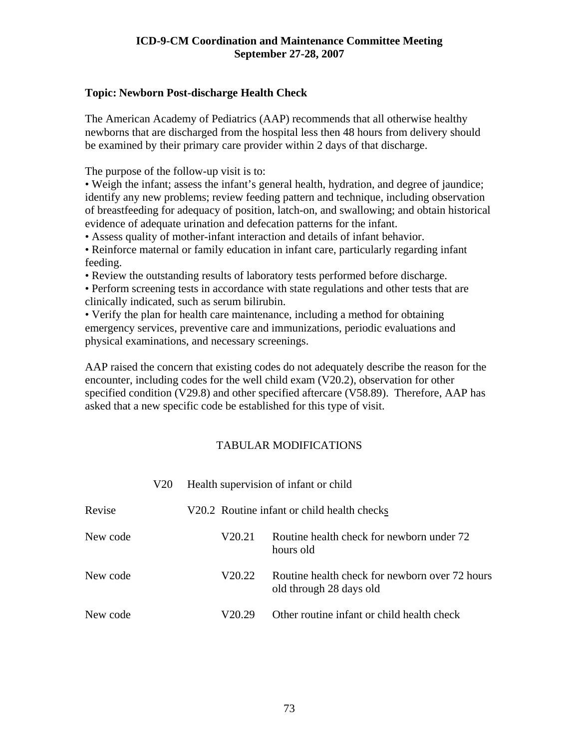**ICD-9-CM Coordination and Maintenance Committee Meeting**
**September 27-28, 2007**

**Topic: Newborn Post-discharge Health Check**

The American Academy of Pediatrics (AAP) recommends that all otherwise healthy newborns that are discharged from the hospital less then 48 hours from delivery should be examined by their primary care provider within 2 days of that discharge.

The purpose of the follow-up visit is to:

- Weigh the infant; assess the infant's general health, hydration, and degree of jaundice; identify any new problems; review feeding pattern and technique, including observation of breastfeeding for adequacy of position, latch-on, and swallowing; and obtain historical evidence of adequate urination and defecation patterns for the infant.
- Assess quality of mother-infant interaction and details of infant behavior.
- Reinforce maternal or family education in infant care, particularly regarding infant feeding.
- Review the outstanding results of laboratory tests performed before discharge.
- Perform screening tests in accordance with state regulations and other tests that are clinically indicated, such as serum bilirubin.
- Verify the plan for health care maintenance, including a method for obtaining emergency services, preventive care and immunizations, periodic evaluations and physical examinations, and necessary screenings.

AAP raised the concern that existing codes do not adequately describe the reason for the encounter, including codes for the well child exam (V20.2), observation for other specified condition (V29.8) and other specified aftercare (V58.89). Therefore, AAP has asked that a new specific code be established for this type of visit.

TABULAR MODIFICATIONS

| | | |
|---|---|---|
| | V20 | Health supervision of infant or child |
| Revise | V20.2 | Routine infant or child health check<u>s</u> |
| New code | V20.21 | Routine health check for newborn under 72 hours old |
| New code | V20.22 | Routine health check for newborn over 72 hours old through 28 days old |
| New code | V20.29 | Other routine infant or child health check |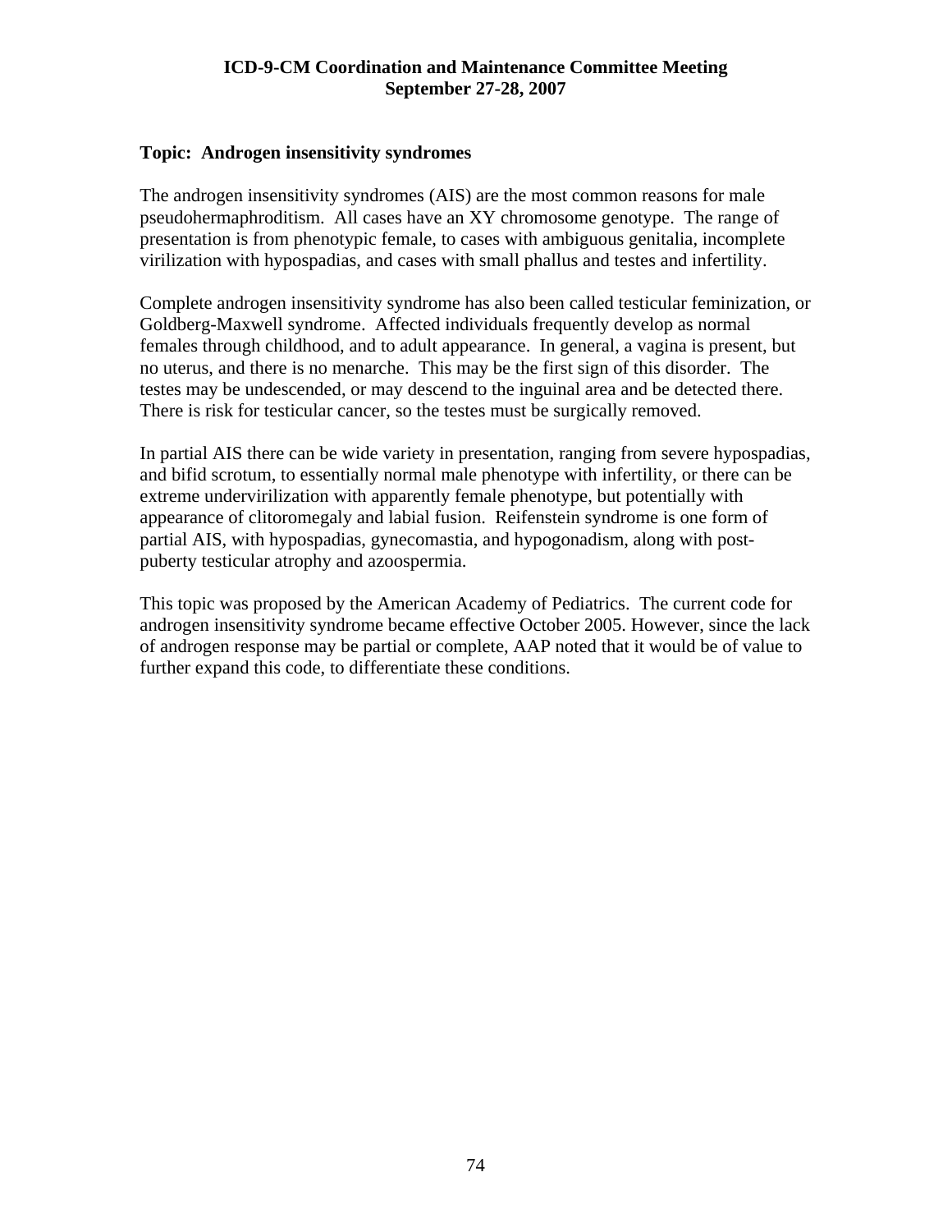**Topic: Androgen insensitivity syndromes**

The androgen insensitivity syndromes (AIS) are the most common reasons for male pseudohermaphroditism. All cases have an XY chromosome genotype. The range of presentation is from phenotypic female, to cases with ambiguous genitalia, incomplete virilization with hypospadias, and cases with small phallus and testes and infertility.

Complete androgen insensitivity syndrome has also been called testicular feminization, or Goldberg-Maxwell syndrome. Affected individuals frequently develop as normal females through childhood, and to adult appearance. In general, a vagina is present, but no uterus, and there is no menarche. This may be the first sign of this disorder. The testes may be undescended, or may descend to the inguinal area and be detected there. There is risk for testicular cancer, so the testes must be surgically removed.

In partial AIS there can be wide variety in presentation, ranging from severe hypospadias, and bifid scrotum, to essentially normal male phenotype with infertility, or there can be extreme undervirilization with apparently female phenotype, but potentially with appearance of clitoromegaly and labial fusion. Reifenstein syndrome is one form of partial AIS, with hypospadias, gynecomastia, and hypogonadism, along with post-puberty testicular atrophy and azoospermia.

This topic was proposed by the American Academy of Pediatrics. The current code for androgen insensitivity syndrome became effective October 2005. However, since the lack of androgen response may be partial or complete, AAP noted that it would be of value to further expand this code, to differentiate these conditions.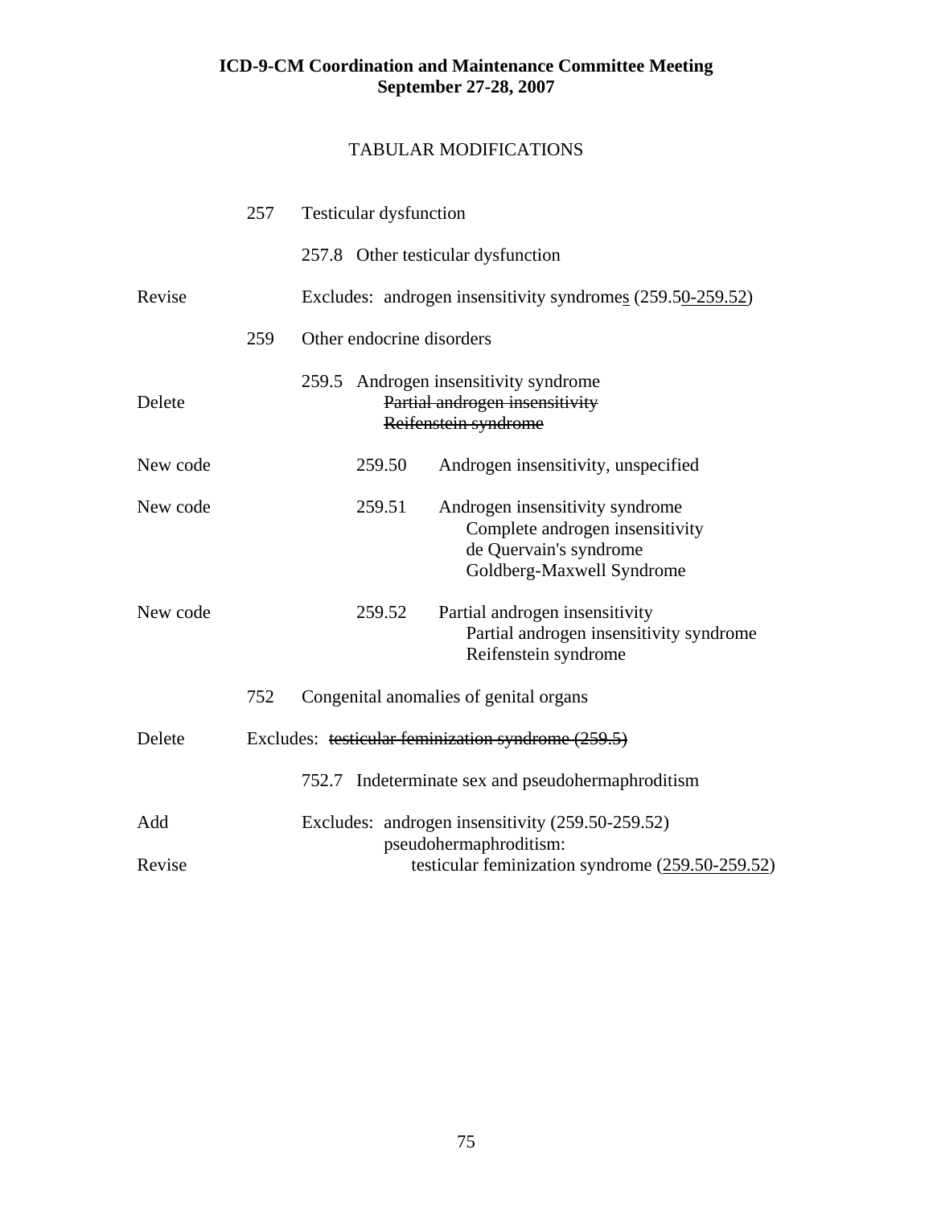**ICD-9-CM Coordination and Maintenance Committee Meeting**
**September 27-28, 2007**

TABULAR MODIFICATIONS

| | | |
|---|---|---|
| | 257 | Testicular dysfunction |
| | | 257.8 Other testicular dysfunction |
| Revise | | Excludes: androgen insensitivity syndrome<u>s</u> (259.5<u>0-259.52</u>) |
| | 259 | Other endocrine disorders |
| | | 259.5 Androgen insensitivity syndrome |
| Delete | | ~~Partial androgen insensitivity~~<br>~~Reifenstein syndrome~~ |
| New code | | 259.50 Androgen insensitivity, unspecified |
| New code | | 259.51 Androgen insensitivity syndrome<br>Complete androgen insensitivity<br>de Quervain's syndrome<br>Goldberg-Maxwell Syndrome |
| New code | | 259.52 Partial androgen insensitivity<br>Partial androgen insensitivity syndrome<br>Reifenstein syndrome |
| | 752 | Congenital anomalies of genital organs |
| Delete | | Excludes: ~~testicular feminization syndrome (259.5)~~ |
| | | 752.7 Indeterminate sex and pseudohermaphroditism |
| Add | | Excludes: androgen insensitivity (259.50-259.52)<br>pseudohermaphroditism: |
| Revise | | testicular feminization syndrome (<u>259.50-259.52</u>) |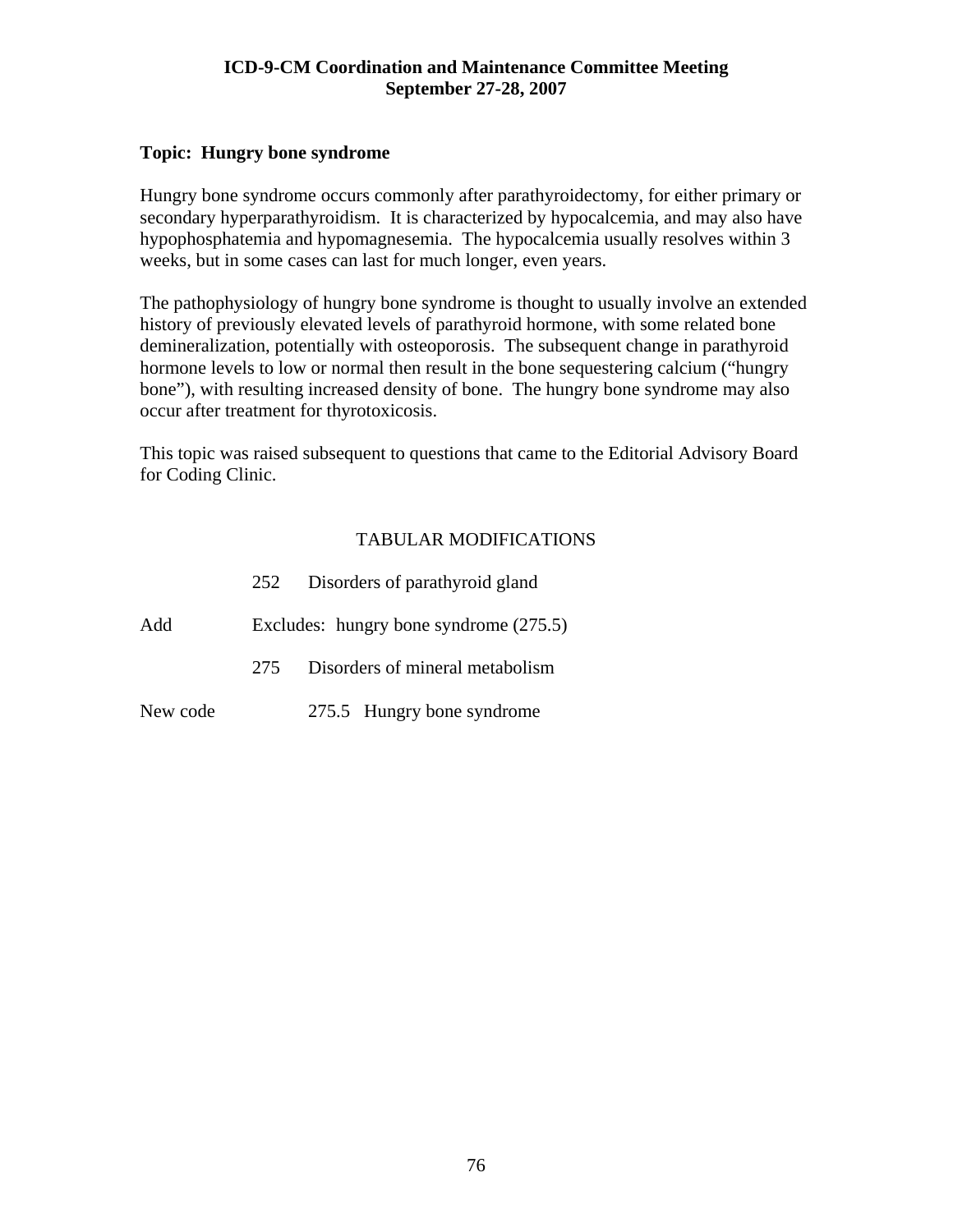**ICD-9-CM Coordination and Maintenance Committee Meeting**
**September 27-28, 2007**

**Topic: Hungry bone syndrome**

Hungry bone syndrome occurs commonly after parathyroidectomy, for either primary or secondary hyperparathyroidism. It is characterized by hypocalcemia, and may also have hypophosphatemia and hypomagnesemia. The hypocalcemia usually resolves within 3 weeks, but in some cases can last for much longer, even years.

The pathophysiology of hungry bone syndrome is thought to usually involve an extended history of previously elevated levels of parathyroid hormone, with some related bone demineralization, potentially with osteoporosis. The subsequent change in parathyroid hormone levels to low or normal then result in the bone sequestering calcium ("hungry bone"), with resulting increased density of bone. The hungry bone syndrome may also occur after treatment for thyrotoxicosis.

This topic was raised subsequent to questions that came to the Editorial Advisory Board for Coding Clinic.

TABULAR MODIFICATIONS

| | | |
|---|---|---|
| | 252 | Disorders of parathyroid gland |
| Add | Excludes: hungry bone syndrome (275.5) | |
| | 275 | Disorders of mineral metabolism |
| New code | | 275.5 Hungry bone syndrome |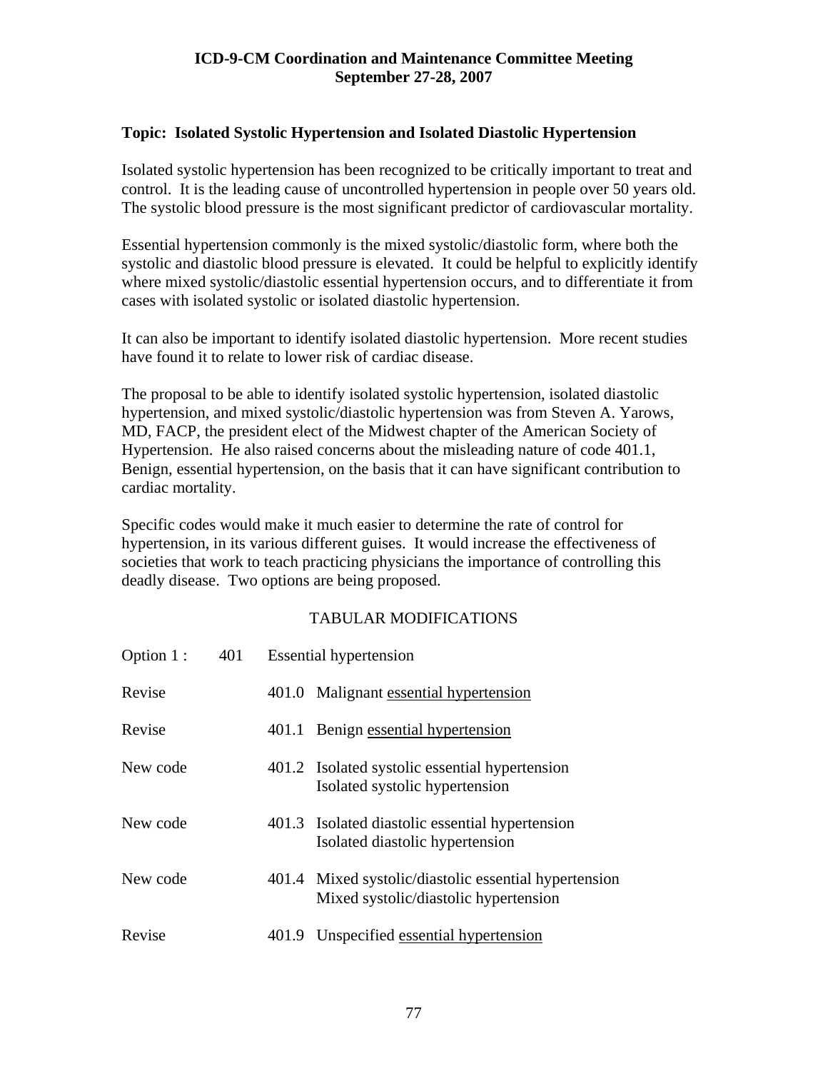**ICD-9-CM Coordination and Maintenance Committee Meeting**
**September 27-28, 2007**

**Topic: Isolated Systolic Hypertension and Isolated Diastolic Hypertension**

Isolated systolic hypertension has been recognized to be critically important to treat and control. It is the leading cause of uncontrolled hypertension in people over 50 years old. The systolic blood pressure is the most significant predictor of cardiovascular mortality.

Essential hypertension commonly is the mixed systolic/diastolic form, where both the systolic and diastolic blood pressure is elevated. It could be helpful to explicitly identify where mixed systolic/diastolic essential hypertension occurs, and to differentiate it from cases with isolated systolic or isolated diastolic hypertension.

It can also be important to identify isolated diastolic hypertension. More recent studies have found it to relate to lower risk of cardiac disease.

The proposal to be able to identify isolated systolic hypertension, isolated diastolic hypertension, and mixed systolic/diastolic hypertension was from Steven A. Yarows, MD, FACP, the president elect of the Midwest chapter of the American Society of Hypertension. He also raised concerns about the misleading nature of code 401.1, Benign, essential hypertension, on the basis that it can have significant contribution to cardiac mortality.

Specific codes would make it much easier to determine the rate of control for hypertension, in its various different guises. It would increase the effectiveness of societies that work to teach practicing physicians the importance of controlling this deadly disease. Two options are being proposed.

TABULAR MODIFICATIONS

Option 1 : 401 Essential hypertension

Revise 401.0 Malignant <u>essential hypertension</u>

Revise 401.1 Benign <u>essential hypertension</u>

New code 401.2 Isolated systolic essential hypertension
Isolated systolic hypertension

New code 401.3 Isolated diastolic essential hypertension
Isolated diastolic hypertension

New code 401.4 Mixed systolic/diastolic essential hypertension
Mixed systolic/diastolic hypertension

Revise 401.9 Unspecified <u>essential hypertension</u>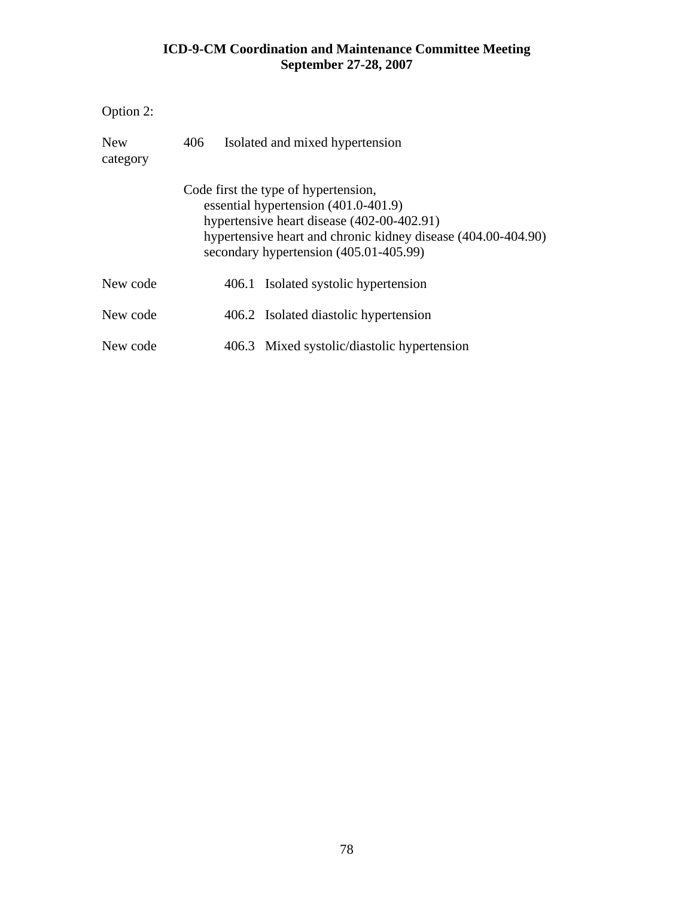Option 2:

New category 406 Isolated and mixed hypertension

Code first the type of hypertension,
  essential hypertension (401.0-401.9)
  hypertensive heart disease (402-00-402.91)
  hypertensive heart and chronic kidney disease (404.00-404.90)
  secondary hypertension (405.01-405.99)

New code 406.1 Isolated systolic hypertension

New code 406.2 Isolated diastolic hypertension

New code 406.3 Mixed systolic/diastolic hypertension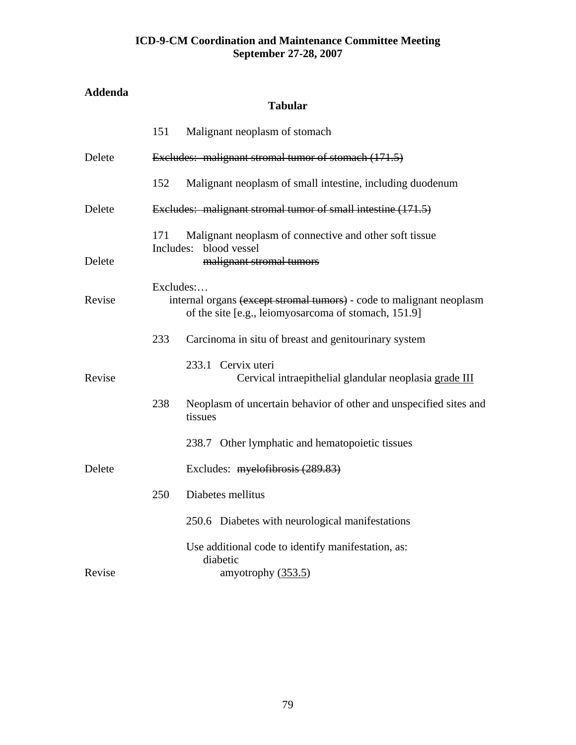**ICD-9-CM Coordination and Maintenance Committee Meeting**
**September 27-28, 2007**

**Addenda**

**Tabular**

151 Malignant neoplasm of stomach

Delete ~~Excludes: malignant stromal tumor of stomach (171.5)~~

152 Malignant neoplasm of small intestine, including duodenum

Delete ~~Excludes: malignant stromal tumor of small intestine (171.5)~~

171 Malignant neoplasm of connective and other soft tissue
Includes: blood vessel
Delete ~~malignant stromal tumors~~

Excludes:…
Revise internal organs ~~(except stromal tumors)~~ - code to malignant neoplasm of the site [e.g., leiomyosarcoma of stomach, 151.9]

233 Carcinoma in situ of breast and genitourinary system

233.1 Cervix uteri
Revise Cervical intraepithelial glandular neoplasia <u>grade III</u>

238 Neoplasm of uncertain behavior of other and unspecified sites and tissues

238.7 Other lymphatic and hematopoietic tissues

Delete Excludes: ~~myelofibrosis (289.83)~~

250 Diabetes mellitus

250.6 Diabetes with neurological manifestations

Use additional code to identify manifestation, as:
diabetic
Revise amyotrophy (<u>353.5</u>)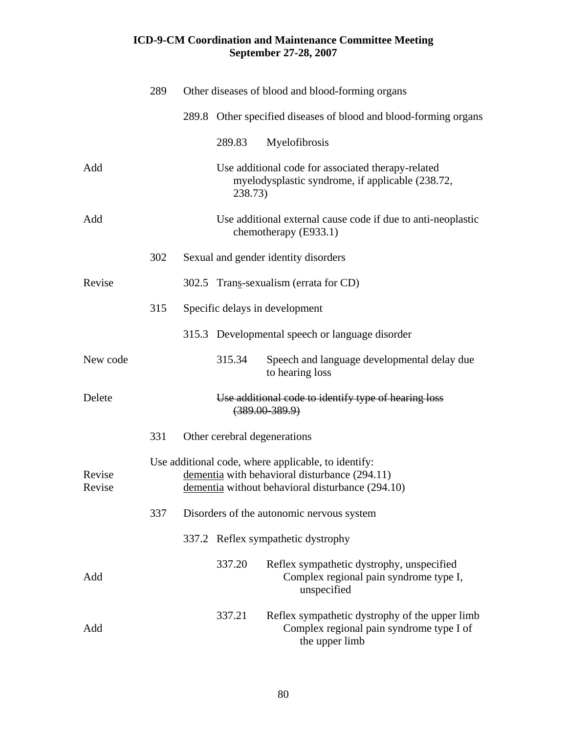## ICD-9-CM Coordination and Maintenance Committee Meeting
## September 27-28, 2007

| | | | | |
|---|---|---|---|---|
| | 289 | Other diseases of blood and blood-forming organs | | |
| | | 289.8 | Other specified diseases of blood and blood-forming organs | |
| | | | 289.83 | Myelofibrosis |
| Add | | | Use additional code for associated therapy-related myelodysplastic syndrome, if applicable (238.72, 238.73) | |
| Add | | | Use additional external cause code if due to anti-neoplastic chemotherapy (E933.1) | |
| | 302 | Sexual and gender identity disorders | | |
| Revise | | 302.5 | Trans-sexualism (errata for CD) | |
| | 315 | Specific delays in development | | |
| | | 315.3 | Developmental speech or language disorder | |
| New code | | | 315.34 | Speech and language developmental delay due to hearing loss |
| Delete | | | ~~Use additional code to identify type of hearing loss (389.00-389.9)~~ | |
| | 331 | Other cerebral degenerations | | |
| | Use additional code, where applicable, to identify: | | | |
| Revise | | dementia with behavioral disturbance (294.11) | | |
| Revise | | dementia without behavioral disturbance (294.10) | | |
| | 337 | Disorders of the autonomic nervous system | | |
| | | 337.2 | Reflex sympathetic dystrophy | |
| | | | 337.20 | Reflex sympathetic dystrophy, unspecified |
| Add | | | | Complex regional pain syndrome type I, unspecified |
| | | | 337.21 | Reflex sympathetic dystrophy of the upper limb |
| Add | | | | Complex regional pain syndrome type I of the upper limb |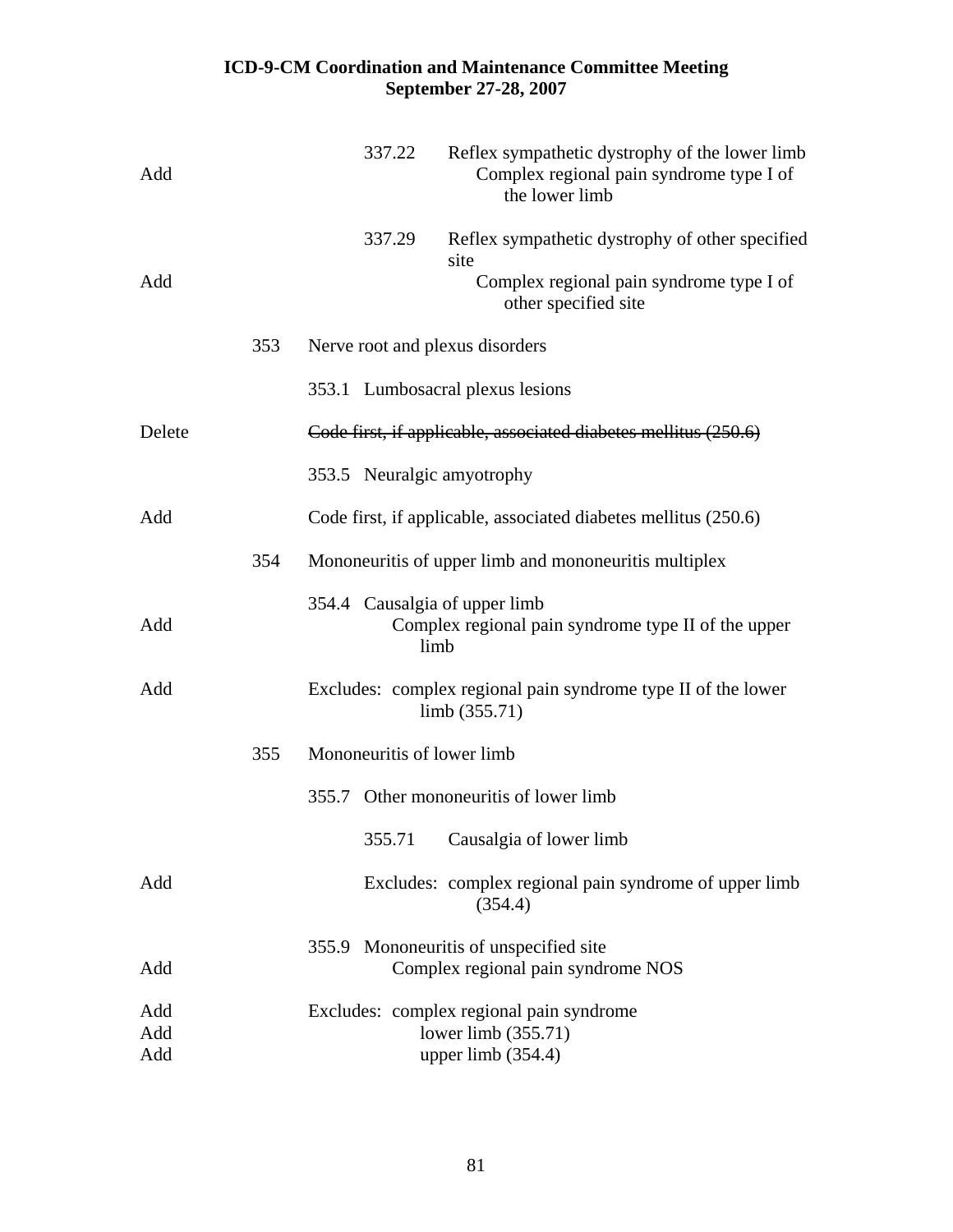| | | | |
|---|---|---|---|
| | | 337.22 | Reflex sympathetic dystrophy of the lower limb |
| Add | | | Complex regional pain syndrome type I of the lower limb |
| | | 337.29 | Reflex sympathetic dystrophy of other specified site |
| Add | | | Complex regional pain syndrome type I of other specified site |
| | 353 | Nerve root and plexus disorders | |
| | | 353.1 Lumbosacral plexus lesions | |
| Delete | | ~~Code first, if applicable, associated diabetes mellitus (250.6)~~ | |
| | | 353.5 Neuralgic amyotrophy | |
| Add | | Code first, if applicable, associated diabetes mellitus (250.6) | |
| | 354 | Mononeuritis of upper limb and mononeuritis multiplex | |
| | | 354.4 Causalgia of upper limb | |
| Add | | Complex regional pain syndrome type II of the upper limb | |
| Add | | Excludes: complex regional pain syndrome type II of the lower limb (355.71) | |
| | 355 | Mononeuritis of lower limb | |
| | | 355.7 Other mononeuritis of lower limb | |
| | | 355.71 | Causalgia of lower limb |
| Add | | | Excludes: complex regional pain syndrome of upper limb (354.4) |
| | | 355.9 Mononeuritis of unspecified site | |
| Add | | Complex regional pain syndrome NOS | |
| Add | | Excludes: complex regional pain syndrome | |
| Add | | lower limb (355.71) | |
| Add | | upper limb (354.4) | |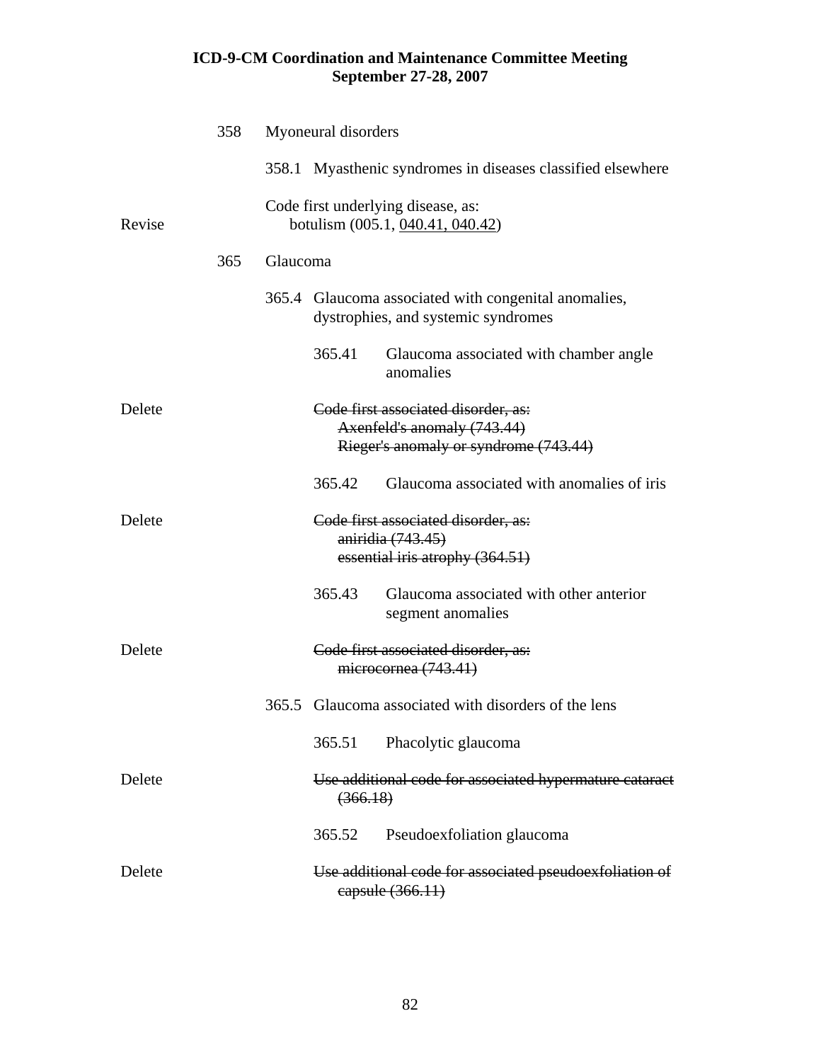**ICD-9-CM Coordination and Maintenance Committee Meeting**
**September 27-28, 2007**

358 Myoneural disorders

358.1 Myasthenic syndromes in diseases classified elsewhere

Revise — Code first underlying disease, as:
botulism (005.1, <u>040.41, 040.42</u>)

365 Glaucoma

365.4 Glaucoma associated with congenital anomalies, dystrophies, and systemic syndromes

365.41 Glaucoma associated with chamber angle anomalies

Delete — ~~Code first associated disorder, as:~~
~~Axenfeld's anomaly (743.44)~~
~~Rieger's anomaly or syndrome (743.44)~~

365.42 Glaucoma associated with anomalies of iris

Delete — ~~Code first associated disorder, as:~~
~~aniridia (743.45)~~
~~essential iris atrophy (364.51)~~

365.43 Glaucoma associated with other anterior segment anomalies

Delete — ~~Code first associated disorder, as:~~
~~microcornea (743.41)~~

365.5 Glaucoma associated with disorders of the lens

365.51 Phacolytic glaucoma

Delete — ~~Use additional code for associated hypermature cataract (366.18)~~

365.52 Pseudoexfoliation glaucoma

Delete — ~~Use additional code for associated pseudoexfoliation of capsule (366.11)~~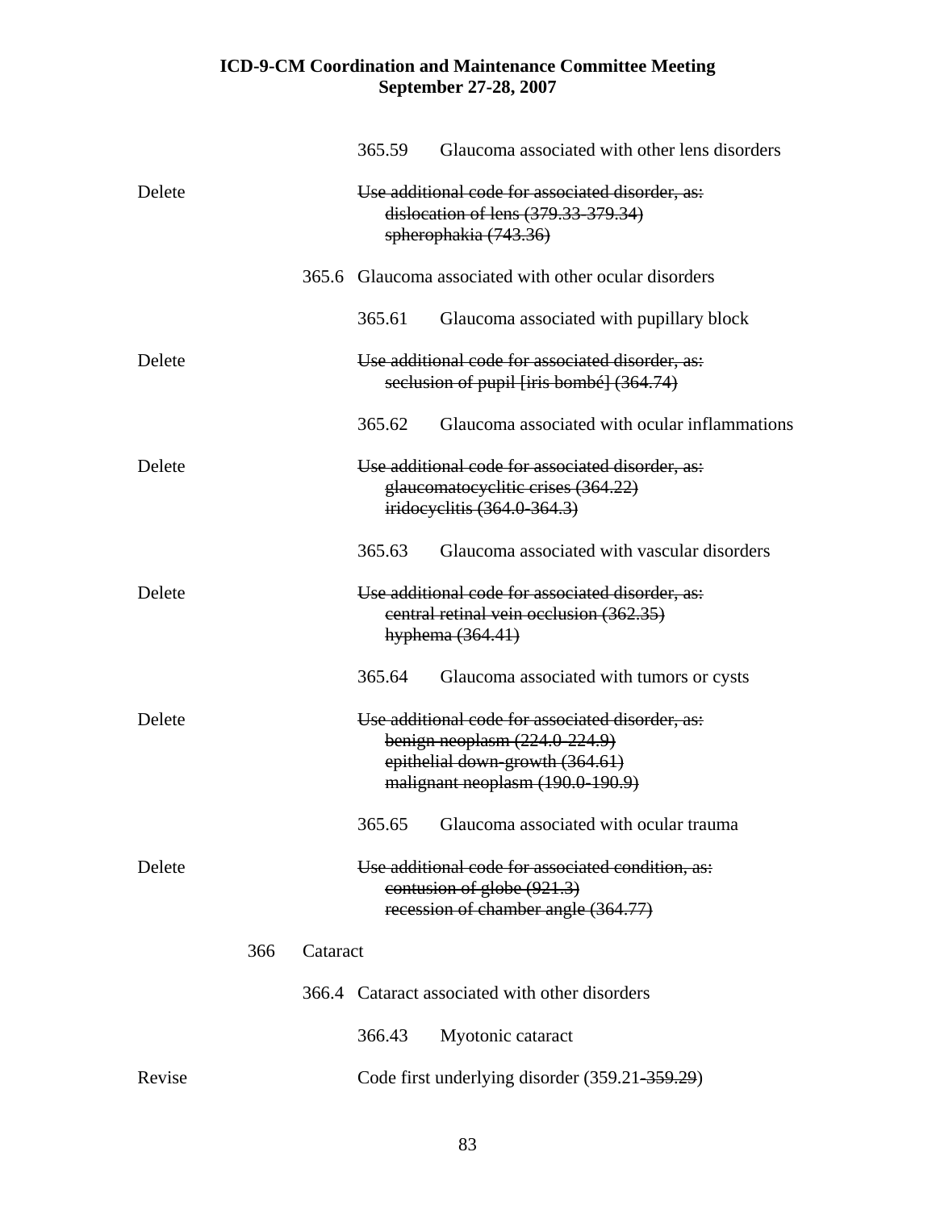**ICD-9-CM Coordination and Maintenance Committee Meeting**
**September 27-28, 2007**

365.59 Glaucoma associated with other lens disorders

Delete ~~Use additional code for associated disorder, as:~~
~~dislocation of lens (379.33-379.34)~~
~~spherophakia (743.36)~~

365.6 Glaucoma associated with other ocular disorders

365.61 Glaucoma associated with pupillary block

Delete ~~Use additional code for associated disorder, as:~~
~~seclusion of pupil [iris bombé] (364.74)~~

365.62 Glaucoma associated with ocular inflammations

Delete ~~Use additional code for associated disorder, as:~~
~~glaucomatocyclitic crises (364.22)~~
~~iridocyclitis (364.0-364.3)~~

365.63 Glaucoma associated with vascular disorders

Delete ~~Use additional code for associated disorder, as:~~
~~central retinal vein occlusion (362.35)~~
~~hyphema (364.41)~~

365.64 Glaucoma associated with tumors or cysts

Delete ~~Use additional code for associated disorder, as:~~
~~benign neoplasm (224.0-224.9)~~
~~epithelial down-growth (364.61)~~
~~malignant neoplasm (190.0-190.9)~~

365.65 Glaucoma associated with ocular trauma

Delete ~~Use additional code for associated condition, as:~~
~~contusion of globe (921.3)~~
~~recession of chamber angle (364.77)~~

366 Cataract

366.4 Cataract associated with other disorders

366.43 Myotonic cataract

Revise Code first underlying disorder (359.21~~-359.29~~)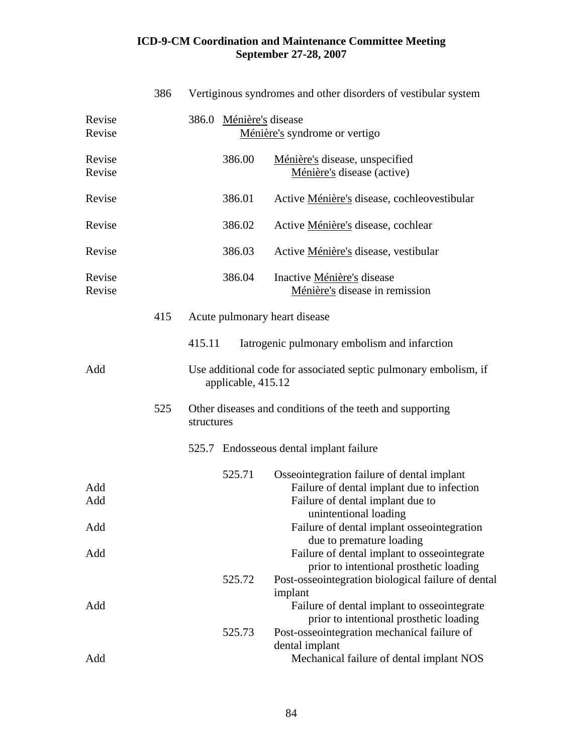| | | | |
|---|---|---|---|
| | 386 | Vertiginous syndromes and other disorders of vestibular system | |
| Revise | | 386.0 <u>Ménière's</u> disease | |
| Revise | | | <u>Ménière's</u> syndrome or vertigo |
| Revise | | 386.00 | <u>Ménière's</u> disease, unspecified |
| Revise | | | <u>Ménière's</u> disease (active) |
| Revise | | 386.01 | Active <u>Ménière's</u> disease, cochleovestibular |
| Revise | | 386.02 | Active <u>Ménière's</u> disease, cochlear |
| Revise | | 386.03 | Active <u>Ménière's</u> disease, vestibular |
| Revise | | 386.04 | Inactive <u>Ménière's</u> disease |
| Revise | | | <u>Ménière's</u> disease in remission |
| | 415 | Acute pulmonary heart disease | |
| | | 415.11 Iatrogenic pulmonary embolism and infarction | |
| Add | | Use additional code for associated septic pulmonary embolism, if applicable, 415.12 | |
| | 525 | Other diseases and conditions of the teeth and supporting structures | |
| | | 525.7 Endosseous dental implant failure | |
| | | 525.71 | Osseointegration failure of dental implant |
| Add | | | Failure of dental implant due to infection |
| Add | | | Failure of dental implant due to unintentional loading |
| Add | | | Failure of dental implant osseointegration due to premature loading |
| Add | | | Failure of dental implant to osseointegrate prior to intentional prosthetic loading |
| | | 525.72 | Post-osseointegration biological failure of dental implant |
| Add | | | Failure of dental implant to osseointegrate prior to intentional prosthetic loading |
| | | 525.73 | Post-osseointegration mechanical failure of dental implant |
| Add | | | Mechanical failure of dental implant NOS |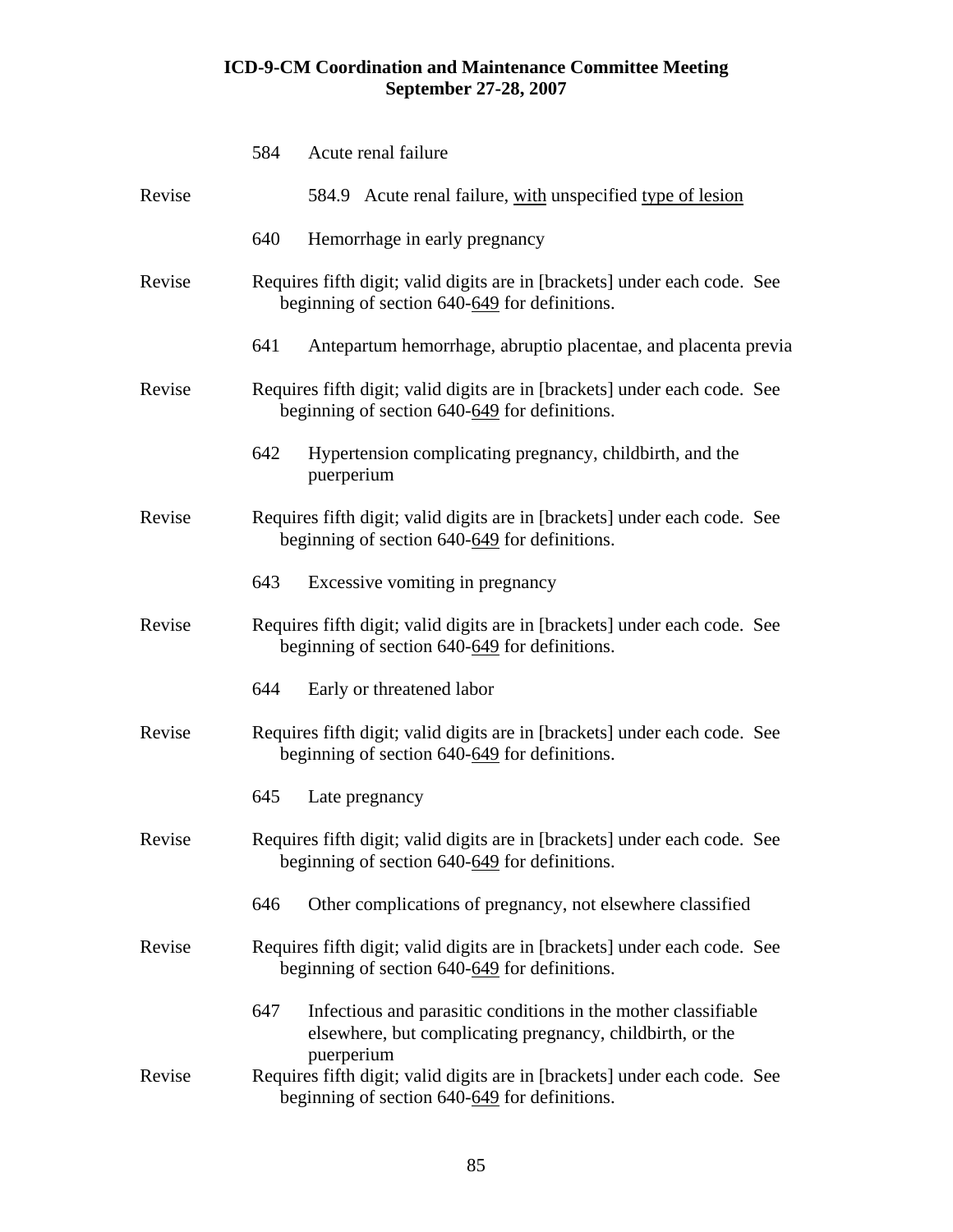| | |
|---|---|
| | 584 Acute renal failure |
| Revise | 584.9 Acute renal failure, <u>with</u> unspecified <u>type of lesion</u> |
| | 640 Hemorrhage in early pregnancy |
| Revise | Requires fifth digit; valid digits are in [brackets] under each code. See beginning of section 640-<u>649</u> for definitions. |
| | 641 Antepartum hemorrhage, abruptio placentae, and placenta previa |
| Revise | Requires fifth digit; valid digits are in [brackets] under each code. See beginning of section 640-<u>649</u> for definitions. |
| | 642 Hypertension complicating pregnancy, childbirth, and the puerperium |
| Revise | Requires fifth digit; valid digits are in [brackets] under each code. See beginning of section 640-<u>649</u> for definitions. |
| | 643 Excessive vomiting in pregnancy |
| Revise | Requires fifth digit; valid digits are in [brackets] under each code. See beginning of section 640-<u>649</u> for definitions. |
| | 644 Early or threatened labor |
| Revise | Requires fifth digit; valid digits are in [brackets] under each code. See beginning of section 640-<u>649</u> for definitions. |
| | 645 Late pregnancy |
| Revise | Requires fifth digit; valid digits are in [brackets] under each code. See beginning of section 640-<u>649</u> for definitions. |
| | 646 Other complications of pregnancy, not elsewhere classified |
| Revise | Requires fifth digit; valid digits are in [brackets] under each code. See beginning of section 640-<u>649</u> for definitions. |
| | 647 Infectious and parasitic conditions in the mother classifiable elsewhere, but complicating pregnancy, childbirth, or the puerperium |
| Revise | Requires fifth digit; valid digits are in [brackets] under each code. See beginning of section 640-<u>649</u> for definitions. |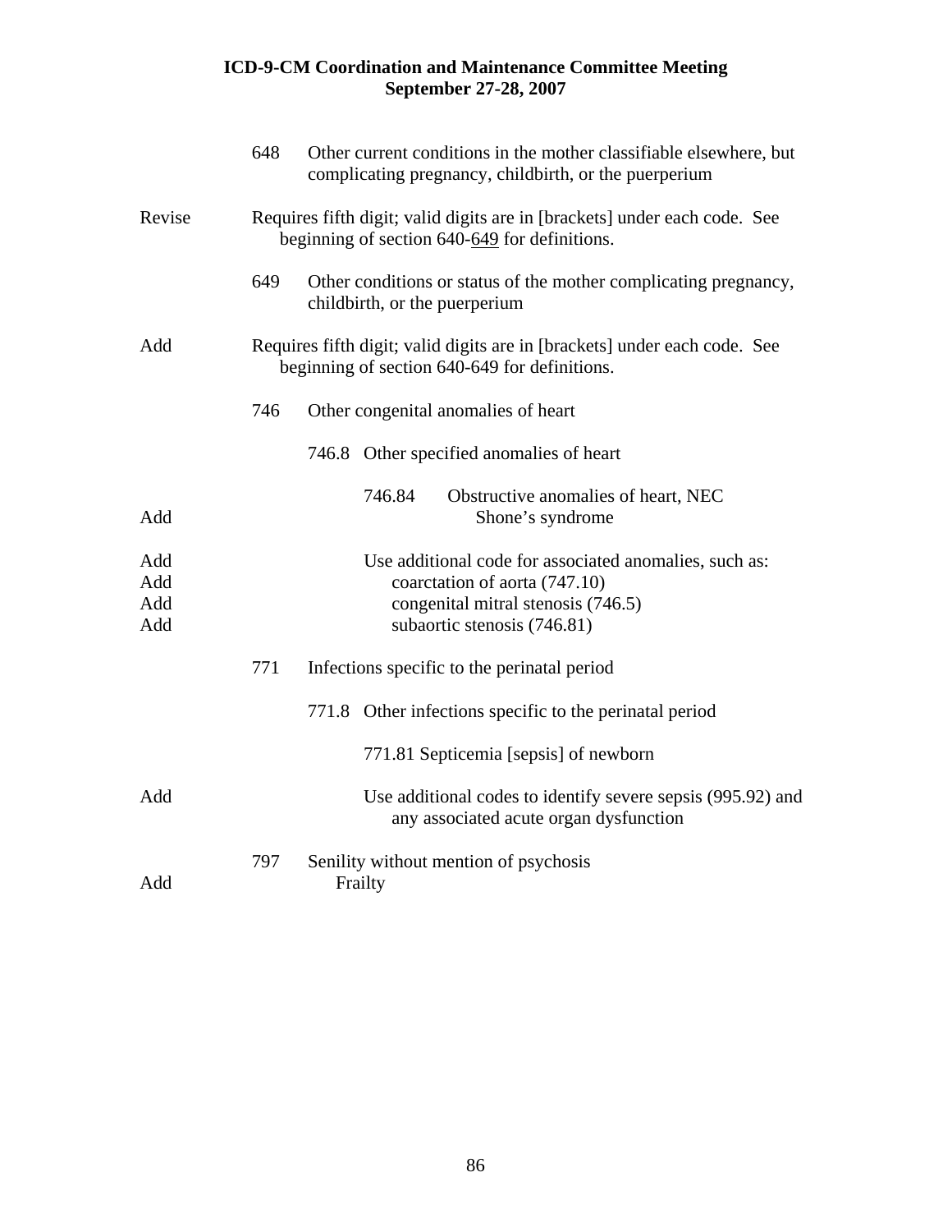648 Other current conditions in the mother classifiable elsewhere, but complicating pregnancy, childbirth, or the puerperium

Revise — Requires fifth digit; valid digits are in [brackets] under each code. See beginning of section 640-<u>649</u> for definitions.

649 Other conditions or status of the mother complicating pregnancy, childbirth, or the puerperium

Add — Requires fifth digit; valid digits are in [brackets] under each code. See beginning of section 640-649 for definitions.

746 Other congenital anomalies of heart

746.8 Other specified anomalies of heart

746.84 Obstructive anomalies of heart, NEC

Add — Shone's syndrome

Add — Use additional code for associated anomalies, such as:
Add — coarctation of aorta (747.10)
Add — congenital mitral stenosis (746.5)
Add — subaortic stenosis (746.81)

771 Infections specific to the perinatal period

771.8 Other infections specific to the perinatal period

771.81 Septicemia [sepsis] of newborn

Add — Use additional codes to identify severe sepsis (995.92) and any associated acute organ dysfunction

797 Senility without mention of psychosis

Add — Frailty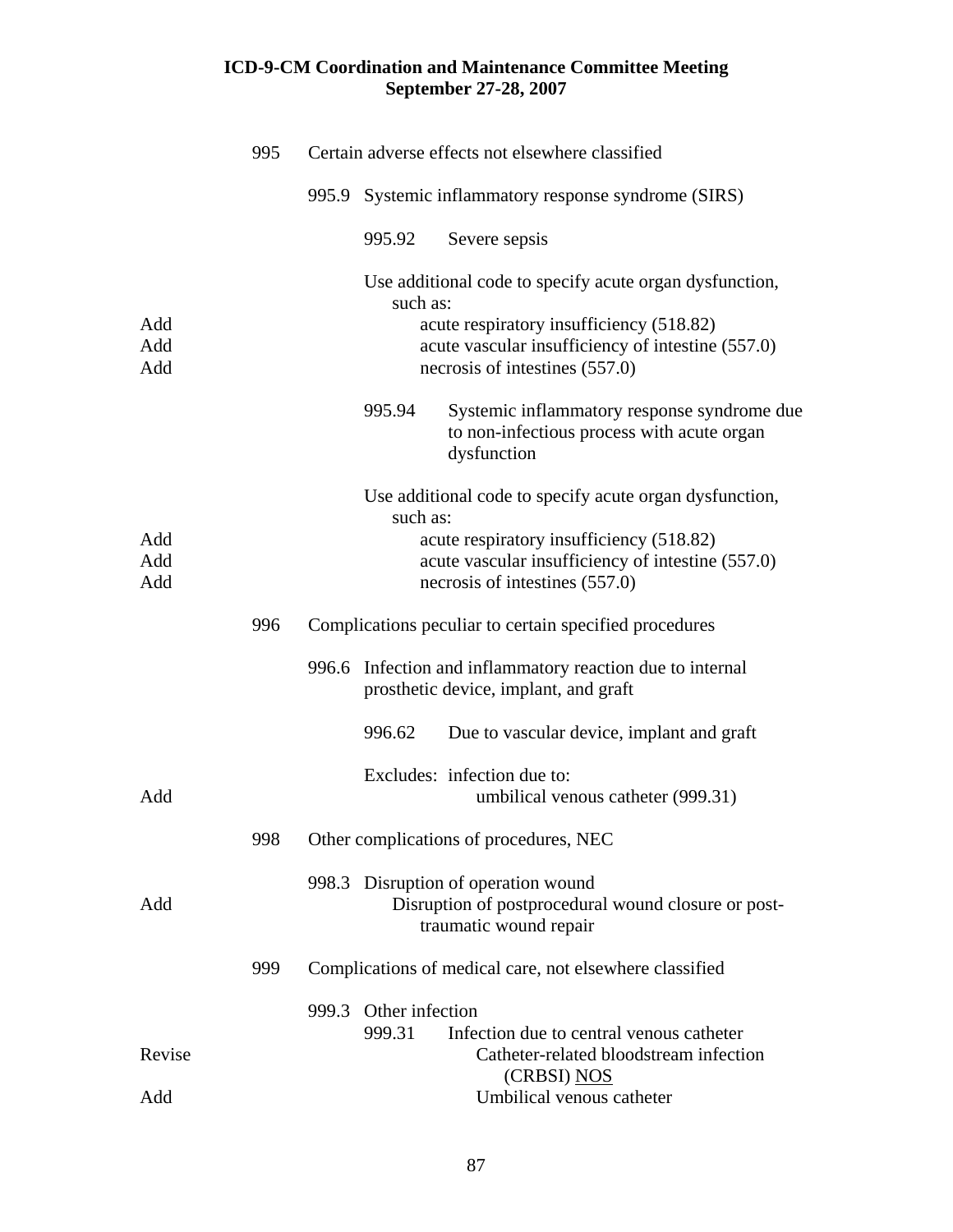# ICD-9-CM Coordination and Maintenance Committee Meeting
## September 27-28, 2007

995 Certain adverse effects not elsewhere classified

995.9 Systemic inflammatory response syndrome (SIRS)

995.92 Severe sepsis

Use additional code to specify acute organ dysfunction, such as:

| | |
|---|---|
| Add | acute respiratory insufficiency (518.82) |
| Add | acute vascular insufficiency of intestine (557.0) |
| Add | necrosis of intestines (557.0) |

995.94 Systemic inflammatory response syndrome due to non-infectious process with acute organ dysfunction

Use additional code to specify acute organ dysfunction, such as:

| | |
|---|---|
| Add | acute respiratory insufficiency (518.82) |
| Add | acute vascular insufficiency of intestine (557.0) |
| Add | necrosis of intestines (557.0) |

996 Complications peculiar to certain specified procedures

996.6 Infection and inflammatory reaction due to internal prosthetic device, implant, and graft

996.62 Due to vascular device, implant and graft

Excludes: infection due to:

| | |
|---|---|
| Add | umbilical venous catheter (999.31) |

998 Other complications of procedures, NEC

998.3 Disruption of operation wound

| | |
|---|---|
| Add | Disruption of postprocedural wound closure or post-traumatic wound repair |

999 Complications of medical care, not elsewhere classified

999.3 Other infection

999.31 Infection due to central venous catheter

| | |
|---|---|
| Revise | Catheter-related bloodstream infection (CRBSI) <u>NOS</u> |
| Add | Umbilical venous catheter |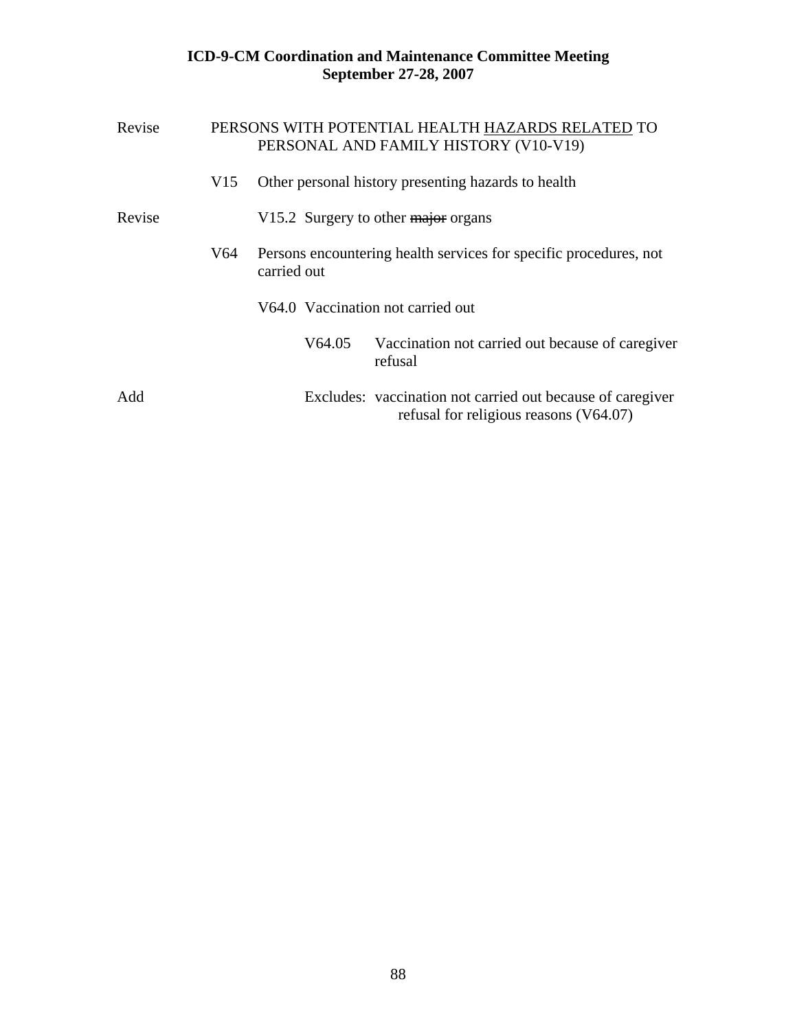Revise PERSONS WITH POTENTIAL HEALTH <u>HAZARDS RELATED</u> TO PERSONAL AND FAMILY HISTORY (V10-V19)

V15 Other personal history presenting hazards to health

Revise V15.2 Surgery to other ~~major~~ organs

V64 Persons encountering health services for specific procedures, not carried out

V64.0 Vaccination not carried out

V64.05 Vaccination not carried out because of caregiver refusal

Add Excludes: vaccination not carried out because of caregiver refusal for religious reasons (V64.07)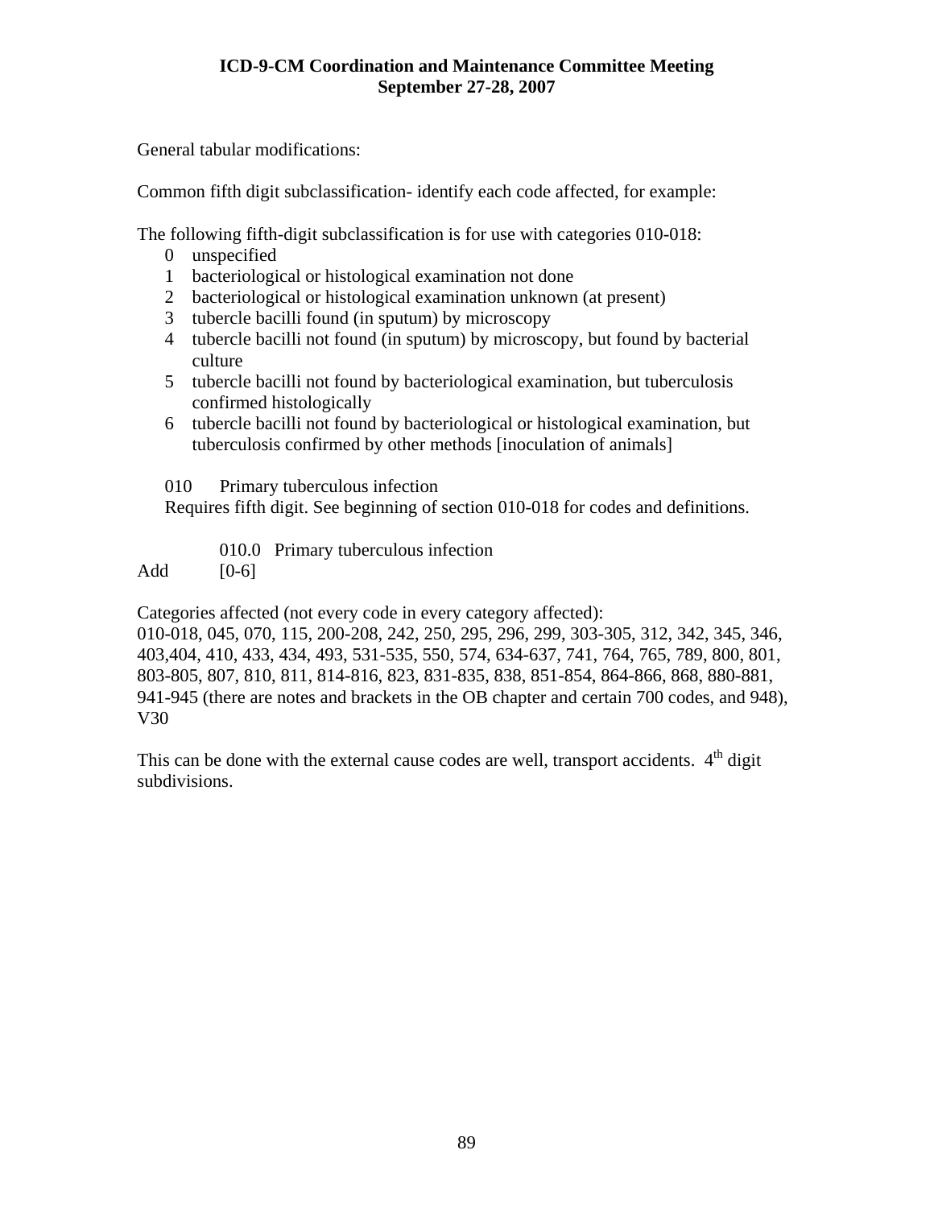General tabular modifications:

Common fifth digit subclassification- identify each code affected, for example:

The following fifth-digit subclassification is for use with categories 010-018:

0 unspecified
1 bacteriological or histological examination not done
2 bacteriological or histological examination unknown (at present)
3 tubercle bacilli found (in sputum) by microscopy
4 tubercle bacilli not found (in sputum) by microscopy, but found by bacterial culture
5 tubercle bacilli not found by bacteriological examination, but tuberculosis confirmed histologically
6 tubercle bacilli not found by bacteriological or histological examination, but tuberculosis confirmed by other methods [inoculation of animals]

010 Primary tuberculous infection
Requires fifth digit. See beginning of section 010-018 for codes and definitions.

010.0 Primary tuberculous infection
Add [0-6]

Categories affected (not every code in every category affected):
010-018, 045, 070, 115, 200-208, 242, 250, 295, 296, 299, 303-305, 312, 342, 345, 346, 403,404, 410, 433, 434, 493, 531-535, 550, 574, 634-637, 741, 764, 765, 789, 800, 801, 803-805, 807, 810, 811, 814-816, 823, 831-835, 838, 851-854, 864-866, 868, 880-881, 941-945 (there are notes and brackets in the OB chapter and certain 700 codes, and 948), V30

This can be done with the external cause codes are well, transport accidents. 4th digit subdivisions.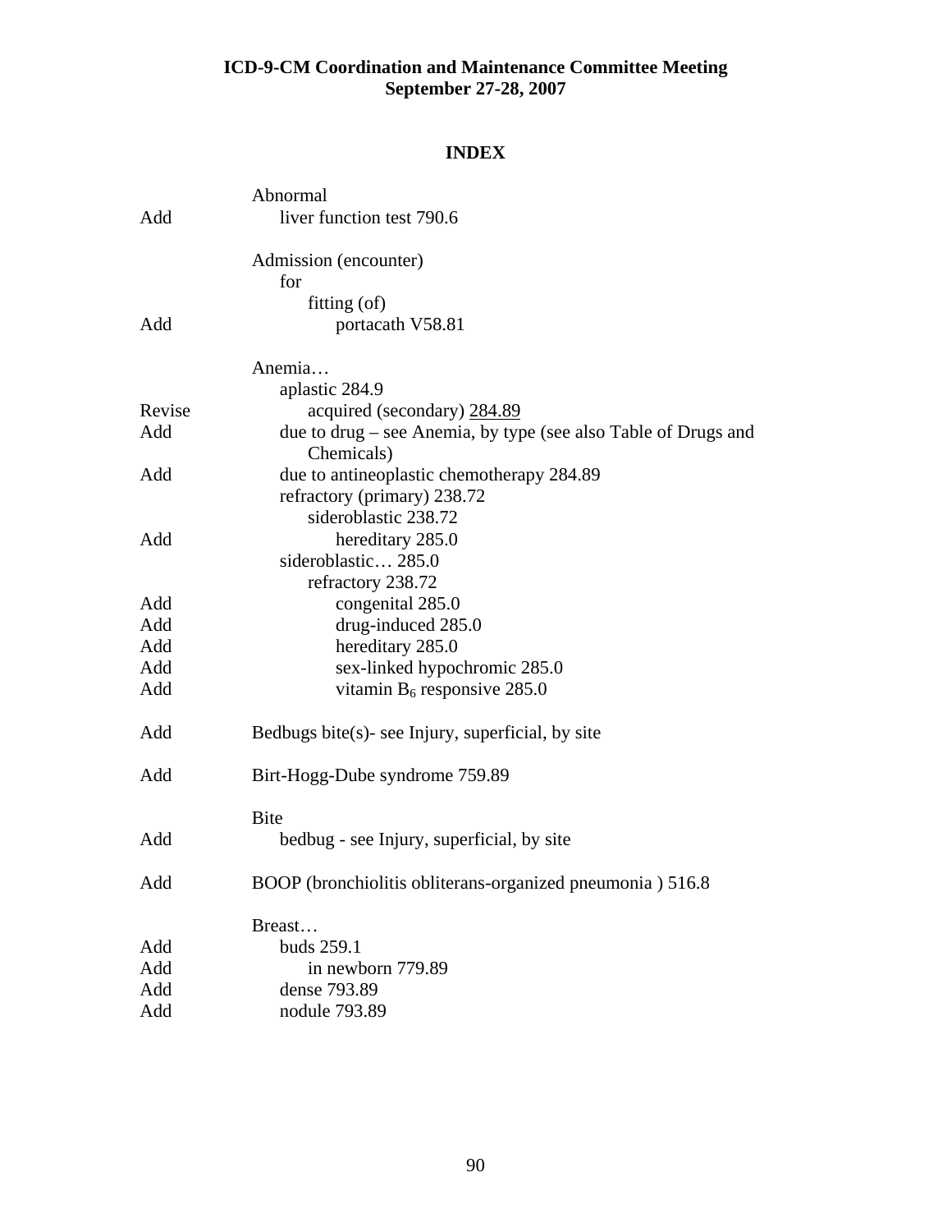**ICD-9-CM Coordination and Maintenance Committee Meeting**
**September 27-28, 2007**

## INDEX

| | |
|---|---|
| | Abnormal |
| Add | liver function test 790.6 |
| | |
| | Admission (encounter) |
| | for |
| | fitting (of) |
| Add | portacath V58.81 |
| | |
| | Anemia… |
| | aplastic 284.9 |
| Revise | acquired (secondary) 284.89 |
| Add | due to drug – see Anemia, by type (see also Table of Drugs and Chemicals) |
| Add | due to antineoplastic chemotherapy 284.89 |
| | refractory (primary) 238.72 |
| | sideroblastic 238.72 |
| Add | hereditary 285.0 |
| | sideroblastic… 285.0 |
| | refractory 238.72 |
| Add | congenital 285.0 |
| Add | drug-induced 285.0 |
| Add | hereditary 285.0 |
| Add | sex-linked hypochromic 285.0 |
| Add | vitamin $B_6$ responsive 285.0 |
| | |
| Add | Bedbugs bite(s)- see Injury, superficial, by site |
| | |
| Add | Birt-Hogg-Dube syndrome 759.89 |
| | |
| | Bite |
| Add | bedbug - see Injury, superficial, by site |
| | |
| Add | BOOP (bronchiolitis obliterans-organized pneumonia ) 516.8 |
| | |
| | Breast… |
| Add | buds 259.1 |
| Add | in newborn 779.89 |
| Add | dense 793.89 |
| Add | nodule 793.89 |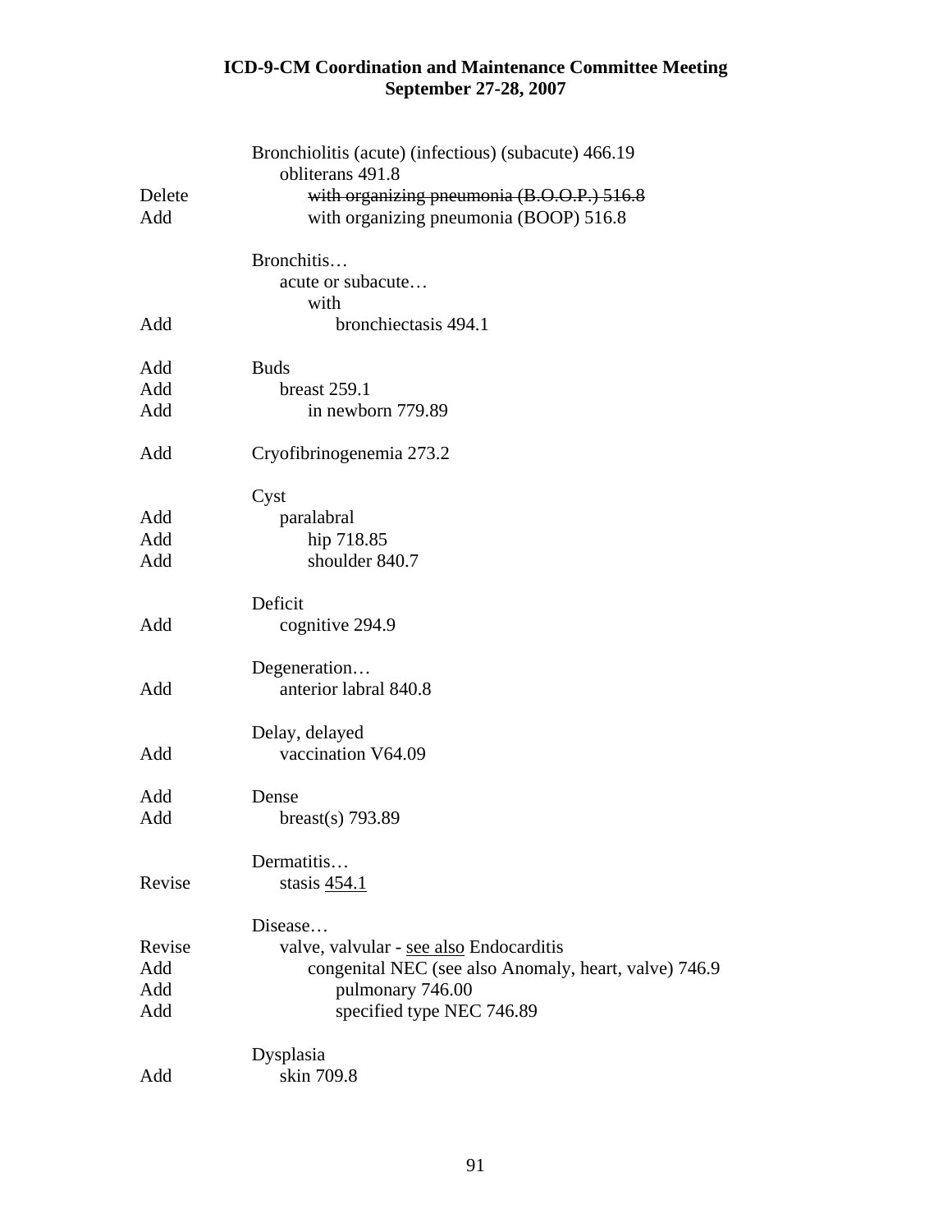| | |
|---|---|
| | Bronchiolitis (acute) (infectious) (subacute) 466.19 |
| | obliterans 491.8 |
| Delete | ~~with organizing pneumonia (B.O.O.P.) 516.8~~ |
| Add | with organizing pneumonia (BOOP) 516.8 |
| | |
| | Bronchitis… |
| | acute or subacute… |
| | with |
| Add | bronchiectasis 494.1 |
| | |
| Add | Buds |
| Add | breast 259.1 |
| Add | in newborn 779.89 |
| | |
| Add | Cryofibrinogenemia 273.2 |
| | |
| | Cyst |
| Add | paralabral |
| Add | hip 718.85 |
| Add | shoulder 840.7 |
| | |
| | Deficit |
| Add | cognitive 294.9 |
| | |
| | Degeneration… |
| Add | anterior labral 840.8 |
| | |
| | Delay, delayed |
| Add | vaccination V64.09 |
| | |
| Add | Dense |
| Add | breast(s) 793.89 |
| | |
| | Dermatitis… |
| Revise | stasis <u>454.1</u> |
| | |
| | Disease… |
| Revise | valve, valvular - <u>see also</u> Endocarditis |
| Add | congenital NEC (see also Anomaly, heart, valve) 746.9 |
| Add | pulmonary 746.00 |
| Add | specified type NEC 746.89 |
| | |
| | Dysplasia |
| Add | skin 709.8 |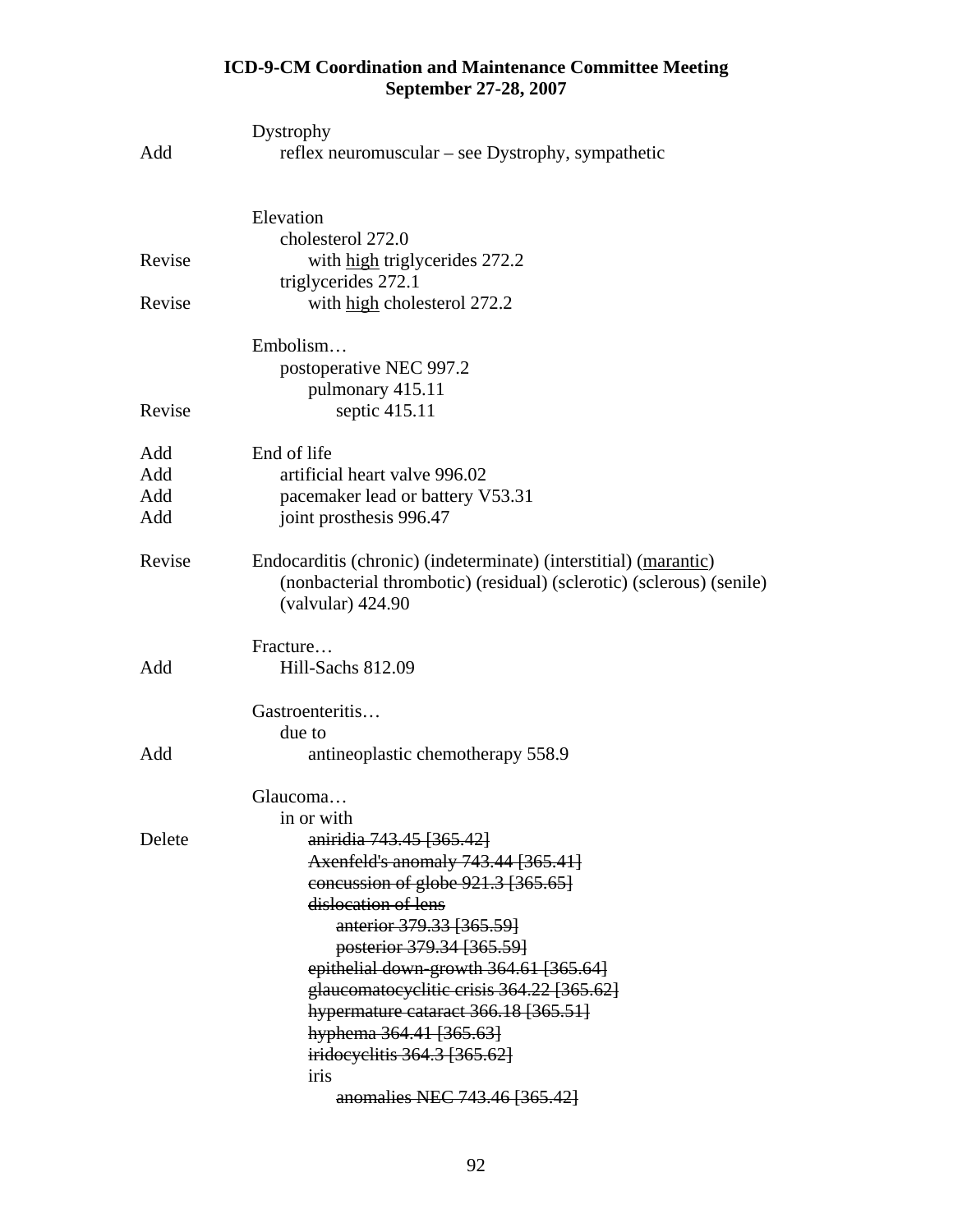**ICD-9-CM Coordination and Maintenance Committee Meeting**
**September 27-28, 2007**

| | |
|---|---|
| | Dystrophy |
| Add | reflex neuromuscular – see Dystrophy, sympathetic |
| | |
| | Elevation |
| | cholesterol 272.0 |
| Revise | with <u>high</u> triglycerides 272.2 |
| | triglycerides 272.1 |
| Revise | with <u>high</u> cholesterol 272.2 |
| | |
| | Embolism… |
| | postoperative NEC 997.2 |
| | pulmonary 415.11 |
| Revise | septic 415.11 |
| | |
| Add | End of life |
| Add | artificial heart valve 996.02 |
| Add | pacemaker lead or battery V53.31 |
| Add | joint prosthesis 996.47 |
| | |
| Revise | Endocarditis (chronic) (indeterminate) (interstitial) <u>(marantic)</u> (nonbacterial thrombotic) (residual) (sclerotic) (sclerous) (senile) (valvular) 424.90 |
| | |
| | Fracture… |
| Add | Hill-Sachs 812.09 |
| | |
| | Gastroenteritis… |
| | due to |
| Add | antineoplastic chemotherapy 558.9 |
| | |
| | Glaucoma… |
| | in or with |
| Delete | ~~aniridia 743.45 [365.42]~~ |
| | ~~Axenfeld's anomaly 743.44 [365.41]~~ |
| | ~~concussion of globe 921.3 [365.65]~~ |
| | ~~dislocation of lens~~ |
| | ~~anterior 379.33 [365.59]~~ |
| | ~~posterior 379.34 [365.59]~~ |
| | ~~epithelial down-growth 364.61 [365.64]~~ |
| | ~~glaucomatocyclitic crisis 364.22 [365.62]~~ |
| | ~~hypermature cataract 366.18 [365.51]~~ |
| | ~~hyphema 364.41 [365.63]~~ |
| | ~~iridocyclitis 364.3 [365.62]~~ |
| | ~~iris~~ |
| | ~~anomalies NEC 743.46 [365.42]~~ |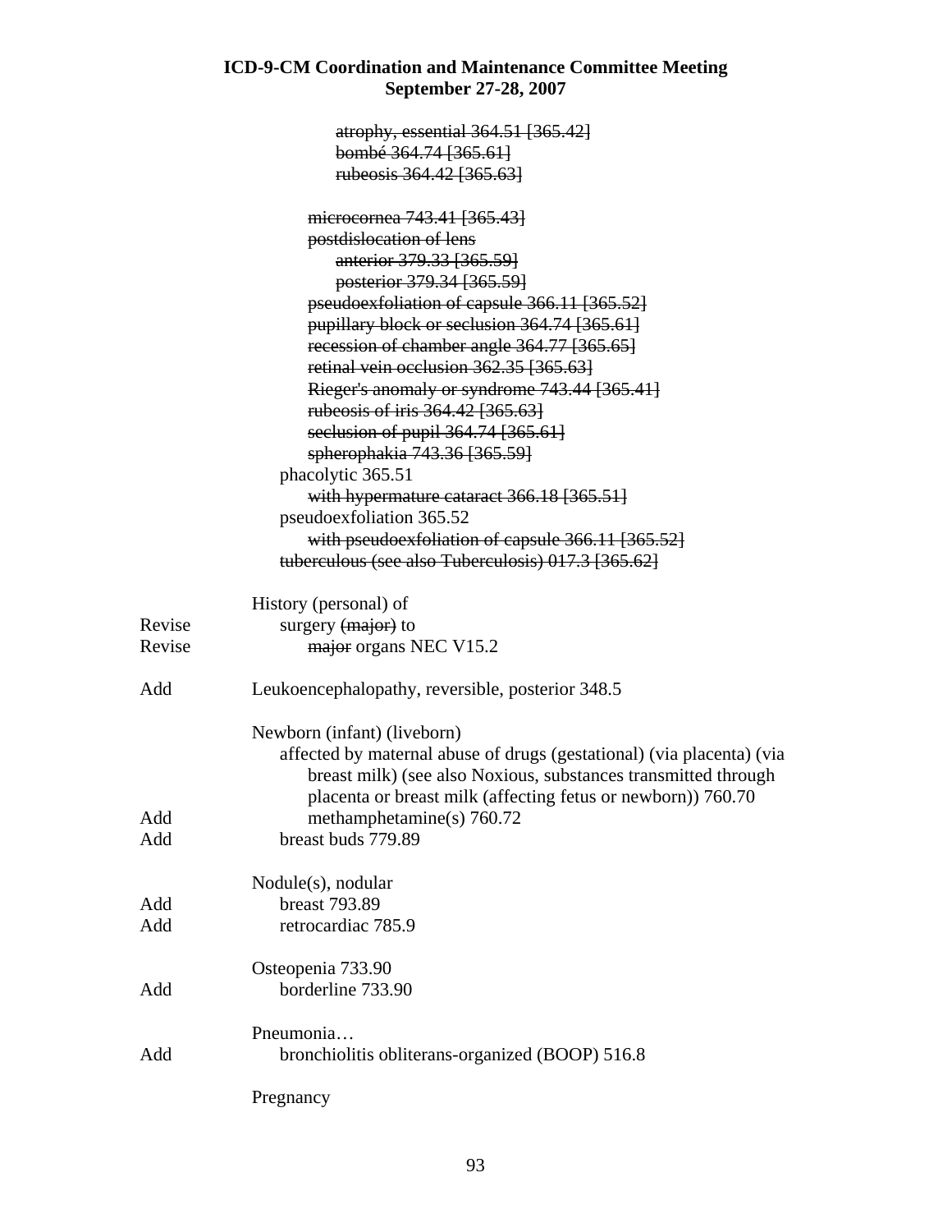~~atrophy, essential 364.51 [365.42]~~
~~bombé 364.74 [365.61]~~
~~rubeosis 364.42 [365.63]~~

~~microcornea 743.41 [365.43]~~
~~postdislocation of lens~~
~~anterior 379.33 [365.59]~~
~~posterior 379.34 [365.59]~~
~~pseudoexfoliation of capsule 366.11 [365.52]~~
~~pupillary block or seclusion 364.74 [365.61]~~
~~recession of chamber angle 364.77 [365.65]~~
~~retinal vein occlusion 362.35 [365.63]~~
~~Rieger's anomaly or syndrome 743.44 [365.41]~~
~~rubeosis of iris 364.42 [365.63]~~
~~seclusion of pupil 364.74 [365.61]~~
~~spherophakia 743.36 [365.59]~~
phacolytic 365.51
~~with hypermature cataract 366.18 [365.51]~~
pseudoexfoliation 365.52
~~with pseudoexfoliation of capsule 366.11 [365.52]~~
~~tuberculous (see also Tuberculosis) 017.3 [365.62]~~

History (personal) of
Revise surgery ~~(major)~~ to
Revise ~~major~~ organs NEC V15.2

Add Leukoencephalopathy, reversible, posterior 348.5

Newborn (infant) (liveborn)
affected by maternal abuse of drugs (gestational) (via placenta) (via breast milk) (see also Noxious, substances transmitted through placenta or breast milk (affecting fetus or newborn)) 760.70
Add methamphetamine(s) 760.72
Add breast buds 779.89

Nodule(s), nodular
Add breast 793.89
Add retrocardiac 785.9

Osteopenia 733.90
Add borderline 733.90

Pneumonia…
Add bronchiolitis obliterans-organized (BOOP) 516.8

Pregnancy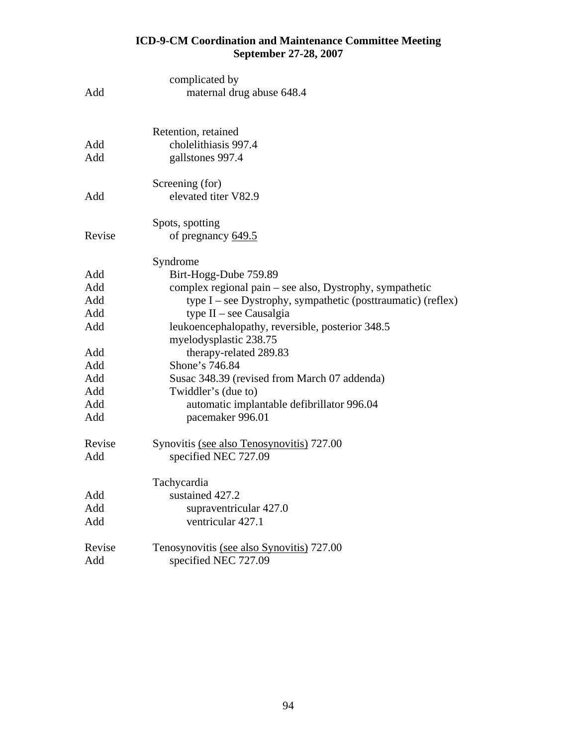|  | complicated by |
|---|---|
| Add | maternal drug abuse 648.4 |

|  | Retention, retained |
|---|---|
| Add | cholelithiasis 997.4 |
| Add | gallstones 997.4 |

|  | Screening (for) |
|---|---|
| Add | elevated titer V82.9 |

|  | Spots, spotting |
|---|---|
| Revise | of pregnancy <u>649.5</u> |

|  | Syndrome |
|---|---|
| Add | Birt-Hogg-Dube 759.89 |
| Add | complex regional pain – see also, Dystrophy, sympathetic |
| Add | type I – see Dystrophy, sympathetic (posttraumatic) (reflex) |
| Add | type II – see Causalgia |
| Add | leukoencephalopathy, reversible, posterior 348.5 |
|  | myelodysplastic 238.75 |
| Add | therapy-related 289.83 |
| Add | Shone's 746.84 |
| Add | Susac 348.39 (revised from March 07 addenda) |
| Add | Twiddler's (due to) |
| Add | automatic implantable defibrillator 996.04 |
| Add | pacemaker 996.01 |

|  |  |
|---|---|
| Revise | Synovitis <u>(see also Tenosynovitis)</u> 727.00 |
| Add | specified NEC 727.09 |

|  | Tachycardia |
|---|---|
| Add | sustained 427.2 |
| Add | supraventricular 427.0 |
| Add | ventricular 427.1 |

|  |  |
|---|---|
| Revise | Tenosynovitis <u>(see also Synovitis)</u> 727.00 |
| Add | specified NEC 727.09 |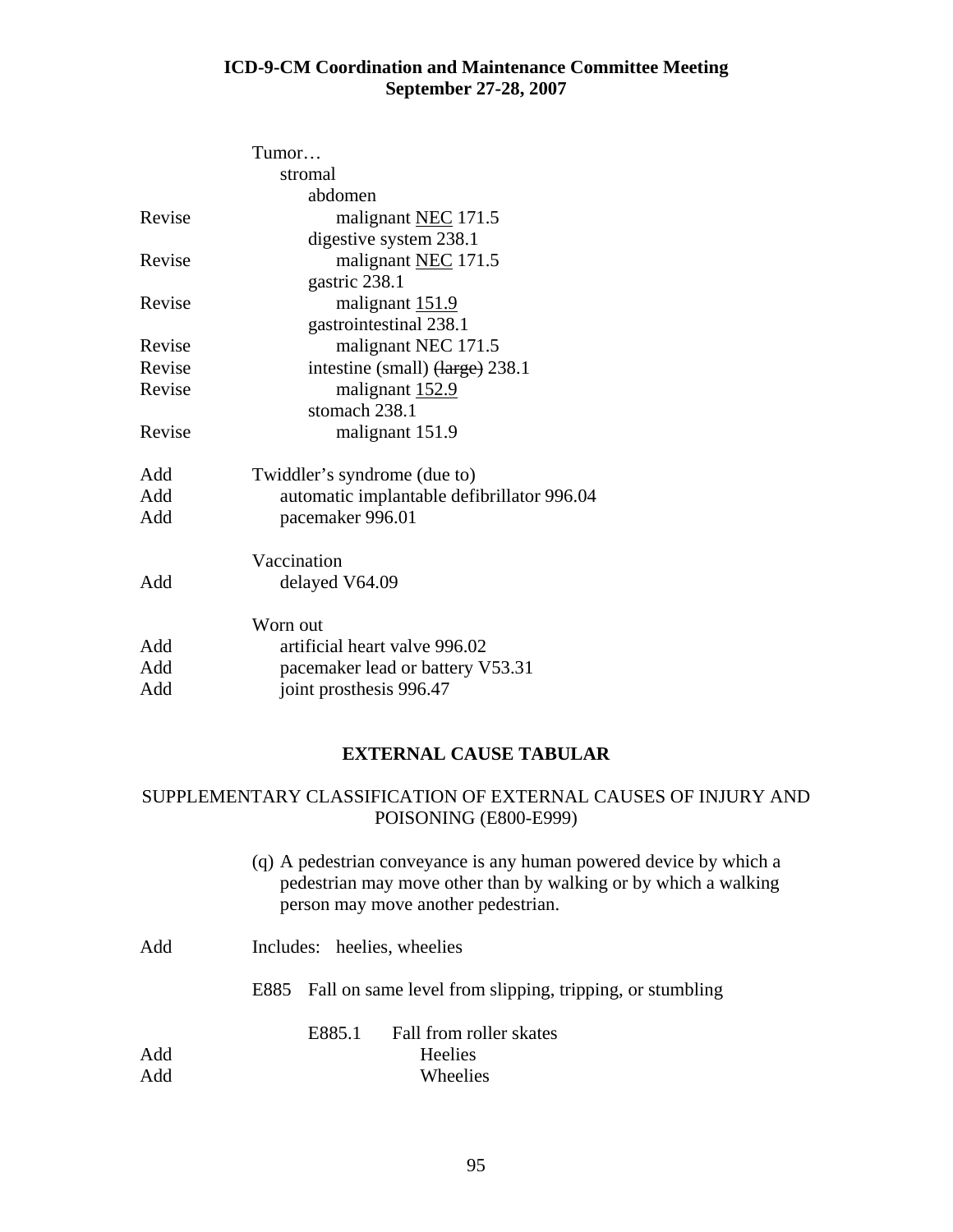| | |
|---|---|
| | Tumor… |
| | stromal |
| | abdomen |
| Revise | malignant <u>NEC</u> 171.5 |
| | digestive system 238.1 |
| Revise | malignant <u>NEC</u> 171.5 |
| | gastric 238.1 |
| Revise | malignant <u>151.9</u> |
| | gastrointestinal 238.1 |
| Revise | malignant NEC 171.5 |
| Revise | intestine (small) ~~(large)~~ 238.1 |
| Revise | malignant <u>152.9</u> |
| | stomach 238.1 |
| Revise | malignant 151.9 |
| | |
| Add | Twiddler's syndrome (due to) |
| Add | automatic implantable defibrillator 996.04 |
| Add | pacemaker 996.01 |
| | |
| | Vaccination |
| Add | delayed V64.09 |
| | |
| | Worn out |
| Add | artificial heart valve 996.02 |
| Add | pacemaker lead or battery V53.31 |
| Add | joint prosthesis 996.47 |

## EXTERNAL CAUSE TABULAR

SUPPLEMENTARY CLASSIFICATION OF EXTERNAL CAUSES OF INJURY AND POISONING (E800-E999)

(q) A pedestrian conveyance is any human powered device by which a pedestrian may move other than by walking or by which a walking person may move another pedestrian.

| | |
|---|---|
| Add | Includes: heelies, wheelies |
| | |
| | E885 Fall on same level from slipping, tripping, or stumbling |
| | |
| | E885.1 Fall from roller skates |
| Add | Heelies |
| Add | Wheelies |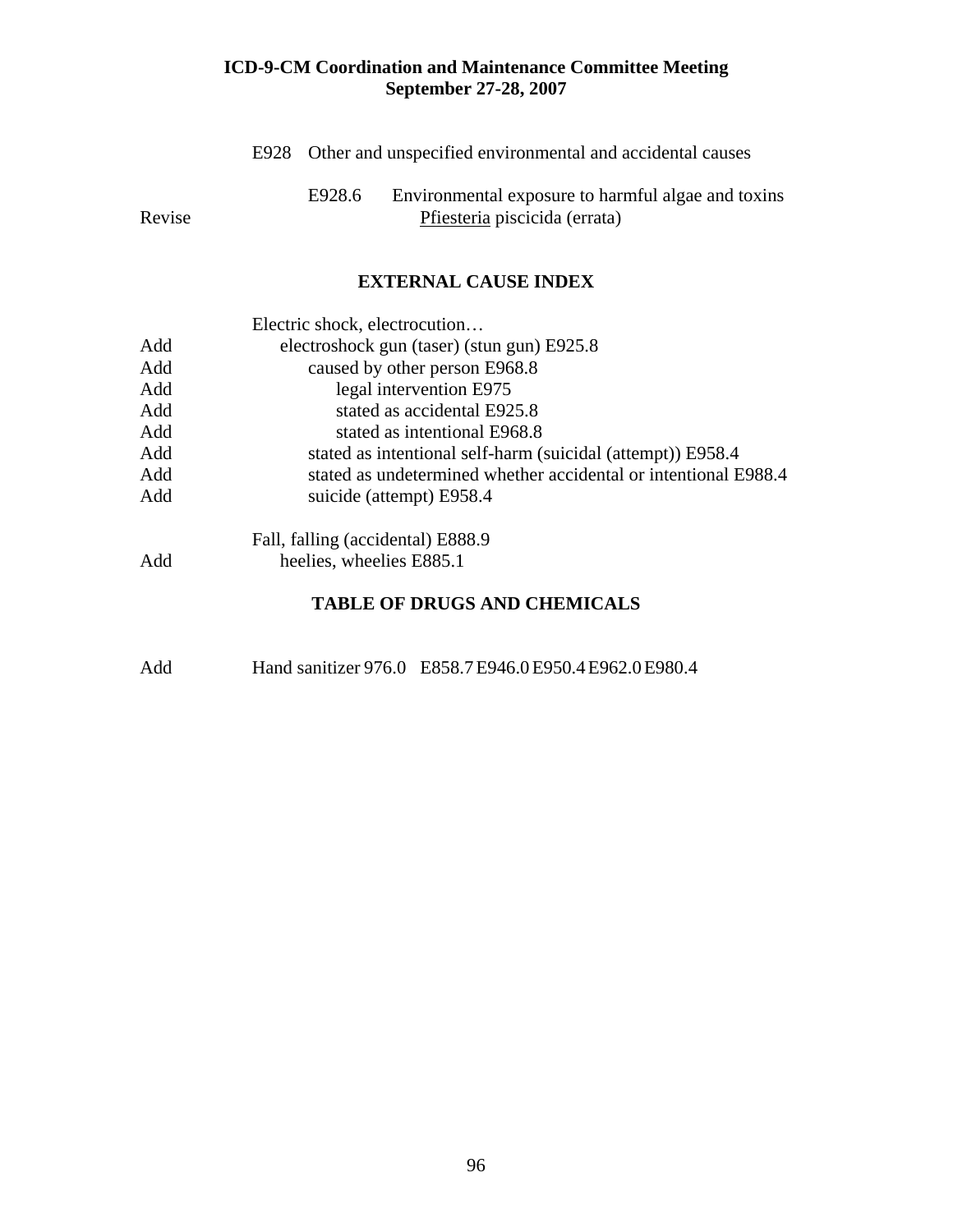E928 Other and unspecified environmental and accidental causes

E928.6 Environmental exposure to harmful algae and toxins

Revise Pfiesteria piscicida (errata)

## EXTERNAL CAUSE INDEX

Electric shock, electrocution…

Add electroshock gun (taser) (stun gun) E925.8

Add caused by other person E968.8

Add legal intervention E975

Add stated as accidental E925.8

Add stated as intentional E968.8

Add stated as intentional self-harm (suicidal (attempt)) E958.4

Add stated as undetermined whether accidental or intentional E988.4

Add suicide (attempt) E958.4

Fall, falling (accidental) E888.9

Add heelies, wheelies E885.1

## TABLE OF DRUGS AND CHEMICALS

Add Hand sanitizer 976.0 E858.7 E946.0 E950.4 E962.0 E980.4